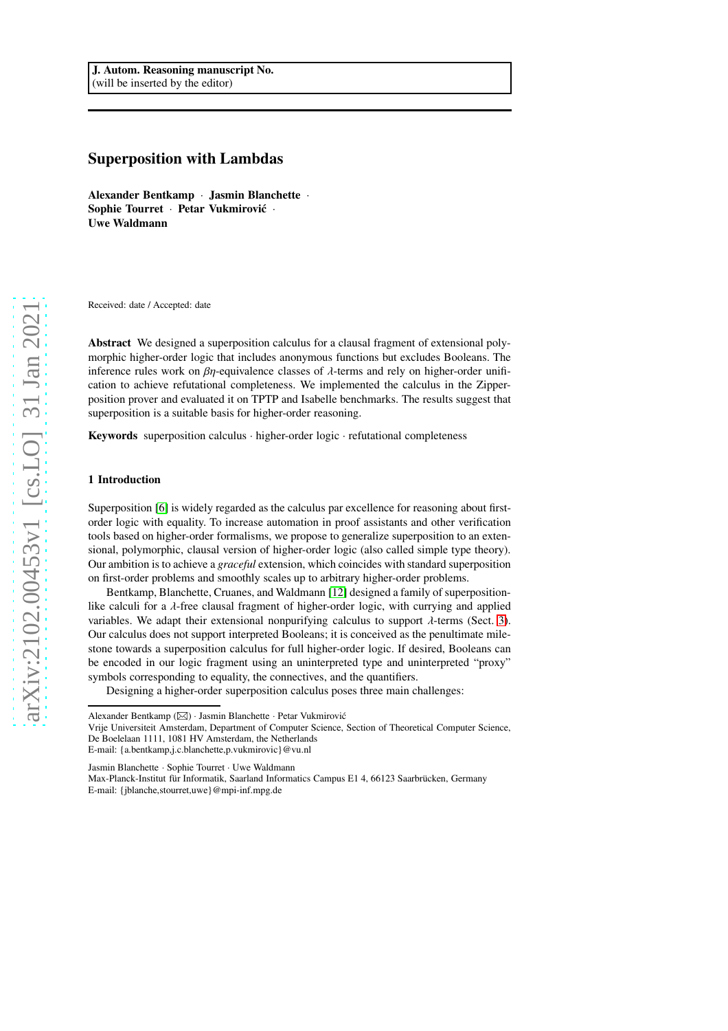J. Autom. Reasoning manuscript No.
(will be inserted by the editor)

# Superposition with Lambdas

**Alexander Bentkamp · Jasmin Blanchette · Sophie Tourret · Petar Vukmirović · Uwe Waldmann**

Received: date / Accepted: date

**Abstract** We designed a superposition calculus for a clausal fragment of extensional polymorphic higher-order logic that includes anonymous functions but excludes Booleans. The inference rules work on $\beta\eta$-equivalence classes of $\lambda$-terms and rely on higher-order unification to achieve refutational completeness. We implemented the calculus in the Zipperposition prover and evaluated it on TPTP and Isabelle benchmarks. The results suggest that superposition is a suitable basis for higher-order reasoning.

**Keywords** superposition calculus · higher-order logic · refutational completeness

## 1 Introduction

Superposition [6] is widely regarded as the calculus par excellence for reasoning about first-order logic with equality. To increase automation in proof assistants and other verification tools based on higher-order formalisms, we propose to generalize superposition to an extensional, polymorphic, clausal version of higher-order logic (also called simple type theory). Our ambition is to achieve a *graceful* extension, which coincides with standard superposition on first-order problems and smoothly scales up to arbitrary higher-order problems.

Bentkamp, Blanchette, Cruanes, and Waldmann [12] designed a family of superposition-like calculi for a $\lambda$-free clausal fragment of higher-order logic, with currying and applied variables. We adapt their extensional nonpurifying calculus to support $\lambda$-terms (Sect. 3). Our calculus does not support interpreted Booleans; it is conceived as the penultimate milestone towards a superposition calculus for full higher-order logic. If desired, Booleans can be encoded in our logic fragment using an uninterpreted type and uninterpreted "proxy" symbols corresponding to equality, the connectives, and the quantifiers.

Designing a higher-order superposition calculus poses three main challenges:

---

Alexander Bentkamp (✉) · Jasmin Blanchette · Petar Vukmirović
Vrije Universiteit Amsterdam, Department of Computer Science, Section of Theoretical Computer Science, De Boelelaan 1111, 1081 HV Amsterdam, the Netherlands
E-mail: {a.bentkamp,j.c.blanchette,p.vukmirovic}@vu.nl

Jasmin Blanchette · Sophie Tourret · Uwe Waldmann
Max-Planck-Institut für Informatik, Saarland Informatics Campus E1 4, 66123 Saarbrücken, Germany
E-mail: {jblanche,stourret,uwe}@mpi-inf.mpg.de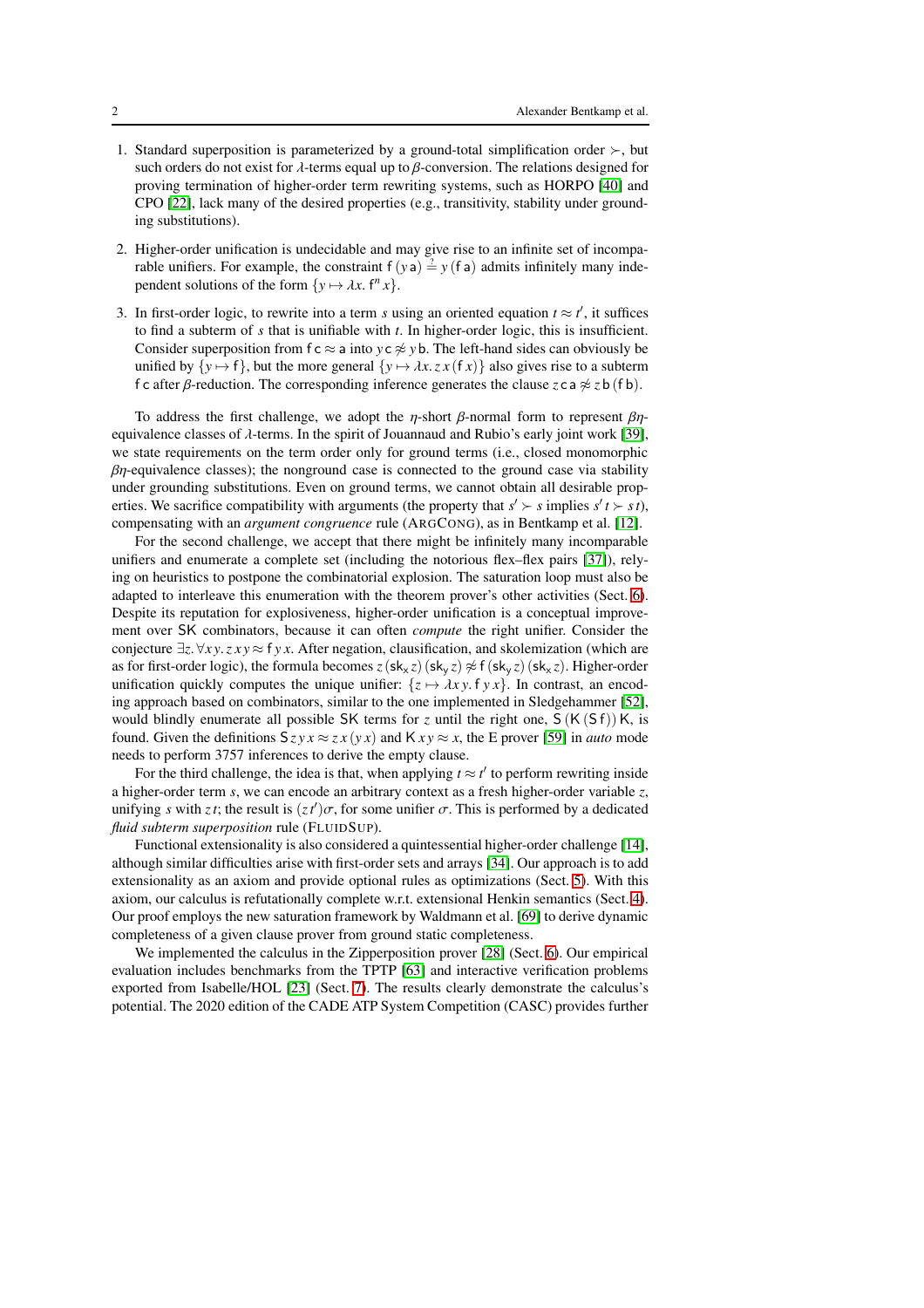1. Standard superposition is parameterized by a ground-total simplification order $\succ$, but such orders do not exist for $\lambda$-terms equal up to $\beta$-conversion. The relations designed for proving termination of higher-order term rewriting systems, such as HORPO [40] and CPO [22], lack many of the desired properties (e.g., transitivity, stability under grounding substitutions).

2. Higher-order unification is undecidable and may give rise to an infinite set of incomparable unifiers. For example, the constraint $\mathsf{f}\,(y\,\mathsf{a}) \stackrel{?}{=} y\,(\mathsf{f}\,\mathsf{a})$ admits infinitely many independent solutions of the form $\{y \mapsto \lambda x.\, \mathsf{f}^n\, x\}$.

3. In first-order logic, to rewrite into a term $s$ using an oriented equation $t \approx t'$, it suffices to find a subterm of $s$ that is unifiable with $t$. In higher-order logic, this is insufficient. Consider superposition from $\mathsf{f}\,\mathsf{c} \approx \mathsf{a}$ into $y\,\mathsf{c} \not\approx y\,\mathsf{b}$. The left-hand sides can obviously be unified by $\{y \mapsto \mathsf{f}\}$, but the more general $\{y \mapsto \lambda x.\, z\,x\,(\mathsf{f}\,x)\}$ also gives rise to a subterm $\mathsf{f}\,\mathsf{c}$ after $\beta$-reduction. The corresponding inference generates the clause $z\,\mathsf{c}\,\mathsf{a} \not\approx z\,\mathsf{b}\,(\mathsf{f}\,\mathsf{b})$.

To address the first challenge, we adopt the $\eta$-short $\beta$-normal form to represent $\beta\eta$-equivalence classes of $\lambda$-terms. In the spirit of Jouannaud and Rubio's early joint work [39], we state requirements on the term order only for ground terms (i.e., closed monomorphic $\beta\eta$-equivalence classes); the nonground case is connected to the ground case via stability under grounding substitutions. Even on ground terms, we cannot obtain all desirable properties. We sacrifice compatibility with arguments (the property that $s' \succ s$ implies $s'\,t \succ s\,t$), compensating with an *argument congruence* rule (ArgCong), as in Bentkamp et al. [12].

For the second challenge, we accept that there might be infinitely many incomparable unifiers and enumerate a complete set (including the notorious flex–flex pairs [37]), relying on heuristics to postpone the combinatorial explosion. The saturation loop must also be adapted to interleave this enumeration with the theorem prover's other activities (Sect. 6). Despite its reputation for explosiveness, higher-order unification is a conceptual improvement over $\mathsf{SK}$ combinators, because it can often *compute* the right unifier. Consider the conjecture $\exists z.\, \forall x\,y.\, z\,x\,y \approx \mathsf{f}\,y\,x$. After negation, clausification, and skolemization (which are as for first-order logic), the formula becomes $z\,(\mathsf{sk_x}\,z)\,(\mathsf{sk_y}\,z) \not\approx \mathsf{f}\,(\mathsf{sk_y}\,z)\,(\mathsf{sk_x}\,z)$. Higher-order unification quickly computes the unique unifier: $\{z \mapsto \lambda x\,y.\, \mathsf{f}\,y\,x\}$. In contrast, an encoding approach based on combinators, similar to the one implemented in Sledgehammer [52], would blindly enumerate all possible $\mathsf{SK}$ terms for $z$ until the right one, $\mathsf{S}\,(\mathsf{K}\,(\mathsf{S}\,\mathsf{f}))\,\mathsf{K}$, is found. Given the definitions $\mathsf{S}\,z\,y\,x \approx z\,x\,(y\,x)$ and $\mathsf{K}\,x\,y \approx x$, the E prover [59] in *auto* mode needs to perform 3757 inferences to derive the empty clause.

For the third challenge, the idea is that, when applying $t \approx t'$ to perform rewriting inside a higher-order term $s$, we can encode an arbitrary context as a fresh higher-order variable $z$, unifying $s$ with $z\,t$; the result is $(z\,t')\sigma$, for some unifier $\sigma$. This is performed by a dedicated *fluid subterm superposition* rule (FluidSup).

Functional extensionality is also considered a quintessential higher-order challenge [14], although similar difficulties arise with first-order sets and arrays [34]. Our approach is to add extensionality as an axiom and provide optional rules as optimizations (Sect. 5). With this axiom, our calculus is refutationally complete w.r.t. extensional Henkin semantics (Sect. 4). Our proof employs the new saturation framework by Waldmann et al. [69] to derive dynamic completeness of a given clause prover from ground static completeness.

We implemented the calculus in the Zipperposition prover [28] (Sect. 6). Our empirical evaluation includes benchmarks from the TPTP [63] and interactive verification problems exported from Isabelle/HOL [23] (Sect. 7). The results clearly demonstrate the calculus's potential. The 2020 edition of the CADE ATP System Competition (CASC) provides further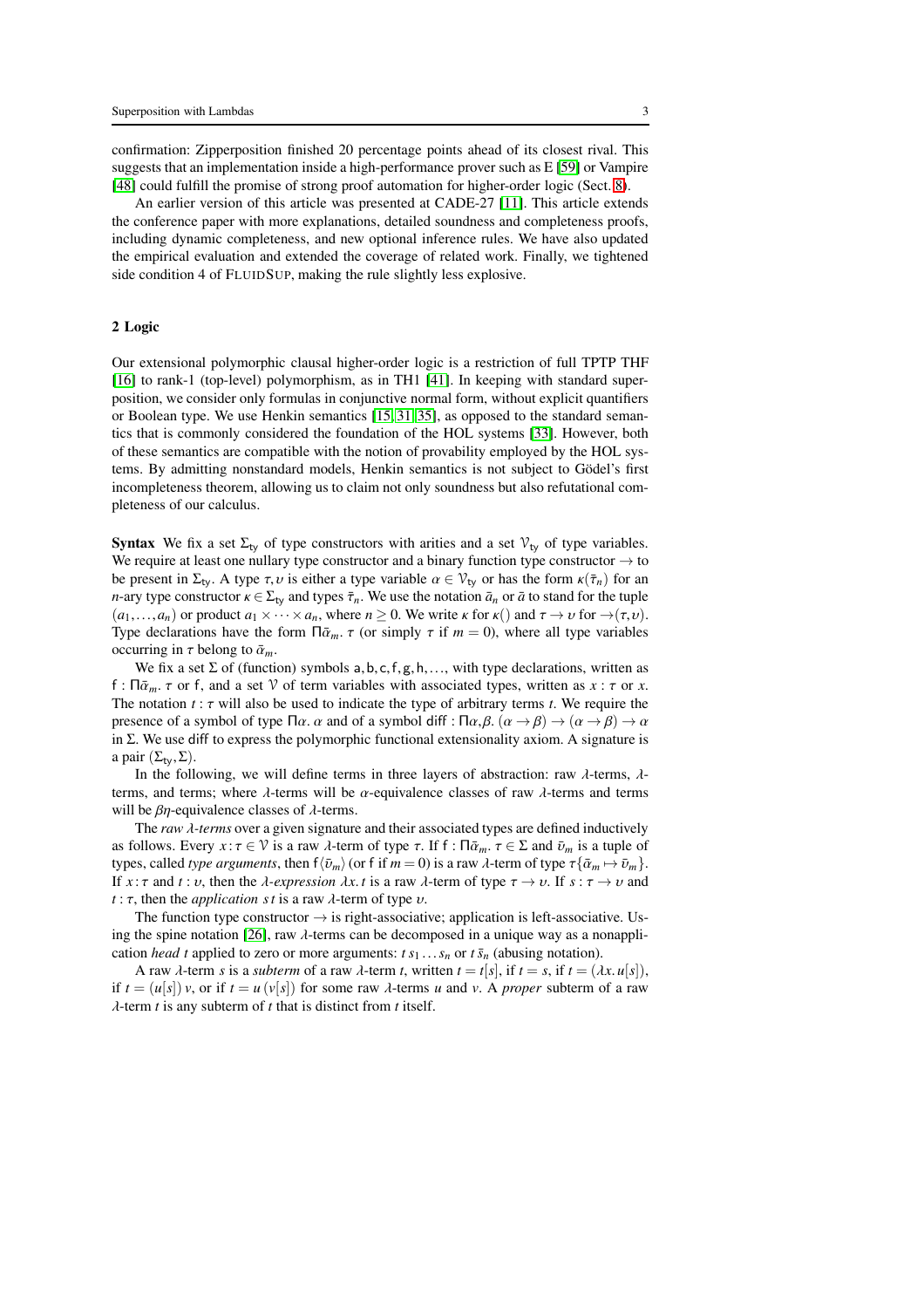confirmation: Zipperposition finished 20 percentage points ahead of its closest rival. This suggests that an implementation inside a high-performance prover such as E [59] or Vampire [48] could fulfill the promise of strong proof automation for higher-order logic (Sect. 8).

An earlier version of this article was presented at CADE-27 [11]. This article extends the conference paper with more explanations, detailed soundness and completeness proofs, including dynamic completeness, and new optional inference rules. We have also updated the empirical evaluation and extended the coverage of related work. Finally, we tightened side condition 4 of FLUIDSUP, making the rule slightly less explosive.

## 2 Logic

Our extensional polymorphic clausal higher-order logic is a restriction of full TPTP THF [16] to rank-1 (top-level) polymorphism, as in TH1 [41]. In keeping with standard superposition, we consider only formulas in conjunctive normal form, without explicit quantifiers or Boolean type. We use Henkin semantics [15, 31, 35], as opposed to the standard semantics that is commonly considered the foundation of the HOL systems [33]. However, both of these semantics are compatible with the notion of provability employed by the HOL systems. By admitting nonstandard models, Henkin semantics is not subject to Gödel's first incompleteness theorem, allowing us to claim not only soundness but also refutational completeness of our calculus.

**Syntax** We fix a set $\Sigma_{\mathsf{ty}}$ of type constructors with arities and a set $\mathcal{V}_{\mathsf{ty}}$ of type variables. We require at least one nullary type constructor and a binary function type constructor $\rightarrow$ to be present in $\Sigma_{\mathsf{ty}}$. A type $\tau, \upsilon$ is either a type variable $\alpha \in \mathcal{V}_{\mathsf{ty}}$ or has the form $\kappa(\bar{\tau}_n)$ for an $n$-ary type constructor $\kappa \in \Sigma_{\mathsf{ty}}$ and types $\bar{\tau}_n$. We use the notation $\bar{a}_n$ or $\bar{a}$ to stand for the tuple $(a_1, \ldots, a_n)$ or product $a_1 \times \cdots \times a_n$, where $n \geq 0$. We write $\kappa$ for $\kappa()$ and $\tau \rightarrow \upsilon$ for $\rightarrow(\tau, \upsilon)$. Type declarations have the form $\Pi\bar{\alpha}_m.\, \tau$ (or simply $\tau$ if $m = 0$), where all type variables occurring in $\tau$ belong to $\bar{\alpha}_m$.

We fix a set $\Sigma$ of (function) symbols $\mathsf{a}, \mathsf{b}, \mathsf{c}, \mathsf{f}, \mathsf{g}, \mathsf{h}, \ldots$, with type declarations, written as $\mathsf{f} : \Pi\bar{\alpha}_m.\, \tau$ or $\mathsf{f}$, and a set $\mathcal{V}$ of term variables with associated types, written as $x : \tau$ or $x$. The notation $t : \tau$ will also be used to indicate the type of arbitrary terms $t$. We require the presence of a symbol of type $\Pi\alpha.\, \alpha$ and of a symbol $\mathsf{diff} : \Pi\alpha, \beta.\, (\alpha \rightarrow \beta) \rightarrow (\alpha \rightarrow \beta) \rightarrow \alpha$ in $\Sigma$. We use $\mathsf{diff}$ to express the polymorphic functional extensionality axiom. A signature is a pair $(\Sigma_{\mathsf{ty}}, \Sigma)$.

In the following, we will define terms in three layers of abstraction: raw $\lambda$-terms, $\lambda$-terms, and terms; where $\lambda$-terms will be $\alpha$-equivalence classes of raw $\lambda$-terms and terms will be $\beta\eta$-equivalence classes of $\lambda$-terms.

The *raw $\lambda$-terms* over a given signature and their associated types are defined inductively as follows. Every $x : \tau \in \mathcal{V}$ is a raw $\lambda$-term of type $\tau$. If $\mathsf{f} : \Pi\bar{\alpha}_m.\, \tau \in \Sigma$ and $\bar{\upsilon}_m$ is a tuple of types, called *type arguments*, then $\mathsf{f}\langle\bar{\upsilon}_m\rangle$ (or $\mathsf{f}$ if $m = 0$) is a raw $\lambda$-term of type $\tau\{\bar{\alpha}_m \mapsto \bar{\upsilon}_m\}$. If $x : \tau$ and $t : \upsilon$, then the *$\lambda$-expression* $\lambda x.\, t$ is a raw $\lambda$-term of type $\tau \rightarrow \upsilon$. If $s : \tau \rightarrow \upsilon$ and $t : \tau$, then the *application* $s\, t$ is a raw $\lambda$-term of type $\upsilon$.

The function type constructor $\rightarrow$ is right-associative; application is left-associative. Using the spine notation [26], raw $\lambda$-terms can be decomposed in a unique way as a nonapplication *head* $t$ applied to zero or more arguments: $t\, s_1 \ldots s_n$ or $t\, \bar{s}_n$ (abusing notation).

A raw $\lambda$-term $s$ is a *subterm* of a raw $\lambda$-term $t$, written $t = t[s]$, if $t = s$, if $t = (\lambda x.\, u[s])$, if $t = (u[s])\, v$, or if $t = u\, (v[s])$ for some raw $\lambda$-terms $u$ and $v$. A *proper* subterm of a raw $\lambda$-term $t$ is any subterm of $t$ that is distinct from $t$ itself.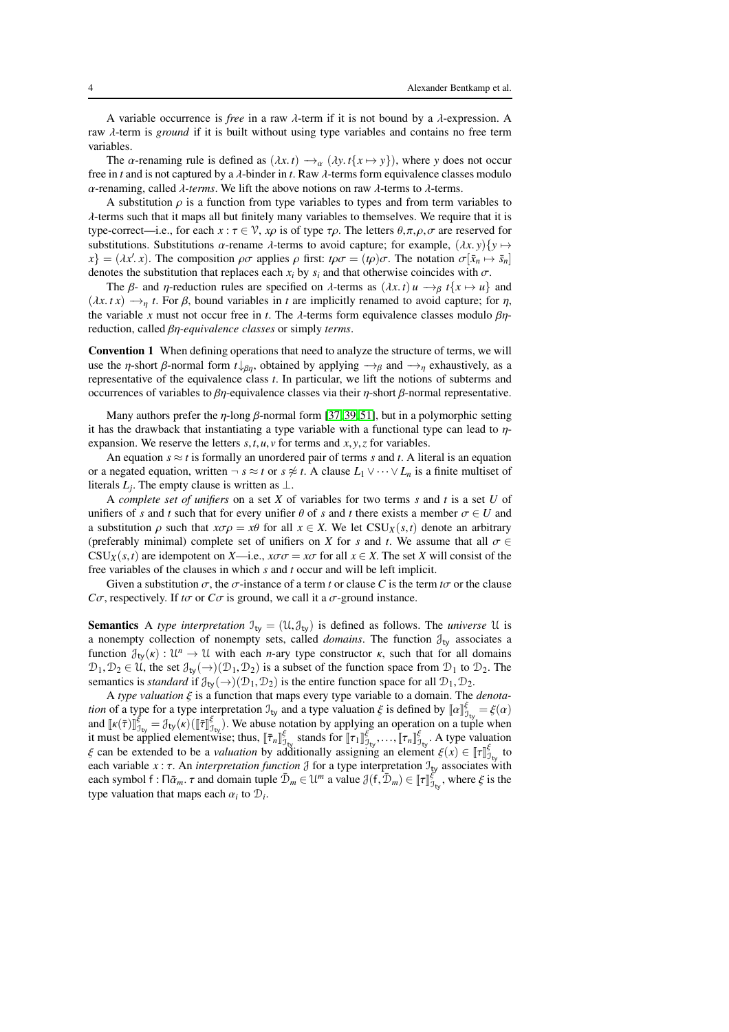A variable occurrence is *free* in a raw $\lambda$-term if it is not bound by a $\lambda$-expression. A raw $\lambda$-term is *ground* if it is built without using type variables and contains no free term variables.

The $\alpha$-renaming rule is defined as $(\lambda x.\, t) \longrightarrow_\alpha (\lambda y.\, t\{x \mapsto y\})$, where $y$ does not occur free in $t$ and is not captured by a $\lambda$-binder in $t$. Raw $\lambda$-terms form equivalence classes modulo $\alpha$-renaming, called *$\lambda$-terms*. We lift the above notions on raw $\lambda$-terms to $\lambda$-terms.

A substitution $\rho$ is a function from type variables to types and from term variables to $\lambda$-terms such that it maps all but finitely many variables to themselves. We require that it is type-correct—i.e., for each $x : \tau \in \mathcal{V}$, $x\rho$ is of type $\tau\rho$. The letters $\theta, \pi, \rho, \sigma$ are reserved for substitutions. Substitutions $\alpha$-rename $\lambda$-terms to avoid capture; for example, $(\lambda x.\, y)\{y \mapsto x\} = (\lambda x'.\, x)$. The composition $\rho\sigma$ applies $\rho$ first: $t\rho\sigma = (t\rho)\sigma$. The notation $\sigma[\bar{x}_n \mapsto \bar{s}_n]$ denotes the substitution that replaces each $x_i$ by $s_i$ and that otherwise coincides with $\sigma$.

The $\beta$- and $\eta$-reduction rules are specified on $\lambda$-terms as $(\lambda x.\, t)\, u \longrightarrow_\beta t\{x \mapsto u\}$ and $(\lambda x.\, t\, x) \longrightarrow_\eta t$. For $\beta$, bound variables in $t$ are implicitly renamed to avoid capture; for $\eta$, the variable $x$ must not occur free in $t$. The $\lambda$-terms form equivalence classes modulo $\beta\eta$-reduction, called *$\beta\eta$-equivalence classes* or simply *terms*.

**Convention 1** When defining operations that need to analyze the structure of terms, we will use the $\eta$-short $\beta$-normal form $t{\downarrow_{\beta\eta}}$, obtained by applying $\longrightarrow_\beta$ and $\longrightarrow_\eta$ exhaustively, as a representative of the equivalence class $t$. In particular, we lift the notions of subterms and occurrences of variables to $\beta\eta$-equivalence classes via their $\eta$-short $\beta$-normal representative.

Many authors prefer the $\eta$-long $\beta$-normal form [37, 39, 51], but in a polymorphic setting it has the drawback that instantiating a type variable with a functional type can lead to $\eta$-expansion. We reserve the letters $s, t, u, v$ for terms and $x, y, z$ for variables.

An equation $s \approx t$ is formally an unordered pair of terms $s$ and $t$. A literal is an equation or a negated equation, written $\neg\, s \approx t$ or $s \not\approx t$. A clause $L_1 \vee \cdots \vee L_n$ is a finite multiset of literals $L_j$. The empty clause is written as $\bot$.

A *complete set of unifiers* on a set $X$ of variables for two terms $s$ and $t$ is a set $U$ of unifiers of $s$ and $t$ such that for every unifier $\theta$ of $s$ and $t$ there exists a member $\sigma \in U$ and a substitution $\rho$ such that $x\sigma\rho = x\theta$ for all $x \in X$. We let $\mathrm{CSU}_X(s,t)$ denote an arbitrary (preferably minimal) complete set of unifiers on $X$ for $s$ and $t$. We assume that all $\sigma \in \mathrm{CSU}_X(s,t)$ are idempotent on $X$—i.e., $x\sigma\sigma = x\sigma$ for all $x \in X$. The set $X$ will consist of the free variables of the clauses in which $s$ and $t$ occur and will be left implicit.

Given a substitution $\sigma$, the $\sigma$-instance of a term $t$ or clause $C$ is the term $t\sigma$ or the clause $C\sigma$, respectively. If $t\sigma$ or $C\sigma$ is ground, we call it a $\sigma$-ground instance.

**Semantics** A *type interpretation* $\mathcal{I}_{\mathsf{ty}} = (\mathcal{U}, \mathcal{J}_{\mathsf{ty}})$ is defined as follows. The *universe* $\mathcal{U}$ is a nonempty collection of nonempty sets, called *domains*. The function $\mathcal{J}_{\mathsf{ty}}$ associates a function $\mathcal{J}_{\mathsf{ty}}(\kappa) : \mathcal{U}^n \to \mathcal{U}$ with each $n$-ary type constructor $\kappa$, such that for all domains $\mathcal{D}_1, \mathcal{D}_2 \in \mathcal{U}$, the set $\mathcal{J}_{\mathsf{ty}}(\to)(\mathcal{D}_1, \mathcal{D}_2)$ is a subset of the function space from $\mathcal{D}_1$ to $\mathcal{D}_2$. The semantics is *standard* if $\mathcal{J}_{\mathsf{ty}}(\to)(\mathcal{D}_1, \mathcal{D}_2)$ is the entire function space for all $\mathcal{D}_1, \mathcal{D}_2$.

A *type valuation* $\xi$ is a function that maps every type variable to a domain. The *denotation* of a type for a type interpretation $\mathcal{I}_{\mathsf{ty}}$ and a type valuation $\xi$ is defined by $[\![\alpha]\!]^{\xi}_{\mathcal{I}_{\mathsf{ty}}} = \xi(\alpha)$ and $[\![\kappa(\bar{\tau})]\!]^{\xi}_{\mathcal{I}_{\mathsf{ty}}} = \mathcal{J}_{\mathsf{ty}}(\kappa)([\![\bar{\tau}]\!]^{\xi}_{\mathcal{I}_{\mathsf{ty}}})$. We abuse notation by applying an operation on a tuple when it must be applied elementwise; thus, $[\![\bar{\tau}_n]\!]^{\xi}_{\mathcal{I}_{\mathsf{ty}}}$ stands for $[\![\tau_1]\!]^{\xi}_{\mathcal{I}_{\mathsf{ty}}}, \ldots, [\![\tau_n]\!]^{\xi}_{\mathcal{I}_{\mathsf{ty}}}$. A type valuation $\xi$ can be extended to be a *valuation* by additionally assigning an element $\xi(x) \in [\![\tau]\!]^{\xi}_{\mathcal{I}_{\mathsf{ty}}}$ to each variable $x : \tau$. An *interpretation function* $\mathcal{J}$ for a type interpretation $\mathcal{I}_{\mathsf{ty}}$ associates with each symbol $\mathsf{f} : \Pi\bar{\alpha}_m.\, \tau$ and domain tuple $\bar{\mathcal{D}}_m \in \mathcal{U}^m$ a value $\mathcal{J}(\mathsf{f}, \bar{\mathcal{D}}_m) \in [\![\tau]\!]^{\xi}_{\mathcal{I}_{\mathsf{ty}}}$, where $\xi$ is the type valuation that maps each $\alpha_i$ to $\mathcal{D}_i$.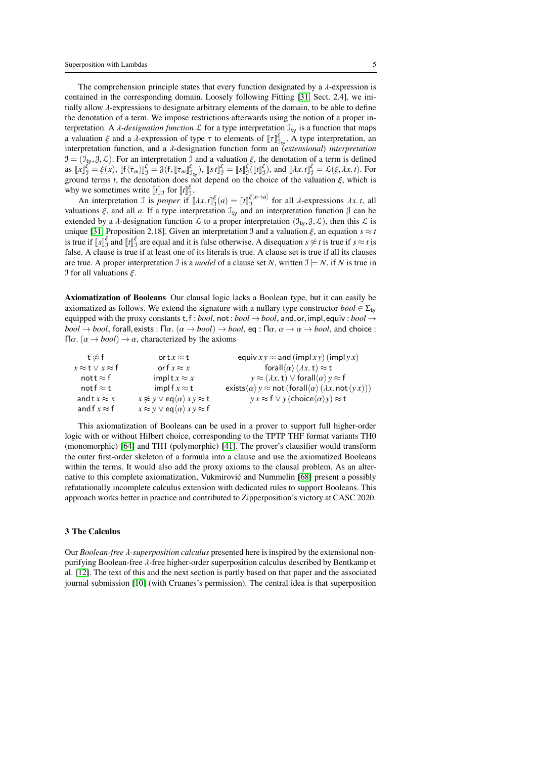The comprehension principle states that every function designated by a $\lambda$-expression is contained in the corresponding domain. Loosely following Fitting [31, Sect. 2.4], we initially allow $\lambda$-expressions to designate arbitrary elements of the domain, to be able to define the denotation of a term. We impose restrictions afterwards using the notion of a proper interpretation. A *$\lambda$-designation function* $\mathcal{L}$ for a type interpretation $\mathcal{I}_{\mathsf{ty}}$ is a function that maps a valuation $\xi$ and a $\lambda$-expression of type $\tau$ to elements of $[\![\tau]\!]^{\xi}_{\mathcal{I}_{\mathsf{ty}}}$. A type interpretation, an interpretation function, and a $\lambda$-designation function form an (*extensional*) *interpretation* $\mathcal{I} = (\mathcal{I}_{\mathsf{ty}}, \mathcal{J}, \mathcal{L})$. For an interpretation $\mathcal{I}$ and a valuation $\xi$, the denotation of a term is defined as $[\![x]\!]^{\xi}_{\mathcal{I}} = \xi(x)$, $[\![\mathsf{f}\langle\bar{\tau}_m\rangle]\!]^{\xi}_{\mathcal{I}} = \mathcal{J}(\mathsf{f}, [\![\bar{\tau}_m]\!]^{\xi}_{\mathcal{I}_{\mathsf{ty}}})$, $[\![s\,t]\!]^{\xi}_{\mathcal{I}} = [\![s]\!]^{\xi}_{\mathcal{I}}([\![t]\!]^{\xi}_{\mathcal{I}})$, and $[\![\lambda x.\, t]\!]^{\xi}_{\mathcal{I}} = \mathcal{L}(\xi, \lambda x.\, t)$. For ground terms $t$, the denotation does not depend on the choice of the valuation $\xi$, which is why we sometimes write $[\![t]\!]_{\mathcal{I}}$ for $[\![t]\!]^{\xi}_{\mathcal{I}}$.

An interpretation $\mathcal{I}$ is *proper* if $[\![\lambda x.\, t]\!]^{\xi}_{\mathcal{I}}(a) = [\![t]\!]^{\xi[x \mapsto a]}_{\mathcal{I}}$ for all $\lambda$-expressions $\lambda x.\, t$, all valuations $\xi$, and all $a$. If a type interpretation $\mathcal{I}_{\mathsf{ty}}$ and an interpretation function $\mathcal{J}$ can be extended by a $\lambda$-designation function $\mathcal{L}$ to a proper interpretation $(\mathcal{I}_{\mathsf{ty}}, \mathcal{J}, \mathcal{L})$, then this $\mathcal{L}$ is unique [31, Proposition 2.18]. Given an interpretation $\mathcal{I}$ and a valuation $\xi$, an equation $s \approx t$ is true if $[\![s]\!]^{\xi}_{\mathcal{I}}$ and $[\![t]\!]^{\xi}_{\mathcal{I}}$ are equal and it is false otherwise. A disequation $s \not\approx t$ is true if $s \approx t$ is false. A clause is true if at least one of its literals is true. A clause set is true if all its clauses are true. A proper interpretation $\mathcal{I}$ is a *model* of a clause set $N$, written $\mathcal{I} \models N$, if $N$ is true in $\mathcal{I}$ for all valuations $\xi$.

**Axiomatization of Booleans** Our clausal logic lacks a Boolean type, but it can easily be axiomatized as follows. We extend the signature with a nullary type constructor $\mathit{bool} \in \Sigma_{\mathsf{ty}}$ equipped with the proxy constants $\mathsf{t}, \mathsf{f} : \mathit{bool}$, $\mathsf{not} : \mathit{bool} \to \mathit{bool}$, $\mathsf{and}, \mathsf{or}, \mathsf{impl}, \mathsf{equiv} : \mathit{bool} \to \mathit{bool} \to \mathit{bool}$, $\mathsf{forall}, \mathsf{exists} : \Pi\alpha.\, (\alpha \to \mathit{bool}) \to \mathit{bool}$, $\mathsf{eq} : \Pi\alpha.\, \alpha \to \alpha \to \mathit{bool}$, and $\mathsf{choice} : \Pi\alpha.\, (\alpha \to \mathit{bool}) \to \alpha$, characterized by the axioms

| | | |
|---|---|---|
| $\mathsf{t} \not\approx \mathsf{f}$ | $\mathsf{or}\,\mathsf{t}\,x \approx \mathsf{t}$ | $\mathsf{equiv}\,x\,y \approx \mathsf{and}\,(\mathsf{impl}\,x\,y)\,(\mathsf{impl}\,y\,x)$ |
| $x \approx \mathsf{t} \lor x \approx \mathsf{f}$ | $\mathsf{or}\,\mathsf{f}\,x \approx x$ | $\mathsf{forall}\langle\alpha\rangle\,(\lambda x.\, \mathsf{t}) \approx \mathsf{t}$ |
| $\mathsf{not}\,\mathsf{t} \approx \mathsf{f}$ | $\mathsf{impl}\,\mathsf{t}\,x \approx x$ | $y \approx (\lambda x.\, \mathsf{t}) \lor \mathsf{forall}\langle\alpha\rangle\,y \approx \mathsf{f}$ |
| $\mathsf{not}\,\mathsf{f} \approx \mathsf{t}$ | $\mathsf{impl}\,\mathsf{f}\,x \approx \mathsf{t}$ | $\mathsf{exists}\langle\alpha\rangle\,y \approx \mathsf{not}\,(\mathsf{forall}\langle\alpha\rangle\,(\lambda x.\, \mathsf{not}\,(y\,x)))$ |
| $\mathsf{and}\,\mathsf{t}\,x \approx x$ | $x \not\approx y \lor \mathsf{eq}\langle\alpha\rangle\,x\,y \approx \mathsf{t}$ | $y\,x \approx \mathsf{f} \lor y\,(\mathsf{choice}\langle\alpha\rangle\,y) \approx \mathsf{t}$ |
| $\mathsf{and}\,\mathsf{f}\,x \approx \mathsf{f}$ | $x \approx y \lor \mathsf{eq}\langle\alpha\rangle\,x\,y \approx \mathsf{f}$ | |

This axiomatization of Booleans can be used in a prover to support full higher-order logic with or without Hilbert choice, corresponding to the TPTP THF format variants TH0 (monomorphic) [64] and TH1 (polymorphic) [41]. The prover's clausifier would transform the outer first-order skeleton of a formula into a clause and use the axiomatized Booleans within the terms. It would also add the proxy axioms to the clausal problem. As an alternative to this complete axiomatization, Vukmirović and Nummelin [68] present a possibly refutationally incomplete calculus extension with dedicated rules to support Booleans. This approach works better in practice and contributed to Zipperposition's victory at CASC 2020.

## 3 The Calculus

Our *Boolean-free $\lambda$-superposition calculus* presented here is inspired by the extensional non-purifying Boolean-free $\lambda$-free higher-order superposition calculus described by Bentkamp et al. [12]. The text of this and the next section is partly based on that paper and the associated journal submission [10] (with Cruanes's permission). The central idea is that superposition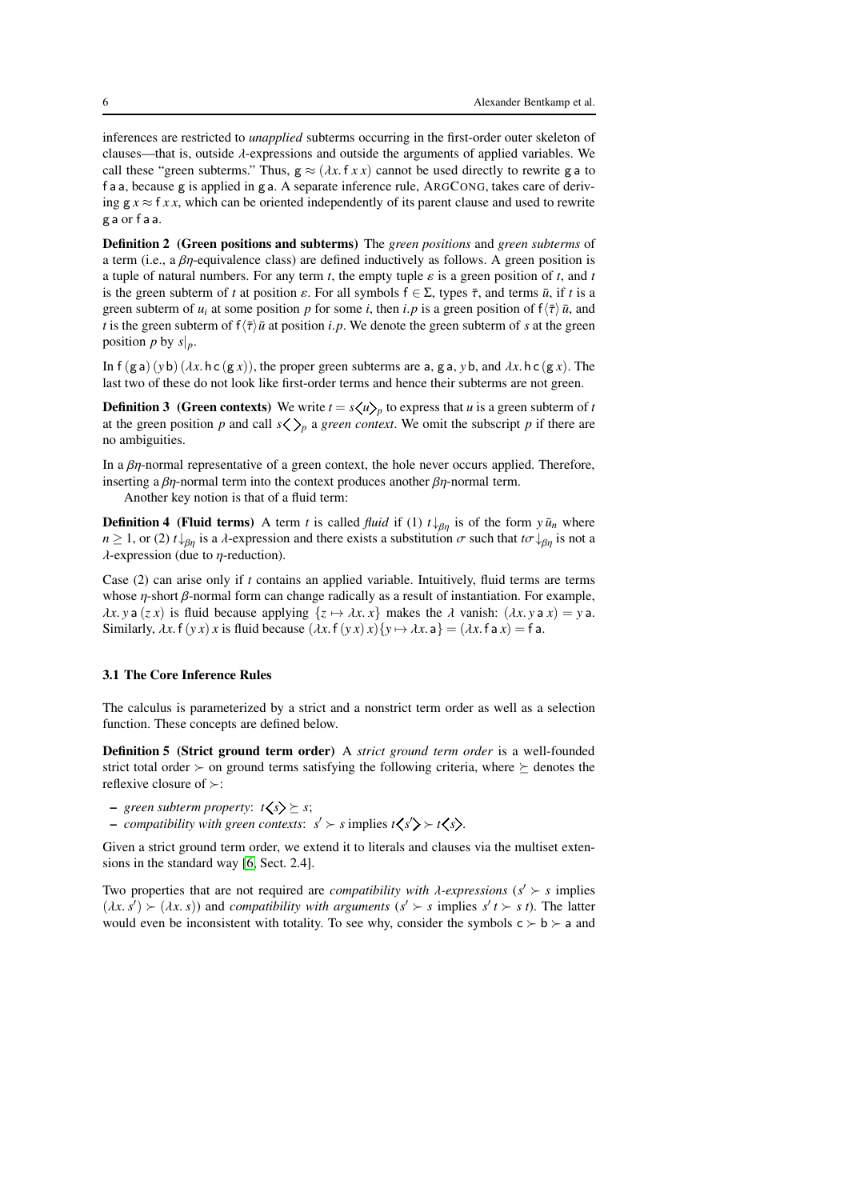inferences are restricted to *unapplied* subterms occurring in the first-order outer skeleton of clauses—that is, outside $\lambda$-expressions and outside the arguments of applied variables. We call these "green subterms." Thus, $\mathsf{g} \approx (\lambda x.\, \mathsf{f}\, x\, x)$ cannot be used directly to rewrite $\mathsf{g}\,\mathsf{a}$ to $\mathsf{f}\,\mathsf{a}\,\mathsf{a}$, because $\mathsf{g}$ is applied in $\mathsf{g}\,\mathsf{a}$. A separate inference rule, ArgCong, takes care of deriving $\mathsf{g}\, x \approx \mathsf{f}\, x\, x$, which can be oriented independently of its parent clause and used to rewrite $\mathsf{g}\,\mathsf{a}$ or $\mathsf{f}\,\mathsf{a}\,\mathsf{a}$.

**Definition 2 (Green positions and subterms)** The *green positions* and *green subterms* of a term (i.e., a $\beta\eta$-equivalence class) are defined inductively as follows. A green position is a tuple of natural numbers. For any term $t$, the empty tuple $\varepsilon$ is a green position of $t$, and $t$ is the green subterm of $t$ at position $\varepsilon$. For all symbols $\mathsf{f} \in \Sigma$, types $\bar{\tau}$, and terms $\bar{u}$, if $t$ is a green subterm of $u_i$ at some position $p$ for some $i$, then $i.p$ is a green position of $\mathsf{f}\langle\bar{\tau}\rangle\, \bar{u}$, and $t$ is the green subterm of $\mathsf{f}\langle\bar{\tau}\rangle\bar{u}$ at position $i.p$. We denote the green subterm of $s$ at the green position $p$ by $s|_p$.

In $\mathsf{f}\,(\mathsf{g}\,\mathsf{a})\,(y\,\mathsf{b})\,(\lambda x.\, \mathsf{h}\,\mathsf{c}\,(\mathsf{g}\, x))$, the proper green subterms are $\mathsf{a}$, $\mathsf{g}\,\mathsf{a}$, $y\,\mathsf{b}$, and $\lambda x.\, \mathsf{h}\,\mathsf{c}\,(\mathsf{g}\, x)$. The last two of these do not look like first-order terms and hence their subterms are not green.

**Definition 3 (Green contexts)** We write $t = s\langle\!\langle u\rangle\!\rangle_p$ to express that $u$ is a green subterm of $t$ at the green position $p$ and call $s\langle\!\langle\,\rangle\!\rangle_p$ a *green context*. We omit the subscript $p$ if there are no ambiguities.

In a $\beta\eta$-normal representative of a green context, the hole never occurs applied. Therefore, inserting a $\beta\eta$-normal term into the context produces another $\beta\eta$-normal term.

Another key notion is that of a fluid term:

**Definition 4 (Fluid terms)** A term $t$ is called *fluid* if (1) $t{\downarrow}_{\beta\eta}$ is of the form $y\,\bar{u}_n$ where $n \geq 1$, or (2) $t{\downarrow}_{\beta\eta}$ is a $\lambda$-expression and there exists a substitution $\sigma$ such that $t\sigma{\downarrow}_{\beta\eta}$ is not a $\lambda$-expression (due to $\eta$-reduction).

Case (2) can arise only if $t$ contains an applied variable. Intuitively, fluid terms are terms whose $\eta$-short $\beta$-normal form can change radically as a result of instantiation. For example, $\lambda x.\, y\,\mathsf{a}\,(z\, x)$ is fluid because applying $\{z \mapsto \lambda x.\, x\}$ makes the $\lambda$ vanish: $(\lambda x.\, y\,\mathsf{a}\, x) = y\,\mathsf{a}$. Similarly, $\lambda x.\, \mathsf{f}\,(y\, x)\, x$ is fluid because $(\lambda x.\, \mathsf{f}\,(y\, x)\, x)\{y \mapsto \lambda x.\, \mathsf{a}\} = (\lambda x.\, \mathsf{f}\,\mathsf{a}\, x) = \mathsf{f}\,\mathsf{a}$.

### 3.1 The Core Inference Rules

The calculus is parameterized by a strict and a nonstrict term order as well as a selection function. These concepts are defined below.

**Definition 5 (Strict ground term order)** A *strict ground term order* is a well-founded strict total order $\succ$ on ground terms satisfying the following criteria, where $\succeq$ denotes the reflexive closure of $\succ$:

- *green subterm property*: $t\langle\!\langle s\rangle\!\rangle \succeq s$;
- *compatibility with green contexts*: $s' \succ s$ implies $t\langle\!\langle s'\rangle\!\rangle \succ t\langle\!\langle s\rangle\!\rangle$.

Given a strict ground term order, we extend it to literals and clauses via the multiset extensions in the standard way [6, Sect. 2.4].

Two properties that are not required are *compatibility with $\lambda$-expressions* ($s' \succ s$ implies $(\lambda x.\, s') \succ (\lambda x.\, s)$) and *compatibility with arguments* ($s' \succ s$ implies $s'\, t \succ s\, t$). The latter would even be inconsistent with totality. To see why, consider the symbols $\mathsf{c} \succ \mathsf{b} \succ \mathsf{a}$ and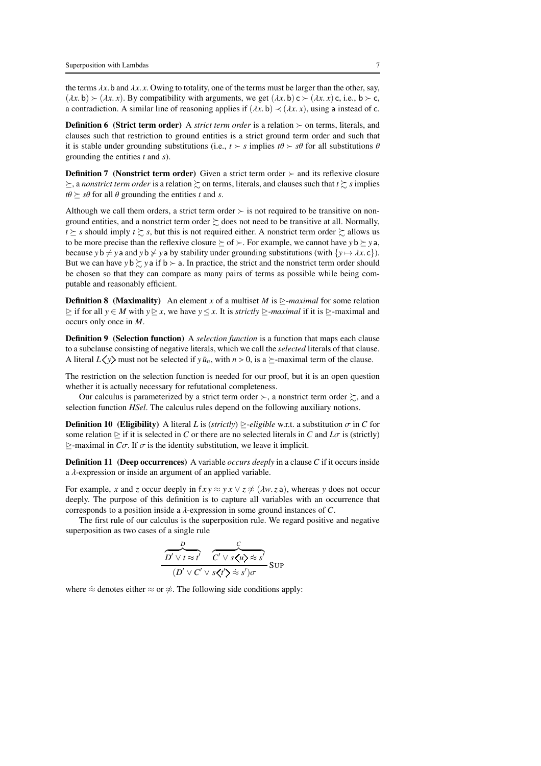the terms $\lambda x.\, \mathsf{b}$ and $\lambda x.\, x$. Owing to totality, one of the terms must be larger than the other, say, $(\lambda x.\, \mathsf{b}) \succ (\lambda x.\, x)$. By compatibility with arguments, we get $(\lambda x.\, \mathsf{b})\, \mathsf{c} \succ (\lambda x.\, x)\, \mathsf{c}$, i.e., $\mathsf{b} \succ \mathsf{c}$, a contradiction. A similar line of reasoning applies if $(\lambda x.\, \mathsf{b}) \prec (\lambda x.\, x)$, using $\mathsf{a}$ instead of $\mathsf{c}$.

**Definition 6 (Strict term order)** A *strict term order* is a relation $\succ$ on terms, literals, and clauses such that restriction to ground entities is a strict ground term order and such that it is stable under grounding substitutions (i.e., $t \succ s$ implies $t\theta \succ s\theta$ for all substitutions $\theta$ grounding the entities $t$ and $s$).

**Definition 7 (Nonstrict term order)** Given a strict term order $\succ$ and its reflexive closure $\succeq$, a *nonstrict term order* is a relation $\succsim$ on terms, literals, and clauses such that $t \succsim s$ implies $t\theta \succeq s\theta$ for all $\theta$ grounding the entities $t$ and $s$.

Although we call them orders, a strict term order $\succ$ is not required to be transitive on nonground entities, and a nonstrict term order $\succsim$ does not need to be transitive at all. Normally, $t \succeq s$ should imply $t \succsim s$, but this is not required either. A nonstrict term order $\succsim$ allows us to be more precise than the reflexive closure $\succeq$ of $\succ$. For example, we cannot have $y\,\mathsf{b} \succeq y\,\mathsf{a}$, because $y\,\mathsf{b} \neq y\,\mathsf{a}$ and $y\,\mathsf{b} \not\succ y\,\mathsf{a}$ by stability under grounding substitutions (with $\{y \mapsto \lambda x.\, \mathsf{c}\}$). But we can have $y\,\mathsf{b} \succsim y\,\mathsf{a}$ if $\mathsf{b} \succ \mathsf{a}$. In practice, the strict and the nonstrict term order should be chosen so that they can compare as many pairs of terms as possible while being computable and reasonably efficient.

**Definition 8 (Maximality)** An element $x$ of a multiset $M$ is $\trianglerighteq$*-maximal* for some relation $\trianglerighteq$ if for all $y \in M$ with $y \trianglerighteq x$, we have $y \trianglelefteq x$. It is *strictly* $\trianglerighteq$*-maximal* if it is $\trianglerighteq$-maximal and occurs only once in $M$.

**Definition 9 (Selection function)** A *selection function* is a function that maps each clause to a subclause consisting of negative literals, which we call the *selected* literals of that clause. A literal $L\langle y\rangle$ must not be selected if $y\,\bar{u}_n$, with $n > 0$, is a $\succeq$-maximal term of the clause.

The restriction on the selection function is needed for our proof, but it is an open question whether it is actually necessary for refutational completeness.

Our calculus is parameterized by a strict term order $\succ$, a nonstrict term order $\succsim$, and a selection function *HSel*. The calculus rules depend on the following auxiliary notions.

**Definition 10 (Eligibility)** A literal $L$ is (*strictly*) $\trianglerighteq$*-eligible* w.r.t. a substitution $\sigma$ in $C$ for some relation $\trianglerighteq$ if it is selected in $C$ or there are no selected literals in $C$ and $L\sigma$ is (strictly) $\trianglerighteq$-maximal in $C\sigma$. If $\sigma$ is the identity substitution, we leave it implicit.

**Definition 11 (Deep occurrences)** A variable *occurs deeply* in a clause $C$ if it occurs inside a $\lambda$-expression or inside an argument of an applied variable.

For example, $x$ and $z$ occur deeply in $\mathsf{f}\,x\,y \approx y\,x \vee z \not\approx (\lambda w.\, z\,\mathsf{a})$, whereas $y$ does not occur deeply. The purpose of this definition is to capture all variables with an occurrence that corresponds to a position inside a $\lambda$-expression in some ground instances of $C$.

The first rule of our calculus is the superposition rule. We regard positive and negative superposition as two cases of a single rule

$$\frac{\overbrace{D' \vee t \approx t'}^{D} \quad \overbrace{C' \vee s\langle u\rangle \mathrel{\dot\approx} s'}^{C}}{(D' \vee C' \vee s\langle t'\rangle \mathrel{\dot\approx} s')\sigma}\;\textsc{Sup}$$

where $\dot\approx$ denotes either $\approx$ or $\not\approx$. The following side conditions apply: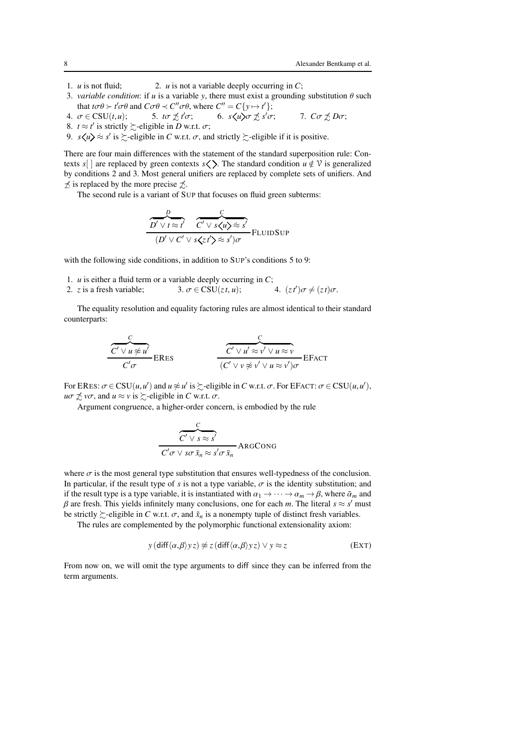1. $u$ is not fluid;
2. $u$ is not a variable deeply occurring in $C$;
3. *variable condition*: if $u$ is a variable $y$, there must exist a grounding substitution $\theta$ such that $t\sigma\theta \succ t'\sigma\theta$ and $C\sigma\theta \prec C''\sigma\theta$, where $C'' = C\{y \mapsto t'\}$;
4. $\sigma \in \mathrm{CSU}(t,u)$;
5. $t\sigma \not\precsim t'\sigma$;
6. $s\langle u\rangle\sigma \not\precsim s'\sigma$;
7. $C\sigma \not\precsim D\sigma$;
8. $t \approx t'$ is strictly $\succsim$-eligible in $D$ w.r.t. $\sigma$;
9. $s\langle u\rangle \mathrel{\dot\approx} s'$ is $\succsim$-eligible in $C$ w.r.t. $\sigma$, and strictly $\succsim$-eligible if it is positive.

There are four main differences with the statement of the standard superposition rule: Contexts $s[\,]$ are replaced by green contexts $s\langle\,\rangle$. The standard condition $u \notin \mathcal{V}$ is generalized by conditions 2 and 3. Most general unifiers are replaced by complete sets of unifiers. And $\not\preceq$ is replaced by the more precise $\not\precsim$.

The second rule is a variant of SUP that focuses on fluid green subterms:

$$\frac{\overbrace{D' \lor t \approx t'}^{D} \quad \overbrace{C' \lor s\langle u\rangle \mathrel{\dot\approx} s'}^{C}}{(D' \lor C' \lor s\langle z\,t'\rangle \mathrel{\dot\approx} s')\sigma}\ \text{FLUIDSUP}$$

with the following side conditions, in addition to SUP's conditions 5 to 9:

1. $u$ is either a fluid term or a variable deeply occurring in $C$;
2. $z$ is a fresh variable;
3. $\sigma \in \mathrm{CSU}(z\,t, u)$;
4. $(z\,t')\sigma \neq (z\,t)\sigma$.

The equality resolution and equality factoring rules are almost identical to their standard counterparts:

$$\frac{\overbrace{C' \lor u \not\approx u'}^{C}}{C'\sigma}\ \text{ERES} \qquad\qquad \frac{\overbrace{C' \lor u' \approx v' \lor u \approx v}^{C}}{(C' \lor v \not\approx v' \lor u \approx v')\sigma}\ \text{EFACT}$$

For ERES: $\sigma \in \mathrm{CSU}(u,u')$ and $u \not\approx u'$ is $\succsim$-eligible in $C$ w.r.t. $\sigma$. For EFACT: $\sigma \in \mathrm{CSU}(u,u')$, $u\sigma \not\precsim v\sigma$, and $u \approx v$ is $\succsim$-eligible in $C$ w.r.t. $\sigma$.

Argument congruence, a higher-order concern, is embodied by the rule

$$\frac{\overbrace{C' \lor s \approx s'}^{C}}{C'\sigma \lor s\sigma\,\bar{x}_n \approx s'\sigma\,\bar{x}_n}\ \text{ARGCONG}$$

where $\sigma$ is the most general type substitution that ensures well-typedness of the conclusion. In particular, if the result type of $s$ is not a type variable, $\sigma$ is the identity substitution; and if the result type is a type variable, it is instantiated with $\alpha_1 \to \cdots \to \alpha_m \to \beta$, where $\bar{\alpha}_m$ and $\beta$ are fresh. This yields infinitely many conclusions, one for each $m$. The literal $s \approx s'$ must be strictly $\succsim$-eligible in $C$ w.r.t. $\sigma$, and $\bar{x}_n$ is a nonempty tuple of distinct fresh variables.

The rules are complemented by the polymorphic functional extensionality axiom:

$$y\,(\mathsf{diff}\langle\alpha,\beta\rangle\,y\,z) \not\approx z\,(\mathsf{diff}\langle\alpha,\beta\rangle\,y\,z) \lor y \approx z \qquad \text{(EXT)}$$

From now on, we will omit the type arguments to $\mathsf{diff}$ since they can be inferred from the term arguments.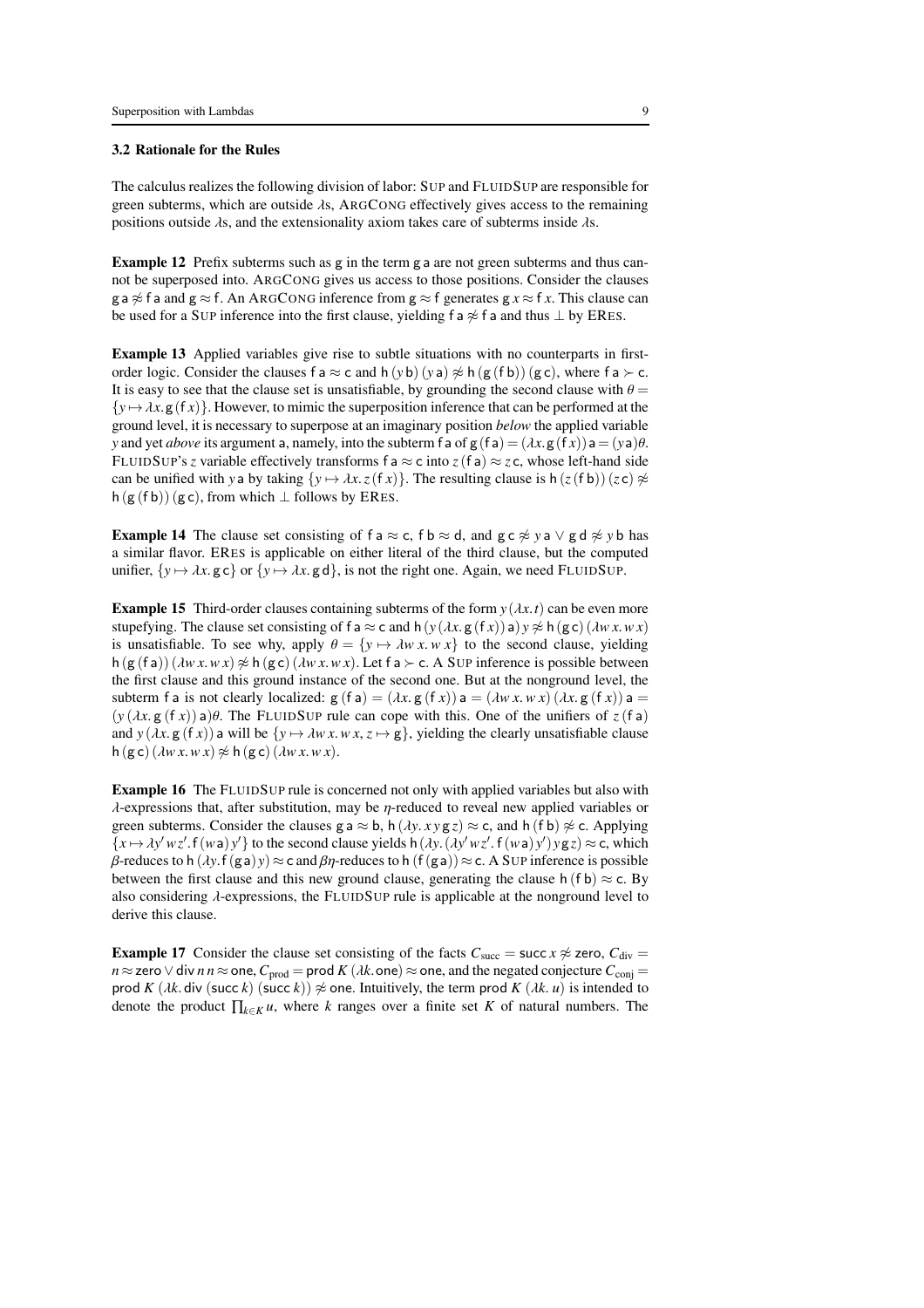### 3.2 Rationale for the Rules

The calculus realizes the following division of labor: SUP and FLUIDSUP are responsible for green subterms, which are outside $\lambda$s, ARGCONG effectively gives access to the remaining positions outside $\lambda$s, and the extensionality axiom takes care of subterms inside $\lambda$s.

**Example 12** Prefix subterms such as $\mathsf{g}$ in the term $\mathsf{g}\,\mathsf{a}$ are not green subterms and thus cannot be superposed into. ARGCONG gives us access to those positions. Consider the clauses $\mathsf{g}\,\mathsf{a} \not\approx \mathsf{f}\,\mathsf{a}$ and $\mathsf{g} \approx \mathsf{f}$. An ARGCONG inference from $\mathsf{g} \approx \mathsf{f}$ generates $\mathsf{g}\,x \approx \mathsf{f}\,x$. This clause can be used for a SUP inference into the first clause, yielding $\mathsf{f}\,\mathsf{a} \not\approx \mathsf{f}\,\mathsf{a}$ and thus $\bot$ by ERES.

**Example 13** Applied variables give rise to subtle situations with no counterparts in first-order logic. Consider the clauses $\mathsf{f}\,\mathsf{a} \approx \mathsf{c}$ and $\mathsf{h}\,(y\,\mathsf{b})\,(y\,\mathsf{a}) \not\approx \mathsf{h}\,(\mathsf{g}\,(\mathsf{f}\,\mathsf{b}))\,(\mathsf{g}\,\mathsf{c})$, where $\mathsf{f}\,\mathsf{a} \succ \mathsf{c}$. It is easy to see that the clause set is unsatisfiable, by grounding the second clause with $\theta = \{y \mapsto \lambda x.\,\mathsf{g}\,(\mathsf{f}\,x)\}$. However, to mimic the superposition inference that can be performed at the ground level, it is necessary to superpose at an imaginary position *below* the applied variable $y$ and yet *above* its argument $\mathsf{a}$, namely, into the subterm $\mathsf{f}\,\mathsf{a}$ of $\mathsf{g}\,(\mathsf{f}\,\mathsf{a}) = (\lambda x.\,\mathsf{g}\,(\mathsf{f}\,x))\,\mathsf{a} = (y\,\mathsf{a})\theta$. FLUIDSUP's $z$ variable effectively transforms $\mathsf{f}\,\mathsf{a} \approx \mathsf{c}$ into $z\,(\mathsf{f}\,\mathsf{a}) \approx z\,\mathsf{c}$, whose left-hand side can be unified with $y\,\mathsf{a}$ by taking $\{y \mapsto \lambda x.\,z\,(\mathsf{f}\,x)\}$. The resulting clause is $\mathsf{h}\,(z\,(\mathsf{f}\,\mathsf{b}))\,(z\,\mathsf{c}) \not\approx \mathsf{h}\,(\mathsf{g}\,(\mathsf{f}\,\mathsf{b}))\,(\mathsf{g}\,\mathsf{c})$, from which $\bot$ follows by ERES.

**Example 14** The clause set consisting of $\mathsf{f}\,\mathsf{a} \approx \mathsf{c}$, $\mathsf{f}\,\mathsf{b} \approx \mathsf{d}$, and $\mathsf{g}\,\mathsf{c} \not\approx y\,\mathsf{a} \vee \mathsf{g}\,\mathsf{d} \not\approx y\,\mathsf{b}$ has a similar flavor. ERES is applicable on either literal of the third clause, but the computed unifier, $\{y \mapsto \lambda x.\,\mathsf{g}\,\mathsf{c}\}$ or $\{y \mapsto \lambda x.\,\mathsf{g}\,\mathsf{d}\}$, is not the right one. Again, we need FLUIDSUP.

**Example 15** Third-order clauses containing subterms of the form $y\,(\lambda x.\,t)$ can be even more stupefying. The clause set consisting of $\mathsf{f}\,\mathsf{a} \approx \mathsf{c}$ and $\mathsf{h}\,(y\,(\lambda x.\,\mathsf{g}\,(\mathsf{f}\,x))\,\mathsf{a})\,y \not\approx \mathsf{h}\,(\mathsf{g}\,\mathsf{c})\,(\lambda w\,x.\,w\,x)$ is unsatisfiable. To see why, apply $\theta = \{y \mapsto \lambda w\,x.\,w\,x\}$ to the second clause, yielding $\mathsf{h}\,(\mathsf{g}\,(\mathsf{f}\,\mathsf{a}))\,(\lambda w\,x.\,w\,x) \not\approx \mathsf{h}\,(\mathsf{g}\,\mathsf{c})\,(\lambda w\,x.\,w\,x)$. Let $\mathsf{f}\,\mathsf{a} \succ \mathsf{c}$. A SUP inference is possible between the first clause and this ground instance of the second one. But at the nonground level, the subterm $\mathsf{f}\,\mathsf{a}$ is not clearly localized: $\mathsf{g}\,(\mathsf{f}\,\mathsf{a}) = (\lambda x.\,\mathsf{g}\,(\mathsf{f}\,x))\,\mathsf{a} = (\lambda w\,x.\,w\,x)\,(\lambda x.\,\mathsf{g}\,(\mathsf{f}\,x))\,\mathsf{a} = (y\,(\lambda x.\,\mathsf{g}\,(\mathsf{f}\,x))\,\mathsf{a})\theta$. The FLUIDSUP rule can cope with this. One of the unifiers of $z\,(\mathsf{f}\,\mathsf{a})$ and $y\,(\lambda x.\,\mathsf{g}\,(\mathsf{f}\,x))\,\mathsf{a}$ will be $\{y \mapsto \lambda w\,x.\,w\,x,\, z \mapsto \mathsf{g}\}$, yielding the clearly unsatisfiable clause $\mathsf{h}\,(\mathsf{g}\,\mathsf{c})\,(\lambda w\,x.\,w\,x) \not\approx \mathsf{h}\,(\mathsf{g}\,\mathsf{c})\,(\lambda w\,x.\,w\,x)$.

**Example 16** The FLUIDSUP rule is concerned not only with applied variables but also with $\lambda$-expressions that, after substitution, may be $\eta$-reduced to reveal new applied variables or green subterms. Consider the clauses $\mathsf{g}\,\mathsf{a} \approx \mathsf{b}$, $\mathsf{h}\,(\lambda y.\,x\,y\,\mathsf{g}\,z) \approx \mathsf{c}$, and $\mathsf{h}\,(\mathsf{f}\,\mathsf{b}) \not\approx \mathsf{c}$. Applying $\{x \mapsto \lambda y'\,w\,z'.\,\mathsf{f}\,(w\,\mathsf{a})\,y'\}$ to the second clause yields $\mathsf{h}\,(\lambda y.\,(\lambda y'\,w\,z'.\,\mathsf{f}\,(w\,\mathsf{a})\,y')\,y\,\mathsf{g}\,z) \approx \mathsf{c}$, which $\beta$-reduces to $\mathsf{h}\,(\lambda y.\,\mathsf{f}\,(\mathsf{g}\,\mathsf{a})\,y) \approx \mathsf{c}$ and $\beta\eta$-reduces to $\mathsf{h}\,(\mathsf{f}\,(\mathsf{g}\,\mathsf{a})) \approx \mathsf{c}$. A SUP inference is possible between the first clause and this new ground clause, generating the clause $\mathsf{h}\,(\mathsf{f}\,\mathsf{b}) \approx \mathsf{c}$. By also considering $\lambda$-expressions, the FLUIDSUP rule is applicable at the nonground level to derive this clause.

**Example 17** Consider the clause set consisting of the facts $C_{\mathrm{succ}} = \mathsf{succ}\,x \not\approx \mathsf{zero}$, $C_{\mathrm{div}} = n \approx \mathsf{zero} \vee \mathsf{div}\,n\,n \approx \mathsf{one}$, $C_{\mathrm{prod}} = \mathsf{prod}\,K\,(\lambda k.\,\mathsf{one}) \approx \mathsf{one}$, and the negated conjecture $C_{\mathrm{conj}} = \mathsf{prod}\,K\,(\lambda k.\,\mathsf{div}\,(\mathsf{succ}\,k)\,(\mathsf{succ}\,k)) \not\approx \mathsf{one}$. Intuitively, the term $\mathsf{prod}\,K\,(\lambda k.\,u)$ is intended to denote the product $\prod_{k \in K} u$, where $k$ ranges over a finite set $K$ of natural numbers. The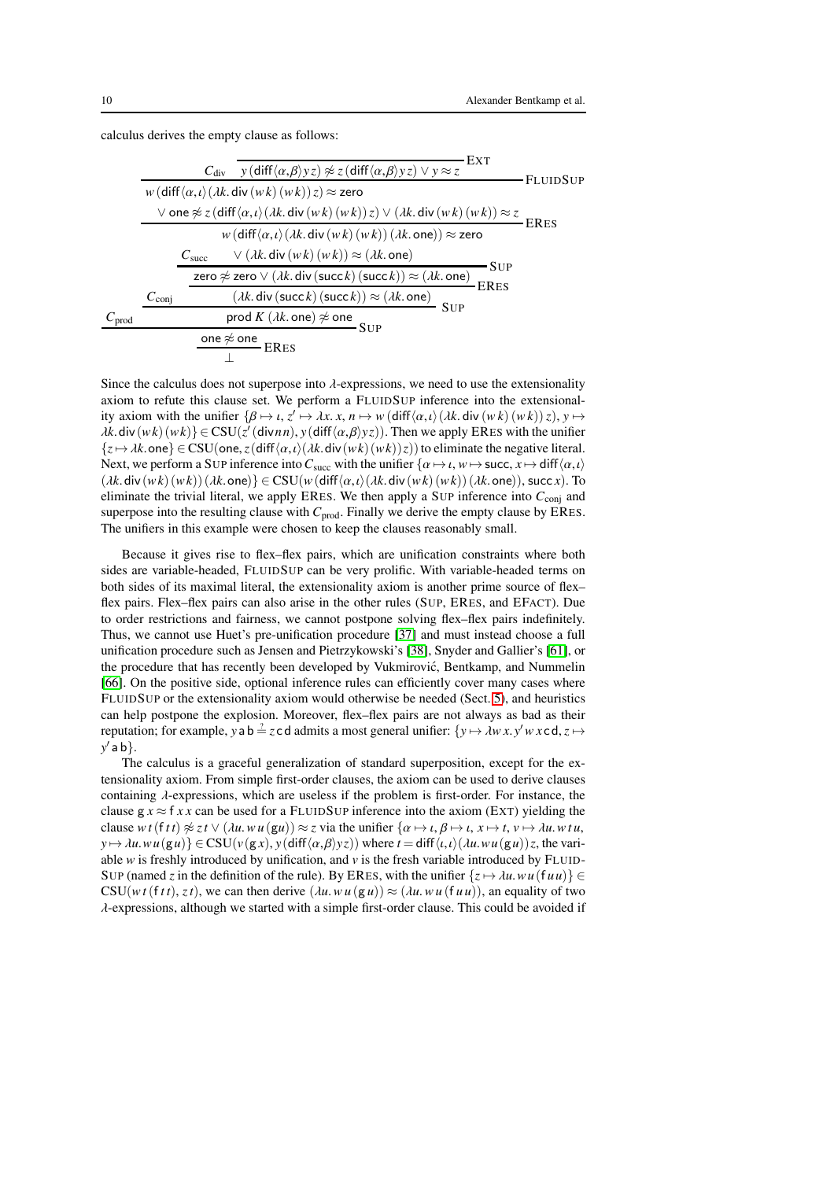calculus derives the empty clause as follows:

$$
\dfrac{C_{\text{prod}} \qquad \dfrac{C_{\text{conj}} \qquad \dfrac{\dfrac{C_{\text{succ}} \qquad \dfrac{\dfrac{C_{\text{div}} \qquad \dfrac{}{y\,(\mathsf{diff}\langle\alpha,\beta\rangle\, y\, z) \not\approx z\,(\mathsf{diff}\langle\alpha,\beta\rangle\, y\, z) \vee y \approx z}\,\text{EXT}}{\begin{array}{c} w\,(\mathsf{diff}\langle\alpha,\iota\rangle\,(\lambda k.\,\mathsf{div}\,(w\,k)\,(w\,k))\,z) \approx \mathsf{zero} \\ \vee\; \mathsf{one} \not\approx z\,(\mathsf{diff}\langle\alpha,\iota\rangle\,(\lambda k.\,\mathsf{div}\,(w\,k)\,(w\,k))\,z) \vee (\lambda k.\,\mathsf{div}\,(w\,k)\,(w\,k)) \approx z \end{array}}\,\text{FLUIDSUP}}{\begin{array}{c} w\,(\mathsf{diff}\langle\alpha,\iota\rangle\,(\lambda k.\,\mathsf{div}\,(w\,k)\,(w\,k))\,(\lambda k.\,\mathsf{one})) \approx \mathsf{zero} \\ \vee\; (\lambda k.\,\mathsf{div}\,(w\,k)\,(w\,k)) \approx (\lambda k.\,\mathsf{one}) \end{array}}\,\text{ERES}}{\mathsf{zero} \not\approx \mathsf{zero} \vee (\lambda k.\,\mathsf{div}\,(\mathsf{succ}\,k)\,(\mathsf{succ}\,k)) \approx (\lambda k.\,\mathsf{one})}\,\text{SUP}}{(\lambda k.\,\mathsf{div}\,(\mathsf{succ}\,k)\,(\mathsf{succ}\,k)) \approx (\lambda k.\,\mathsf{one})}\,\text{ERES}}{\mathsf{prod}\;K\;(\lambda k.\,\mathsf{one}) \not\approx \mathsf{one}}\,\text{SUP}}{\dfrac{\mathsf{one} \not\approx \mathsf{one}}{\bot}\,\text{ERES}}\,\text{SUP}
$$

Since the calculus does not superpose into $\lambda$-expressions, we need to use the extensionality axiom to refute this clause set. We perform a FLUIDSUP inference into the extensionality axiom with the unifier $\{\beta \mapsto \iota,\, z' \mapsto \lambda x.\, x,\, n \mapsto w\,(\mathsf{diff}\langle\alpha,\iota\rangle\,(\lambda k.\,\mathsf{div}\,(w\,k)\,(w\,k))\,z),\, y \mapsto \lambda k.\,\mathsf{div}\,(w\,k)\,(w\,k)\} \in \mathrm{CSU}(z'\,(\mathsf{div}\,n\,n),\, y\,(\mathsf{diff}\langle\alpha,\beta\rangle y\,z))$. Then we apply ERES with the unifier $\{z \mapsto \lambda k.\,\mathsf{one}\} \in \mathrm{CSU}(\mathsf{one},\, z\,(\mathsf{diff}\langle\alpha,\iota\rangle(\lambda k.\,\mathsf{div}\,(w\,k)\,(w\,k))\,z))$ to eliminate the negative literal. Next, we perform a SUP inference into $C_{\text{succ}}$ with the unifier $\{\alpha \mapsto \iota,\, w \mapsto \mathsf{succ},\, x \mapsto \mathsf{diff}\langle\alpha,\iota\rangle\,(\lambda k.\,\mathsf{div}\,(w\,k)\,(w\,k))\,(\lambda k.\,\mathsf{one})\} \in \mathrm{CSU}(w\,(\mathsf{diff}\langle\alpha,\iota\rangle(\lambda k.\,\mathsf{div}\,(w\,k)\,(w\,k))\,(\lambda k.\,\mathsf{one})),\, \mathsf{succ}\,x)$. To eliminate the trivial literal, we apply ERES. We then apply a SUP inference into $C_{\text{conj}}$ and superpose into the resulting clause with $C_{\text{prod}}$. Finally we derive the empty clause by ERES. The unifiers in this example were chosen to keep the clauses reasonably small.

Because it gives rise to flex–flex pairs, which are unification constraints where both sides are variable-headed, FLUIDSUP can be very prolific. With variable-headed terms on both sides of its maximal literal, the extensionality axiom is another prime source of flex–flex pairs. Flex–flex pairs can also arise in the other rules (SUP, ERES, and EFACT). Due to order restrictions and fairness, we cannot postpone solving flex–flex pairs indefinitely. Thus, we cannot use Huet's pre-unification procedure [37] and must instead choose a full unification procedure such as Jensen and Pietrzykowski's [38], Snyder and Gallier's [61], or the procedure that has recently been developed by Vukmirović, Bentkamp, and Nummelin [66]. On the positive side, optional inference rules can efficiently cover many cases where FLUIDSUP or the extensionality axiom would otherwise be needed (Sect. 5), and heuristics can help postpone the explosion. Moreover, flex–flex pairs are not always as bad as their reputation; for example, $y\,\mathsf{a}\,\mathsf{b} \stackrel{?}{=} z\,\mathsf{c}\,\mathsf{d}$ admits a most general unifier: $\{y \mapsto \lambda w\,x.\, y'\,w\,x\,\mathsf{c}\,\mathsf{d},\, z \mapsto y'\,\mathsf{a}\,\mathsf{b}\}$.

The calculus is a graceful generalization of standard superposition, except for the extensionality axiom. From simple first-order clauses, the axiom can be used to derive clauses containing $\lambda$-expressions, which are useless if the problem is first-order. For instance, the clause $\mathsf{g}\,x \approx \mathsf{f}\,x\,x$ can be used for a FLUIDSUP inference into the axiom (EXT) yielding the clause $w\,t\,(\mathsf{f}\,t\,t) \not\approx z\,t \vee (\lambda u.\, w\,u\,(\mathsf{g}\,u)) \approx z$ via the unifier $\{\alpha \mapsto \iota,\, \beta \mapsto \iota,\, x \mapsto t,\, v \mapsto \lambda u.\, w\,t\,u,\, y \mapsto \lambda u.\, w\,u\,(\mathsf{g}\,u)\} \in \mathrm{CSU}(v\,(\mathsf{g}\,x),\, y\,(\mathsf{diff}\langle\alpha,\beta\rangle y\,z))$ where $t = \mathsf{diff}\langle\iota,\iota\rangle(\lambda u.\, w\,u\,(\mathsf{g}\,u))\,z$, the variable $w$ is freshly introduced by unification, and $v$ is the fresh variable introduced by FLUIDSUP (named $z$ in the definition of the rule). By ERES, with the unifier $\{z \mapsto \lambda u.\, w\,u\,(\mathsf{f}\,u\,u)\} \in \mathrm{CSU}(w\,t\,(\mathsf{f}\,t\,t),\, z\,t)$, we can then derive $(\lambda u.\, w\,u\,(\mathsf{g}\,u)) \approx (\lambda u.\, w\,u\,(\mathsf{f}\,u\,u))$, an equality of two $\lambda$-expressions, although we started with a simple first-order clause. This could be avoided if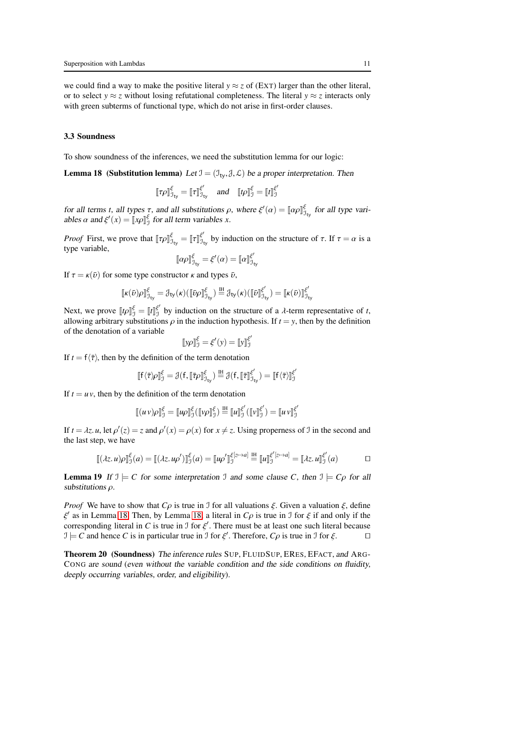we could find a way to make the positive literal $y \approx z$ of (EXT) larger than the other literal, or to select $y \approx z$ without losing refutational completeness. The literal $y \approx z$ interacts only with green subterms of functional type, which do not arise in first-order clauses.

### 3.3 Soundness

To show soundness of the inferences, we need the substitution lemma for our logic:

**Lemma 18 (Substitution lemma)** *Let $\mathcal{I} = (\mathcal{I}_{\mathsf{ty}}, \mathcal{J}, \mathcal{L})$ be a proper interpretation. Then*

$$[\![\tau\rho]\!]^{\xi}_{\mathcal{I}_{\mathsf{ty}}} = [\![\tau]\!]^{\xi'}_{\mathcal{I}_{\mathsf{ty}}} \quad \text{and} \quad [\![t\rho]\!]^{\xi}_{\mathcal{I}} = [\![t]\!]^{\xi'}_{\mathcal{I}}$$

*for all terms $t$, all types $\tau$, and all substitutions $\rho$, where $\xi'(\alpha) = [\![\alpha\rho]\!]^{\xi}_{\mathcal{I}_{\mathsf{ty}}}$ for all type variables $\alpha$ and $\xi'(x) = [\![x\rho]\!]^{\xi}_{\mathcal{I}}$ for all term variables $x$.*

*Proof* First, we prove that $[\![\tau\rho]\!]^{\xi}_{\mathcal{I}_{\mathsf{ty}}} = [\![\tau]\!]^{\xi'}_{\mathcal{I}_{\mathsf{ty}}}$ by induction on the structure of $\tau$. If $\tau = \alpha$ is a type variable,

$$[\![\alpha\rho]\!]^{\xi}_{\mathcal{I}_{\mathsf{ty}}} = \xi'(\alpha) = [\![\alpha]\!]^{\xi'}_{\mathcal{I}_{\mathsf{ty}}}$$

If $\tau = \kappa(\bar{\upsilon})$ for some type constructor $\kappa$ and types $\bar{\upsilon}$,

$$[\![\kappa(\bar{\upsilon})\rho]\!]^{\xi}_{\mathcal{I}_{\mathsf{ty}}} = \mathcal{J}_{\mathsf{ty}}(\kappa)([\![\bar{\upsilon}\rho]\!]^{\xi}_{\mathcal{I}_{\mathsf{ty}}}) \stackrel{\text{IH}}{=} \mathcal{J}_{\mathsf{ty}}(\kappa)([\![\bar{\upsilon}]\!]^{\xi'}_{\mathcal{I}_{\mathsf{ty}}}) = [\![\kappa(\bar{\upsilon})]\!]^{\xi'}_{\mathcal{I}_{\mathsf{ty}}}$$

Next, we prove $[\![t\rho]\!]^{\xi}_{\mathcal{I}} = [\![t]\!]^{\xi'}_{\mathcal{I}}$ by induction on the structure of a $\lambda$-term representative of $t$, allowing arbitrary substitutions $\rho$ in the induction hypothesis. If $t = y$, then by the definition of the denotation of a variable

$$[\![y\rho]\!]^{\xi}_{\mathcal{I}} = \xi'(y) = [\![y]\!]^{\xi'}_{\mathcal{I}}$$

If $t = \mathsf{f}\langle\bar{\tau}\rangle$, then by the definition of the term denotation

$$[\![\mathsf{f}\langle\bar{\tau}\rangle\rho]\!]^{\xi}_{\mathcal{I}} = \mathcal{J}(\mathsf{f}, [\![\bar{\tau}\rho]\!]^{\xi}_{\mathcal{I}_{\mathsf{ty}}}) \stackrel{\text{IH}}{=} \mathcal{J}(\mathsf{f}, [\![\bar{\tau}]\!]^{\xi'}_{\mathcal{I}_{\mathsf{ty}}}) = [\![\mathsf{f}\langle\bar{\tau}\rangle]\!]^{\xi'}_{\mathcal{I}}$$

If $t = u\,v$, then by the definition of the term denotation

$$[\![(u\,v)\rho]\!]^{\xi}_{\mathcal{I}} = [\![u\rho]\!]^{\xi}_{\mathcal{I}}([\![v\rho]\!]^{\xi}_{\mathcal{I}}) \stackrel{\text{IH}}{=} [\![u]\!]^{\xi'}_{\mathcal{I}}([\![v]\!]^{\xi'}_{\mathcal{I}}) = [\![u\,v]\!]^{\xi'}_{\mathcal{I}}$$

If $t = \lambda z.\, u$, let $\rho'(z) = z$ and $\rho'(x) = \rho(x)$ for $x \neq z$. Using properness of $\mathcal{I}$ in the second and the last step, we have

$$[\![(\lambda z.\, u)\rho]\!]^{\xi}_{\mathcal{I}}(a) = [\![(\lambda z.\, u\rho')]\!]^{\xi}_{\mathcal{I}}(a) = [\![u\rho']\!]^{\xi[z\mapsto a]}_{\mathcal{I}} \stackrel{\text{IH}}{=} [\![u]\!]^{\xi'[z\mapsto a]}_{\mathcal{I}} = [\![\lambda z.\, u]\!]^{\xi'}_{\mathcal{I}}(a) \qquad \square$$

**Lemma 19** *If $\mathcal{I} \models C$ for some interpretation $\mathcal{I}$ and some clause $C$, then $\mathcal{I} \models C\rho$ for all substitutions $\rho$.*

*Proof* We have to show that $C\rho$ is true in $\mathcal{I}$ for all valuations $\xi$. Given a valuation $\xi$, define $\xi'$ as in Lemma 18. Then, by Lemma 18, a literal in $C\rho$ is true in $\mathcal{I}$ for $\xi$ if and only if the corresponding literal in $C$ is true in $\mathcal{I}$ for $\xi'$. There must be at least one such literal because $\mathcal{I} \models C$ and hence $C$ is in particular true in $\mathcal{I}$ for $\xi'$. Therefore, $C\rho$ is true in $\mathcal{I}$ for $\xi$. $\square$

**Theorem 20 (Soundness)** *The inference rules* SUP, FLUIDSUP, ERES, EFACT, *and* ARGCONG *are sound (even without the variable condition and the side conditions on fluidity, deeply occurring variables, order, and eligibility).*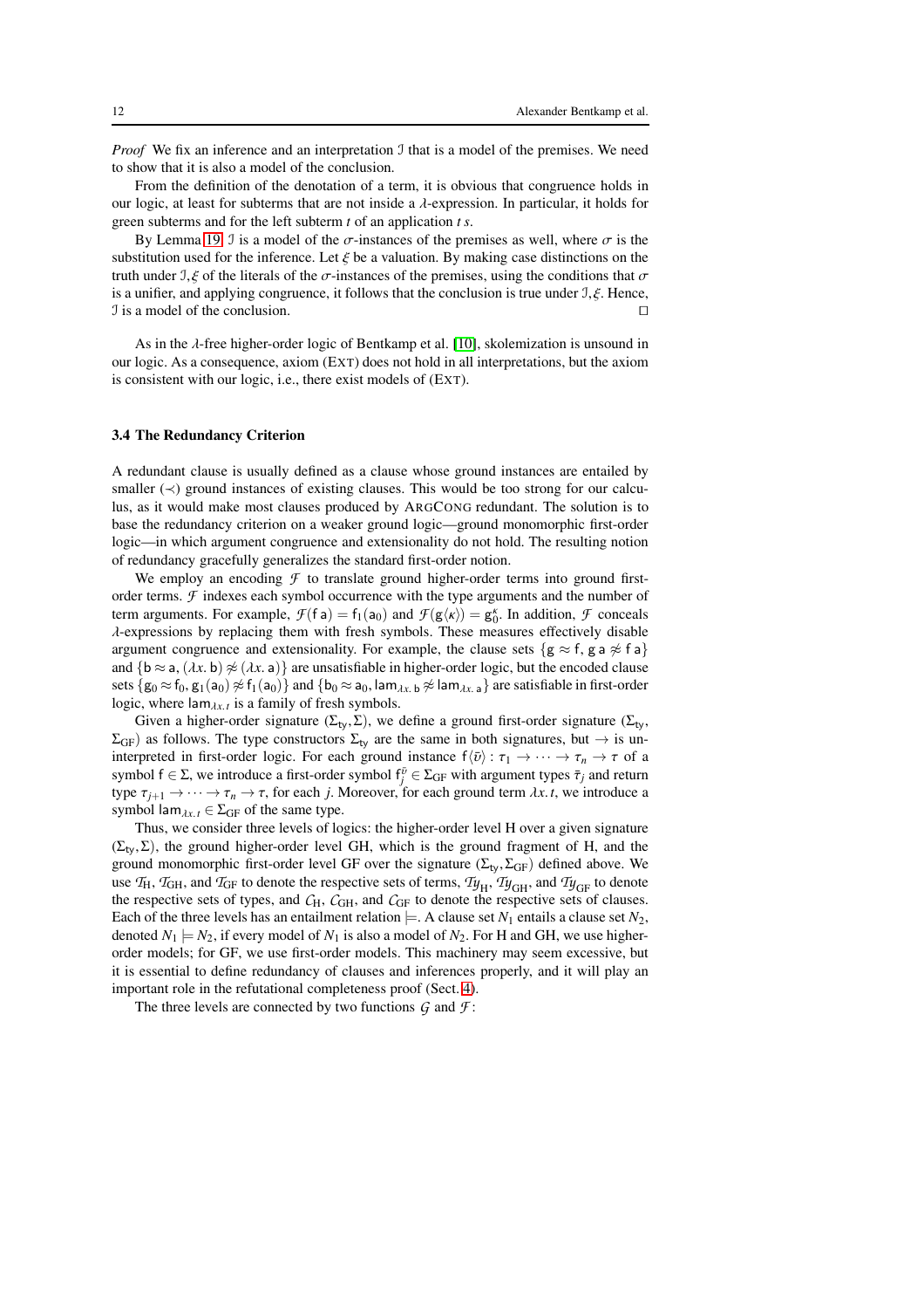*Proof* We fix an inference and an interpretation $\mathcal{I}$ that is a model of the premises. We need to show that it is also a model of the conclusion.

From the definition of the denotation of a term, it is obvious that congruence holds in our logic, at least for subterms that are not inside a $\lambda$-expression. In particular, it holds for green subterms and for the left subterm $t$ of an application $t\,s$.

By Lemma 19, $\mathcal{I}$ is a model of the $\sigma$-instances of the premises as well, where $\sigma$ is the substitution used for the inference. Let $\xi$ be a valuation. By making case distinctions on the truth under $\mathcal{I},\xi$ of the literals of the $\sigma$-instances of the premises, using the conditions that $\sigma$ is a unifier, and applying congruence, it follows that the conclusion is true under $\mathcal{I},\xi$. Hence, $\mathcal{I}$ is a model of the conclusion. □

As in the $\lambda$-free higher-order logic of Bentkamp et al. [10], skolemization is unsound in our logic. As a consequence, axiom (EXT) does not hold in all interpretations, but the axiom is consistent with our logic, i.e., there exist models of (EXT).

### 3.4 The Redundancy Criterion

A redundant clause is usually defined as a clause whose ground instances are entailed by smaller ($\prec$) ground instances of existing clauses. This would be too strong for our calculus, as it would make most clauses produced by ARGCONG redundant. The solution is to base the redundancy criterion on a weaker ground logic—ground monomorphic first-order logic—in which argument congruence and extensionality do not hold. The resulting notion of redundancy gracefully generalizes the standard first-order notion.

We employ an encoding $\mathcal{F}$ to translate ground higher-order terms into ground first-order terms. $\mathcal{F}$ indexes each symbol occurrence with the type arguments and the number of term arguments. For example, $\mathcal{F}(\mathsf{f\,a}) = \mathsf{f}_1(\mathsf{a}_0)$ and $\mathcal{F}(\mathsf{g}\langle\kappa\rangle) = \mathsf{g}_0^{\kappa}$. In addition, $\mathcal{F}$ conceals $\lambda$-expressions by replacing them with fresh symbols. These measures effectively disable argument congruence and extensionality. For example, the clause sets $\{\mathsf{g} \approx \mathsf{f},\, \mathsf{g\,a} \not\approx \mathsf{f\,a}\}$ and $\{\mathsf{b} \approx \mathsf{a},\, (\lambda x.\, \mathsf{b}) \not\approx (\lambda x.\, \mathsf{a})\}$ are unsatisfiable in higher-order logic, but the encoded clause sets $\{\mathsf{g}_0 \approx \mathsf{f}_0,\, \mathsf{g}_1(\mathsf{a}_0) \not\approx \mathsf{f}_1(\mathsf{a}_0)\}$ and $\{\mathsf{b}_0 \approx \mathsf{a}_0,\, \mathsf{lam}_{\lambda x.\,\mathsf{b}} \not\approx \mathsf{lam}_{\lambda x.\,\mathsf{a}}\}$ are satisfiable in first-order logic, where $\mathsf{lam}_{\lambda x.\,t}$ is a family of fresh symbols.

Given a higher-order signature $(\Sigma_{\mathsf{ty}}, \Sigma)$, we define a ground first-order signature $(\Sigma_{\mathsf{ty}}, \Sigma_{\mathrm{GF}})$ as follows. The type constructors $\Sigma_{\mathsf{ty}}$ are the same in both signatures, but $\to$ is uninterpreted in first-order logic. For each ground instance $\mathsf{f}\langle\bar{\upsilon}\rangle : \tau_1 \to \cdots \to \tau_n \to \tau$ of a symbol $\mathsf{f} \in \Sigma$, we introduce a first-order symbol $\mathsf{f}_j^{\bar{\upsilon}} \in \Sigma_{\mathrm{GF}}$ with argument types $\bar{\tau}_j$ and return type $\tau_{j+1} \to \cdots \to \tau_n \to \tau$, for each $j$. Moreover, for each ground term $\lambda x.\, t$, we introduce a symbol $\mathsf{lam}_{\lambda x.\,t} \in \Sigma_{\mathrm{GF}}$ of the same type.

Thus, we consider three levels of logics: the higher-order level H over a given signature $(\Sigma_{\mathsf{ty}}, \Sigma)$, the ground higher-order level GH, which is the ground fragment of H, and the ground monomorphic first-order level GF over the signature $(\Sigma_{\mathsf{ty}}, \Sigma_{\mathrm{GF}})$ defined above. We use $\mathcal{T}_{\mathrm{H}}$, $\mathcal{T}_{\mathrm{GH}}$, and $\mathcal{T}_{\mathrm{GF}}$ to denote the respective sets of terms, $\mathcal{Ty}_{\mathrm{H}}$, $\mathcal{Ty}_{\mathrm{GH}}$, and $\mathcal{Ty}_{\mathrm{GF}}$ to denote the respective sets of types, and $\mathcal{C}_{\mathrm{H}}$, $\mathcal{C}_{\mathrm{GH}}$, and $\mathcal{C}_{\mathrm{GF}}$ to denote the respective sets of clauses. Each of the three levels has an entailment relation $\models$. A clause set $N_1$ entails a clause set $N_2$, denoted $N_1 \models N_2$, if every model of $N_1$ is also a model of $N_2$. For H and GH, we use higher-order models; for GF, we use first-order models. This machinery may seem excessive, but it is essential to define redundancy of clauses and inferences properly, and it will play an important role in the refutational completeness proof (Sect. 4).

The three levels are connected by two functions $\mathcal{G}$ and $\mathcal{F}$: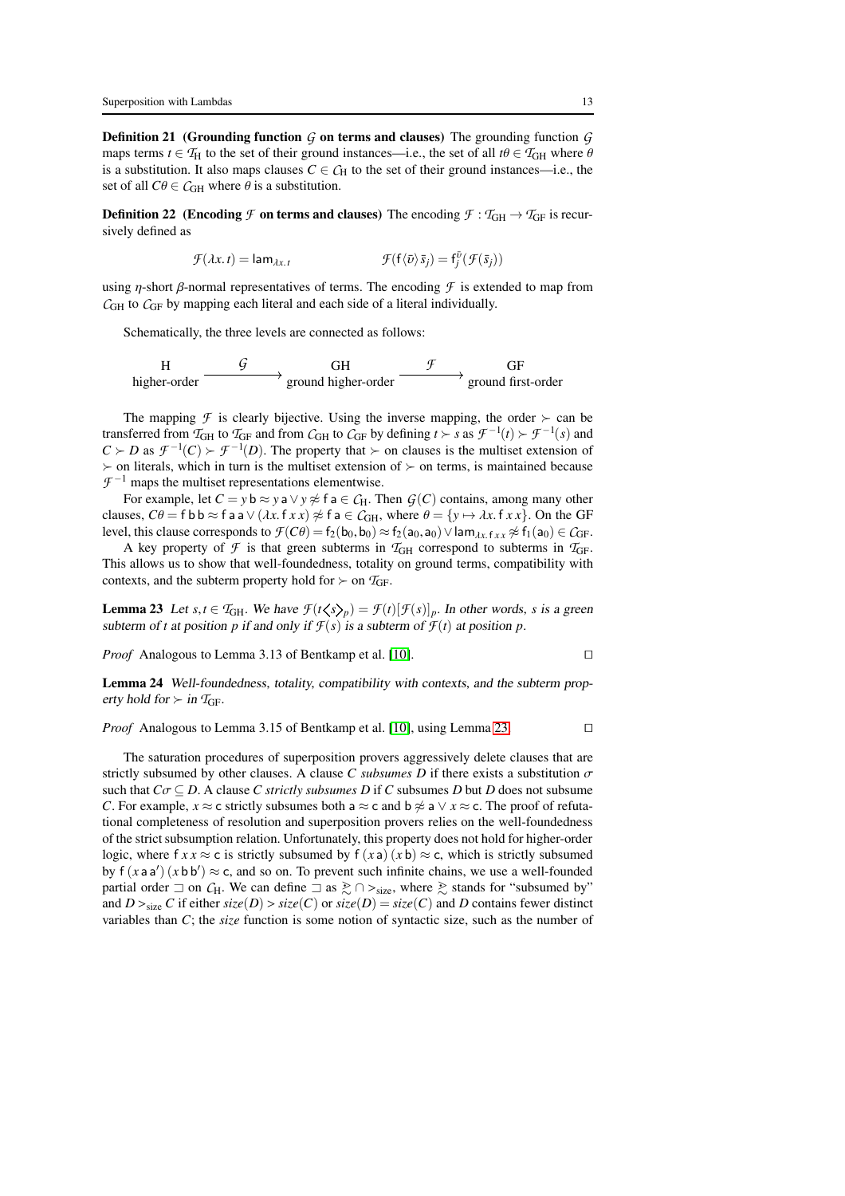**Definition 21 (Grounding function $\mathcal{G}$ on terms and clauses)** The grounding function $\mathcal{G}$ maps terms $t \in \mathcal{T}_{\mathrm{H}}$ to the set of their ground instances—i.e., the set of all $t\theta \in \mathcal{T}_{\mathrm{GH}}$ where $\theta$ is a substitution. It also maps clauses $C \in \mathcal{C}_{\mathrm{H}}$ to the set of their ground instances—i.e., the set of all $C\theta \in \mathcal{C}_{\mathrm{GH}}$ where $\theta$ is a substitution.

**Definition 22 (Encoding $\mathcal{F}$ on terms and clauses)** The encoding $\mathcal{F} : \mathcal{T}_{\mathrm{GH}} \to \mathcal{T}_{\mathrm{GF}}$ is recursively defined as

$$\mathcal{F}(\lambda x.\, t) = \mathsf{lam}_{\lambda x.\, t} \qquad\qquad \mathcal{F}(\mathsf{f}\langle \bar{\upsilon}\rangle\, \bar{s}_j) = \mathsf{f}_j^{\bar{\upsilon}}(\mathcal{F}(\bar{s}_j))$$

using $\eta$-short $\beta$-normal representatives of terms. The encoding $\mathcal{F}$ is extended to map from $\mathcal{C}_{\mathrm{GH}}$ to $\mathcal{C}_{\mathrm{GF}}$ by mapping each literal and each side of a literal individually.

Schematically, the three levels are connected as follows:

$$\underset{\text{higher-order}}{\text{H}} \xrightarrow{\quad \mathcal{G} \quad} \underset{\text{ground higher-order}}{\text{GH}} \xrightarrow{\quad \mathcal{F} \quad} \underset{\text{ground first-order}}{\text{GF}}$$

The mapping $\mathcal{F}$ is clearly bijective. Using the inverse mapping, the order $\succ$ can be transferred from $\mathcal{T}_{\mathrm{GH}}$ to $\mathcal{T}_{\mathrm{GF}}$ and from $\mathcal{C}_{\mathrm{GH}}$ to $\mathcal{C}_{\mathrm{GF}}$ by defining $t \succ s$ as $\mathcal{F}^{-1}(t) \succ \mathcal{F}^{-1}(s)$ and $C \succ D$ as $\mathcal{F}^{-1}(C) \succ \mathcal{F}^{-1}(D)$. The property that $\succ$ on clauses is the multiset extension of $\succ$ on literals, which in turn is the multiset extension of $\succ$ on terms, is maintained because $\mathcal{F}^{-1}$ maps the multiset representations elementwise.

For example, let $C = y\,\mathsf{b} \approx y\,\mathsf{a} \vee y \not\approx \mathsf{f}\,\mathsf{a} \in \mathcal{C}_{\mathrm{H}}$. Then $\mathcal{G}(C)$ contains, among many other clauses, $C\theta = \mathsf{f}\,\mathsf{b}\,\mathsf{b} \approx \mathsf{f}\,\mathsf{a}\,\mathsf{a} \vee (\lambda x.\, \mathsf{f}\,x\,x) \not\approx \mathsf{f}\,\mathsf{a} \in \mathcal{C}_{\mathrm{GH}}$, where $\theta = \{y \mapsto \lambda x.\, \mathsf{f}\,x\,x\}$. On the GF level, this clause corresponds to $\mathcal{F}(C\theta) = \mathsf{f}_2(\mathsf{b}_0, \mathsf{b}_0) \approx \mathsf{f}_2(\mathsf{a}_0, \mathsf{a}_0) \vee \mathsf{lam}_{\lambda x.\, \mathsf{f}\,x\,x} \not\approx \mathsf{f}_1(\mathsf{a}_0) \in \mathcal{C}_{\mathrm{GF}}$.

A key property of $\mathcal{F}$ is that green subterms in $\mathcal{T}_{\mathrm{GH}}$ correspond to subterms in $\mathcal{T}_{\mathrm{GF}}$. This allows us to show that well-foundedness, totality on ground terms, compatibility with contexts, and the subterm property hold for $\succ$ on $\mathcal{T}_{\mathrm{GF}}$.

**Lemma 23** *Let $s, t \in \mathcal{T}_{\mathrm{GH}}$. We have $\mathcal{F}(t\langle\!\langle s\rangle\!\rangle_p) = \mathcal{F}(t)[\mathcal{F}(s)]_p$. In other words, $s$ is a green subterm of $t$ at position $p$ if and only if $\mathcal{F}(s)$ is a subterm of $\mathcal{F}(t)$ at position $p$.*

*Proof* Analogous to Lemma 3.13 of Bentkamp et al. [10]. □

**Lemma 24** *Well-foundedness, totality, compatibility with contexts, and the subterm property hold for $\succ$ in $\mathcal{T}_{\mathrm{GF}}$.*

*Proof* Analogous to Lemma 3.15 of Bentkamp et al. [10], using Lemma 23. □

The saturation procedures of superposition provers aggressively delete clauses that are strictly subsumed by other clauses. A clause $C$ *subsumes* $D$ if there exists a substitution $\sigma$ such that $C\sigma \subseteq D$. A clause $C$ *strictly subsumes* $D$ if $C$ subsumes $D$ but $D$ does not subsume $C$. For example, $x \approx \mathsf{c}$ strictly subsumes both $\mathsf{a} \approx \mathsf{c}$ and $\mathsf{b} \not\approx \mathsf{a} \vee x \approx \mathsf{c}$. The proof of refutational completeness of resolution and superposition provers relies on the well-foundedness of the strict subsumption relation. Unfortunately, this property does not hold for higher-order logic, where $\mathsf{f}\,x\,x \approx \mathsf{c}$ is strictly subsumed by $\mathsf{f}\,(x\,\mathsf{a})\,(x\,\mathsf{b}) \approx \mathsf{c}$, which is strictly subsumed by $\mathsf{f}\,(x\,\mathsf{a}\,\mathsf{a}')\,(x\,\mathsf{b}\,\mathsf{b}') \approx \mathsf{c}$, and so on. To prevent such infinite chains, we use a well-founded partial order $\sqsupset$ on $\mathcal{C}_{\mathrm{H}}$. We can define $\sqsupset$ as $\gtrsim \cap >_{\mathrm{size}}$, where $\gtrsim$ stands for "subsumed by" and $D >_{\mathrm{size}} C$ if either $\mathit{size}(D) > \mathit{size}(C)$ or $\mathit{size}(D) = \mathit{size}(C)$ and $D$ contains fewer distinct variables than $C$; the *size* function is some notion of syntactic size, such as the number of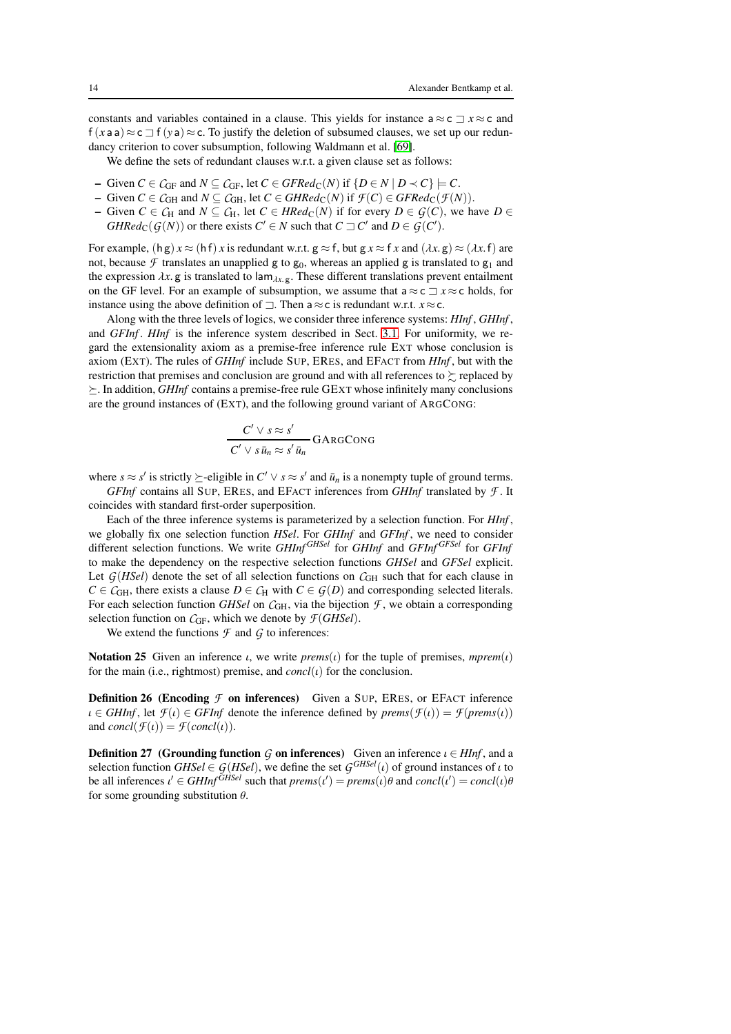constants and variables contained in a clause. This yields for instance $\mathsf{a} \approx \mathsf{c} \sqsupset x \approx \mathsf{c}$ and $\mathsf{f}\,(x\,\mathsf{a}\,\mathsf{a}) \approx \mathsf{c} \sqsupset \mathsf{f}\,(y\,\mathsf{a}) \approx \mathsf{c}$. To justify the deletion of subsumed clauses, we set up our redundancy criterion to cover subsumption, following Waldmann et al. [69].

We define the sets of redundant clauses w.r.t. a given clause set as follows:

- Given $C \in \mathcal{C}_{\mathrm{GF}}$ and $N \subseteq \mathcal{C}_{\mathrm{GF}}$, let $C \in \mathit{GFRed}_{\mathrm{C}}(N)$ if $\{D \in N \mid D \prec C\} \models C$.
- Given $C \in \mathcal{C}_{\mathrm{GH}}$ and $N \subseteq \mathcal{C}_{\mathrm{GH}}$, let $C \in \mathit{GHRed}_{\mathrm{C}}(N)$ if $\mathcal{F}(C) \in \mathit{GFRed}_{\mathrm{C}}(\mathcal{F}(N))$.
- Given $C \in \mathcal{C}_{\mathrm{H}}$ and $N \subseteq \mathcal{C}_{\mathrm{H}}$, let $C \in \mathit{HRed}_{\mathrm{C}}(N)$ if for every $D \in \mathcal{G}(C)$, we have $D \in \mathit{GHRed}_{\mathrm{C}}(\mathcal{G}(N))$ or there exists $C' \in N$ such that $C \sqsupset C'$ and $D \in \mathcal{G}(C')$.

For example, $(\mathsf{h}\,\mathsf{g})\,x \approx (\mathsf{h}\,\mathsf{f})\,x$ is redundant w.r.t. $\mathsf{g} \approx \mathsf{f}$, but $\mathsf{g}\,x \approx \mathsf{f}\,x$ and $(\lambda x.\,\mathsf{g}) \approx (\lambda x.\,\mathsf{f})$ are not, because $\mathcal{F}$ translates an unapplied $\mathsf{g}$ to $\mathsf{g}_0$, whereas an applied $\mathsf{g}$ is translated to $\mathsf{g}_1$ and the expression $\lambda x.\,\mathsf{g}$ is translated to $\mathsf{lam}_{\lambda x.\,\mathsf{g}}$. These different translations prevent entailment on the GF level. For an example of subsumption, we assume that $\mathsf{a} \approx \mathsf{c} \sqsupset x \approx \mathsf{c}$ holds, for instance using the above definition of $\sqsupset$. Then $\mathsf{a} \approx \mathsf{c}$ is redundant w.r.t. $x \approx \mathsf{c}$.

Along with the three levels of logics, we consider three inference systems: *HInf*, *GHInf*, and *GFInf*. *HInf* is the inference system described in Sect. 3.1. For uniformity, we regard the extensionality axiom as a premise-free inference rule EXT whose conclusion is axiom (EXT). The rules of *GHInf* include SUP, ERES, and EFACT from *HInf*, but with the restriction that premises and conclusion are ground and with all references to $\succsim$ replaced by $\succeq$. In addition, *GHInf* contains a premise-free rule GEXT whose infinitely many conclusions are the ground instances of (EXT), and the following ground variant of ARGCONG:

$$\frac{C' \vee s \approx s'}{C' \vee s\,\bar{u}_n \approx s'\,\bar{u}_n}\,\text{GARGCONG}$$

where $s \approx s'$ is strictly $\succeq$-eligible in $C' \vee s \approx s'$ and $\bar{u}_n$ is a nonempty tuple of ground terms.

*GFInf* contains all SUP, ERES, and EFACT inferences from *GHInf* translated by $\mathcal{F}$. It coincides with standard first-order superposition.

Each of the three inference systems is parameterized by a selection function. For *HInf*, we globally fix one selection function *HSel*. For *GHInf* and *GFInf*, we need to consider different selection functions. We write $\mathit{GHInf}^{\mathit{GHSel}}$ for *GHInf* and $\mathit{GFInf}^{\mathit{GFSel}}$ for *GFInf* to make the dependency on the respective selection functions *GHSel* and *GFSel* explicit. Let $\mathcal{G}(\mathit{HSel})$ denote the set of all selection functions on $\mathcal{C}_{\mathrm{GH}}$ such that for each clause in $C \in \mathcal{C}_{\mathrm{GH}}$, there exists a clause $D \in \mathcal{C}_{\mathrm{H}}$ with $C \in \mathcal{G}(D)$ and corresponding selected literals. For each selection function *GHSel* on $\mathcal{C}_{\mathrm{GH}}$, via the bijection $\mathcal{F}$, we obtain a corresponding selection function on $\mathcal{C}_{\mathrm{GF}}$, which we denote by $\mathcal{F}(\mathit{GHSel})$.

We extend the functions $\mathcal{F}$ and $\mathcal{G}$ to inferences:

**Notation 25** Given an inference $\iota$, we write $\mathit{prems}(\iota)$ for the tuple of premises, $\mathit{mprem}(\iota)$ for the main (i.e., rightmost) premise, and $\mathit{concl}(\iota)$ for the conclusion.

**Definition 26 (Encoding $\mathcal{F}$ on inferences)** Given a SUP, ERES, or EFACT inference $\iota \in \mathit{GHInf}$, let $\mathcal{F}(\iota) \in \mathit{GFInf}$ denote the inference defined by $\mathit{prems}(\mathcal{F}(\iota)) = \mathcal{F}(\mathit{prems}(\iota))$ and $\mathit{concl}(\mathcal{F}(\iota)) = \mathcal{F}(\mathit{concl}(\iota))$.

**Definition 27 (Grounding function $\mathcal{G}$ on inferences)** Given an inference $\iota \in \mathit{HInf}$, and a selection function $\mathit{GHSel} \in \mathcal{G}(\mathit{HSel})$, we define the set $\mathcal{G}^{\mathit{GHSel}}(\iota)$ of ground instances of $\iota$ to be all inferences $\iota' \in \mathit{GHInf}^{\mathit{GHSel}}$ such that $\mathit{prems}(\iota') = \mathit{prems}(\iota)\theta$ and $\mathit{concl}(\iota') = \mathit{concl}(\iota)\theta$ for some grounding substitution $\theta$.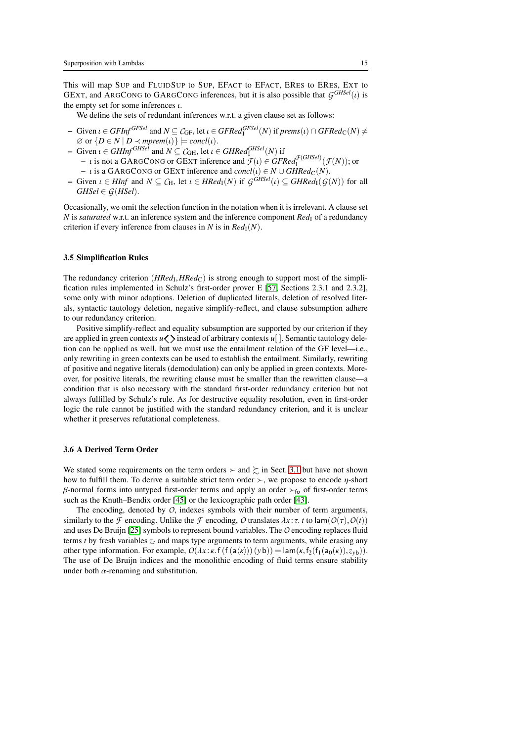This will map SUP and FLUIDSUP to SUP, EFACT to EFACT, ERES to ERES, EXT to GEXT, and ARGCONG to GARGCONG inferences, but it is also possible that $\mathcal{G}^{GHSel}(\iota)$ is the empty set for some inferences $\iota$.

We define the sets of redundant inferences w.r.t. a given clause set as follows:

- Given $\iota \in GFInf^{GFSel}$ and $N \subseteq \mathcal{C}_{\mathrm{GF}}$, let $\iota \in GFRed_{\mathrm{I}}^{GFSel}(N)$ if $prems(\iota) \cap GFRed_{\mathrm{C}}(N) \neq \varnothing$ or $\{D \in N \mid D \prec mprem(\iota)\} \models concl(\iota)$.
- Given $\iota \in GHInf^{GHSel}$ and $N \subseteq \mathcal{C}_{\mathrm{GH}}$, let $\iota \in GHRed_{\mathrm{I}}^{GHSel}(N)$ if
  - $\iota$ is not a GARGCONG or GEXT inference and $\mathcal{F}(\iota) \in GFRed_{\mathrm{I}}^{\mathcal{F}(GHSel)}(\mathcal{F}(N))$; or
  - $\iota$ is a GARGCONG or GEXT inference and $concl(\iota) \in N \cup GHRed_{\mathrm{C}}(N)$.
- Given $\iota \in HInf$ and $N \subseteq \mathcal{C}_{\mathrm{H}}$, let $\iota \in HRed_{\mathrm{I}}(N)$ if $\mathcal{G}^{GHSel}(\iota) \subseteq GHRed_{\mathrm{I}}(\mathcal{G}(N))$ for all $GHSel \in \mathcal{G}(HSel)$.

Occasionally, we omit the selection function in the notation when it is irrelevant. A clause set $N$ is *saturated* w.r.t. an inference system and the inference component $Red_{\mathrm{I}}$ of a redundancy criterion if every inference from clauses in $N$ is in $Red_{\mathrm{I}}(N)$.

### 3.5 Simplification Rules

The redundancy criterion $(HRed_{\mathrm{I}}, HRed_{\mathrm{C}})$ is strong enough to support most of the simplification rules implemented in Schulz's first-order prover E [57, Sections 2.3.1 and 2.3.2], some only with minor adaptions. Deletion of duplicated literals, deletion of resolved literals, syntactic tautology deletion, negative simplify-reflect, and clause subsumption adhere to our redundancy criterion.

Positive simplify-reflect and equality subsumption are supported by our criterion if they are applied in green contexts $u\langle\,\rangle$ instead of arbitrary contexts $u[\,]$. Semantic tautology deletion can be applied as well, but we must use the entailment relation of the GF level—i.e., only rewriting in green contexts can be used to establish the entailment. Similarly, rewriting of positive and negative literals (demodulation) can only be applied in green contexts. Moreover, for positive literals, the rewriting clause must be smaller than the rewritten clause—a condition that is also necessary with the standard first-order redundancy criterion but not always fulfilled by Schulz's rule. As for destructive equality resolution, even in first-order logic the rule cannot be justified with the standard redundancy criterion, and it is unclear whether it preserves refutational completeness.

### 3.6 A Derived Term Order

We stated some requirements on the term orders $\succ$ and $\succsim$ in Sect. 3.1 but have not shown how to fulfill them. To derive a suitable strict term order $\succ$, we propose to encode $\eta$-short $\beta$-normal forms into untyped first-order terms and apply an order $\succ_{\mathsf{fo}}$ of first-order terms such as the Knuth–Bendix order [45] or the lexicographic path order [43].

The encoding, denoted by $\mathcal{O}$, indexes symbols with their number of term arguments, similarly to the $\mathcal{F}$ encoding. Unlike the $\mathcal{F}$ encoding, $\mathcal{O}$ translates $\lambda x\!:\!\tau.\ t$ to $\mathsf{lam}(\mathcal{O}(\tau), \mathcal{O}(t))$ and uses De Bruijn [25] symbols to represent bound variables. The $\mathcal{O}$ encoding replaces fluid terms $t$ by fresh variables $z_t$ and maps type arguments to term arguments, while erasing any other type information. For example, $\mathcal{O}(\lambda x\!:\!\kappa.\ \mathsf{f}\,(\mathsf{f}\,(\mathsf{a}\langle\kappa\rangle))\,(y\,\mathsf{b})) = \mathsf{lam}(\kappa, \mathsf{f}_2(\mathsf{f}_1(\mathsf{a}_0(\kappa)), z_{y\mathsf{b}}))$. The use of De Bruijn indices and the monolithic encoding of fluid terms ensure stability under both $\alpha$-renaming and substitution.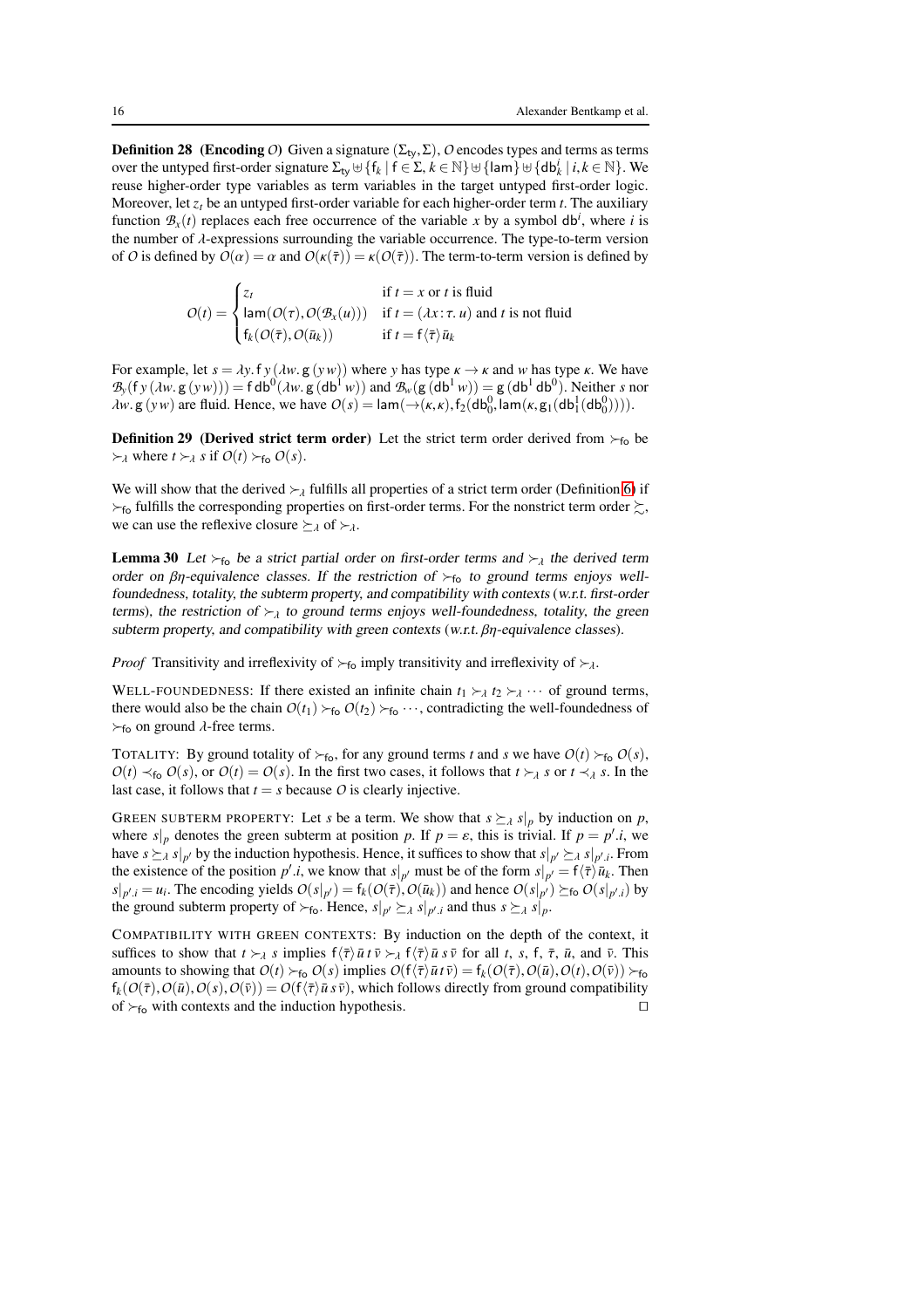**Definition 28 (Encoding $\mathcal{O}$)** Given a signature $(\Sigma_{\mathsf{ty}}, \Sigma)$, $\mathcal{O}$ encodes types and terms as terms over the untyped first-order signature $\Sigma_{\mathsf{ty}} \uplus \{\mathsf{f}_k \mid \mathsf{f} \in \Sigma,\, k \in \mathbb{N}\} \uplus \{\mathsf{lam}\} \uplus \{\mathsf{db}^i_k \mid i, k \in \mathbb{N}\}$. We reuse higher-order type variables as term variables in the target untyped first-order logic. Moreover, let $z_t$ be an untyped first-order variable for each higher-order term $t$. The auxiliary function $\mathcal{B}_x(t)$ replaces each free occurrence of the variable $x$ by a symbol $\mathsf{db}^i$, where $i$ is the number of $\lambda$-expressions surrounding the variable occurrence. The type-to-term version of $\mathcal{O}$ is defined by $\mathcal{O}(\alpha) = \alpha$ and $\mathcal{O}(\kappa(\bar{\tau})) = \kappa(\mathcal{O}(\bar{\tau}))$. The term-to-term version is defined by

$$\mathcal{O}(t) = \begin{cases} z_t & \text{if } t = x \text{ or } t \text{ is fluid} \\ \mathsf{lam}(\mathcal{O}(\tau), \mathcal{O}(\mathcal{B}_x(u))) & \text{if } t = (\lambda x\!:\!\tau.\, u) \text{ and } t \text{ is not fluid} \\ \mathsf{f}_k(\mathcal{O}(\bar{\tau}), \mathcal{O}(\bar{u}_k)) & \text{if } t = \mathsf{f}\langle\bar{\tau}\rangle\,\bar{u}_k \end{cases}$$

For example, let $s = \lambda y.\, \mathsf{f}\, y\, (\lambda w.\, \mathsf{g}\, (y\, w))$ where $y$ has type $\kappa \to \kappa$ and $w$ has type $\kappa$. We have $\mathcal{B}_y(\mathsf{f}\, y\, (\lambda w.\, \mathsf{g}\, (y\, w))) = \mathsf{f}\, \mathsf{db}^0\, (\lambda w.\, \mathsf{g}\, (\mathsf{db}^1\, w))$ and $\mathcal{B}_w(\mathsf{g}\, (\mathsf{db}^1\, w)) = \mathsf{g}\, (\mathsf{db}^1\, \mathsf{db}^0)$. Neither $s$ nor $\lambda w.\, \mathsf{g}\, (y\, w)$ are fluid. Hence, we have $\mathcal{O}(s) = \mathsf{lam}(\to(\kappa,\kappa), \mathsf{f}_2(\mathsf{db}^0_0, \mathsf{lam}(\kappa, \mathsf{g}_1(\mathsf{db}^1_1(\mathsf{db}^0_0)))))$.

**Definition 29 (Derived strict term order)** Let the strict term order derived from $\succ_{\mathsf{fo}}$ be $\succ_\lambda$ where $t \succ_\lambda s$ if $\mathcal{O}(t) \succ_{\mathsf{fo}} \mathcal{O}(s)$.

We will show that the derived $\succ_\lambda$ fulfills all properties of a strict term order (Definition 6) if $\succ_{\mathsf{fo}}$ fulfills the corresponding properties on first-order terms. For the nonstrict term order $\succsim$, we can use the reflexive closure $\succeq_\lambda$ of $\succ_\lambda$.

**Lemma 30** *Let $\succ_{\mathsf{fo}}$ be a strict partial order on first-order terms and $\succ_\lambda$ the derived term order on $\beta\eta$-equivalence classes. If the restriction of $\succ_{\mathsf{fo}}$ to ground terms enjoys well-foundedness, totality, the subterm property, and compatibility with contexts (w.r.t. first-order terms), the restriction of $\succ_\lambda$ to ground terms enjoys well-foundedness, totality, the green subterm property, and compatibility with green contexts (w.r.t. $\beta\eta$-equivalence classes).*

*Proof* Transitivity and irreflexivity of $\succ_{\mathsf{fo}}$ imply transitivity and irreflexivity of $\succ_\lambda$.

WELL-FOUNDEDNESS: If there existed an infinite chain $t_1 \succ_\lambda t_2 \succ_\lambda \cdots$ of ground terms, there would also be the chain $\mathcal{O}(t_1) \succ_{\mathsf{fo}} \mathcal{O}(t_2) \succ_{\mathsf{fo}} \cdots$, contradicting the well-foundedness of $\succ_{\mathsf{fo}}$ on ground $\lambda$-free terms.

TOTALITY: By ground totality of $\succ_{\mathsf{fo}}$, for any ground terms $t$ and $s$ we have $\mathcal{O}(t) \succ_{\mathsf{fo}} \mathcal{O}(s)$, $\mathcal{O}(t) \prec_{\mathsf{fo}} \mathcal{O}(s)$, or $\mathcal{O}(t) = \mathcal{O}(s)$. In the first two cases, it follows that $t \succ_\lambda s$ or $t \prec_\lambda s$. In the last case, it follows that $t = s$ because $\mathcal{O}$ is clearly injective.

GREEN SUBTERM PROPERTY: Let $s$ be a term. We show that $s \succeq_\lambda s|_p$ by induction on $p$, where $s|_p$ denotes the green subterm at position $p$. If $p = \varepsilon$, this is trivial. If $p = p'.i$, we have $s \succeq_\lambda s|_{p'}$ by the induction hypothesis. Hence, it suffices to show that $s|_{p'} \succeq_\lambda s|_{p'.i}$. From the existence of the position $p'.i$, we know that $s|_{p'}$ must be of the form $s|_{p'} = \mathsf{f}\langle\bar{\tau}\rangle\,\bar{u}_k$. Then $s|_{p'.i} = u_i$. The encoding yields $\mathcal{O}(s|_{p'}) = \mathsf{f}_k(\mathcal{O}(\bar{\tau}), \mathcal{O}(\bar{u}_k))$ and hence $\mathcal{O}(s|_{p'}) \succeq_{\mathsf{fo}} \mathcal{O}(s|_{p'.i})$ by the ground subterm property of $\succ_{\mathsf{fo}}$. Hence, $s|_{p'} \succeq_\lambda s|_{p'.i}$ and thus $s \succeq_\lambda s|_p$.

COMPATIBILITY WITH GREEN CONTEXTS: By induction on the depth of the context, it suffices to show that $t \succ_\lambda s$ implies $\mathsf{f}\langle\bar{\tau}\rangle\,\bar{u}\, t\, \bar{v} \succ_\lambda \mathsf{f}\langle\bar{\tau}\rangle\,\bar{u}\, s\, \bar{v}$ for all $t$, $s$, $\mathsf{f}$, $\bar{\tau}$, $\bar{u}$, and $\bar{v}$. This amounts to showing that $\mathcal{O}(t) \succ_{\mathsf{fo}} \mathcal{O}(s)$ implies $\mathcal{O}(\mathsf{f}\langle\bar{\tau}\rangle\,\bar{u}\, t\, \bar{v}) = \mathsf{f}_k(\mathcal{O}(\bar{\tau}), \mathcal{O}(\bar{u}), \mathcal{O}(t), \mathcal{O}(\bar{v})) \succ_{\mathsf{fo}} \mathsf{f}_k(\mathcal{O}(\bar{\tau}), \mathcal{O}(\bar{u}), \mathcal{O}(s), \mathcal{O}(\bar{v})) = \mathcal{O}(\mathsf{f}\langle\bar{\tau}\rangle\,\bar{u}\, s\, \bar{v})$, which follows directly from ground compatibility of $\succ_{\mathsf{fo}}$ with contexts and the induction hypothesis. $\square$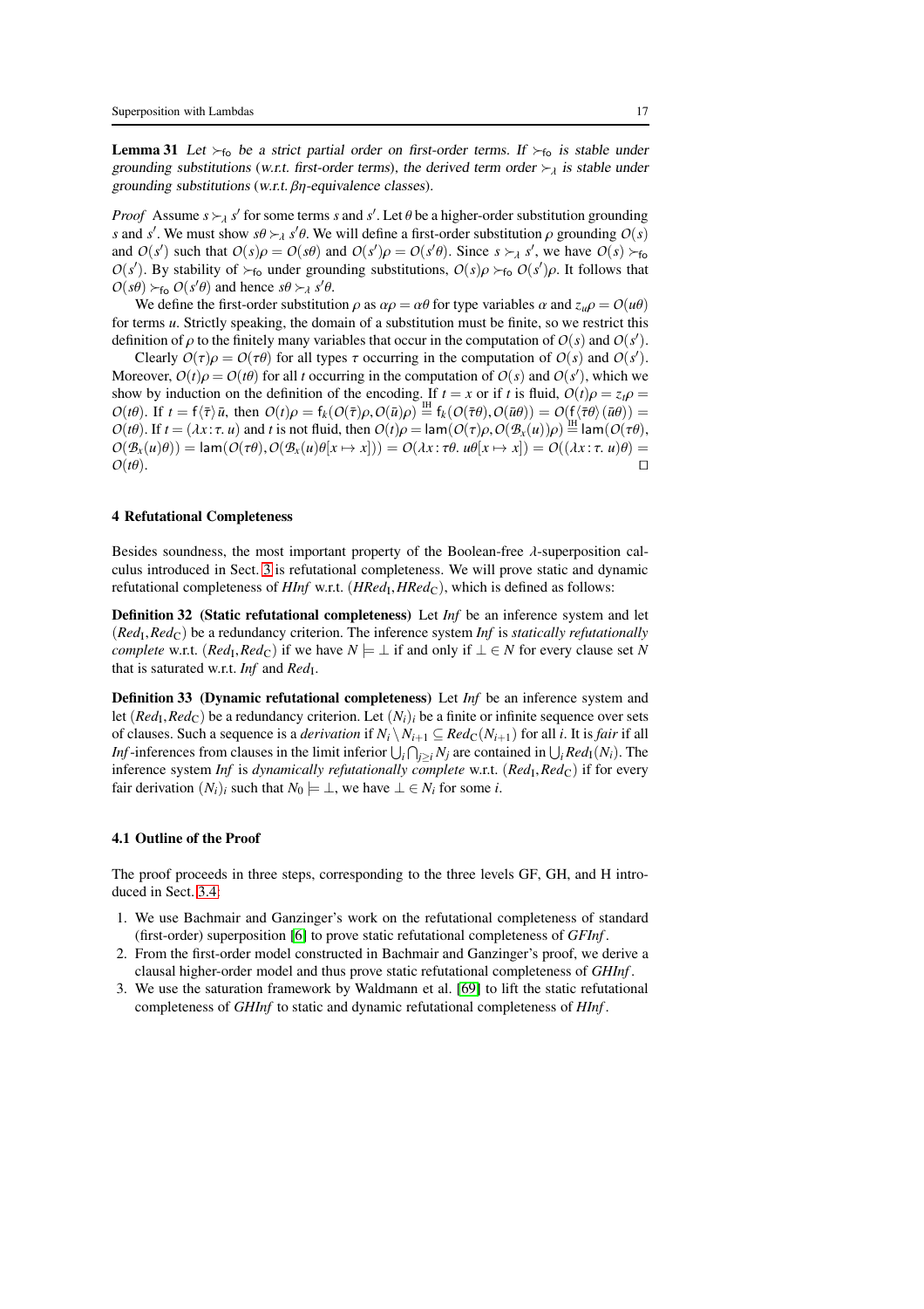**Lemma 31** *Let $\succ_{\mathsf{fo}}$ be a strict partial order on first-order terms. If $\succ_{\mathsf{fo}}$ is stable under grounding substitutions (w.r.t. first-order terms), the derived term order $\succ_\lambda$ is stable under grounding substitutions (w.r.t. $\beta\eta$-equivalence classes).*

*Proof* Assume $s \succ_\lambda s'$ for some terms $s$ and $s'$. Let $\theta$ be a higher-order substitution grounding $s$ and $s'$. We must show $s\theta \succ_\lambda s'\theta$. We will define a first-order substitution $\rho$ grounding $\mathcal{O}(s)$ and $\mathcal{O}(s')$ such that $\mathcal{O}(s)\rho = \mathcal{O}(s\theta)$ and $\mathcal{O}(s')\rho = \mathcal{O}(s'\theta)$. Since $s \succ_\lambda s'$, we have $\mathcal{O}(s) \succ_{\mathsf{fo}} \mathcal{O}(s')$. By stability of $\succ_{\mathsf{fo}}$ under grounding substitutions, $\mathcal{O}(s)\rho \succ_{\mathsf{fo}} \mathcal{O}(s')\rho$. It follows that $\mathcal{O}(s\theta) \succ_{\mathsf{fo}} \mathcal{O}(s'\theta)$ and hence $s\theta \succ_\lambda s'\theta$.

We define the first-order substitution $\rho$ as $\alpha\rho = \alpha\theta$ for type variables $\alpha$ and $z_u\rho = \mathcal{O}(u\theta)$ for terms $u$. Strictly speaking, the domain of a substitution must be finite, so we restrict this definition of $\rho$ to the finitely many variables that occur in the computation of $\mathcal{O}(s)$ and $\mathcal{O}(s')$.

Clearly $\mathcal{O}(\tau)\rho = \mathcal{O}(\tau\theta)$ for all types $\tau$ occurring in the computation of $\mathcal{O}(s)$ and $\mathcal{O}(s')$. Moreover, $\mathcal{O}(t)\rho = \mathcal{O}(t\theta)$ for all $t$ occurring in the computation of $\mathcal{O}(s)$ and $\mathcal{O}(s')$, which we show by induction on the definition of the encoding. If $t = x$ or if $t$ is fluid, $\mathcal{O}(t)\rho = z_t\rho = \mathcal{O}(t\theta)$. If $t = \mathsf{f}\langle\bar{\tau}\rangle\,\bar{u}$, then $\mathcal{O}(t)\rho = \mathsf{f}_k(\mathcal{O}(\bar{\tau})\rho, \mathcal{O}(\bar{u})\rho) \stackrel{\text{IH}}{=} \mathsf{f}_k(\mathcal{O}(\bar{\tau}\theta), \mathcal{O}(\bar{u}\theta)) = \mathcal{O}(\mathsf{f}\langle\bar{\tau}\theta\rangle\,(\bar{u}\theta)) = \mathcal{O}(t\theta)$. If $t = (\lambda x\!:\!\tau.\ u)$ and $t$ is not fluid, then $\mathcal{O}(t)\rho = \mathsf{lam}(\mathcal{O}(\tau)\rho, \mathcal{O}(\mathcal{B}_x(u))\rho) \stackrel{\text{IH}}{=} \mathsf{lam}(\mathcal{O}(\tau\theta), \mathcal{O}(\mathcal{B}_x(u)\theta)) = \mathsf{lam}(\mathcal{O}(\tau\theta), \mathcal{O}(\mathcal{B}_x(u)\theta[x \mapsto x])) = \mathcal{O}(\lambda x\!:\!\tau\theta.\ u\theta[x \mapsto x]) = \mathcal{O}((\lambda x\!:\!\tau.\ u)\theta) = \mathcal{O}(t\theta)$. $\square$

## 4 Refutational Completeness

Besides soundness, the most important property of the Boolean-free $\lambda$-superposition calculus introduced in Sect. 3 is refutational completeness. We will prove static and dynamic refutational completeness of *HInf* w.r.t. $(\mathit{HRed}_{\mathrm{I}}, \mathit{HRed}_{\mathrm{C}})$, which is defined as follows:

**Definition 32 (Static refutational completeness)** Let *Inf* be an inference system and let $(\mathit{Red}_{\mathrm{I}}, \mathit{Red}_{\mathrm{C}})$ be a redundancy criterion. The inference system *Inf* is *statically refutationally complete* w.r.t. $(\mathit{Red}_{\mathrm{I}}, \mathit{Red}_{\mathrm{C}})$ if we have $N \models \bot$ if and only if $\bot \in N$ for every clause set $N$ that is saturated w.r.t. *Inf* and $\mathit{Red}_{\mathrm{I}}$.

**Definition 33 (Dynamic refutational completeness)** Let *Inf* be an inference system and let $(\mathit{Red}_{\mathrm{I}}, \mathit{Red}_{\mathrm{C}})$ be a redundancy criterion. Let $(N_i)_i$ be a finite or infinite sequence over sets of clauses. Such a sequence is a *derivation* if $N_i \setminus N_{i+1} \subseteq \mathit{Red}_{\mathrm{C}}(N_{i+1})$ for all $i$. It is *fair* if all *Inf*-inferences from clauses in the limit inferior $\bigcup_i \bigcap_{j\geq i} N_j$ are contained in $\bigcup_i \mathit{Red}_{\mathrm{I}}(N_i)$. The inference system *Inf* is *dynamically refutationally complete* w.r.t. $(\mathit{Red}_{\mathrm{I}}, \mathit{Red}_{\mathrm{C}})$ if for every fair derivation $(N_i)_i$ such that $N_0 \models \bot$, we have $\bot \in N_i$ for some $i$.

### 4.1 Outline of the Proof

The proof proceeds in three steps, corresponding to the three levels GF, GH, and H introduced in Sect. 3.4:

1. We use Bachmair and Ganzinger's work on the refutational completeness of standard (first-order) superposition [6] to prove static refutational completeness of *GFInf*.
2. From the first-order model constructed in Bachmair and Ganzinger's proof, we derive a clausal higher-order model and thus prove static refutational completeness of *GHInf*.
3. We use the saturation framework by Waldmann et al. [69] to lift the static refutational completeness of *GHInf* to static and dynamic refutational completeness of *HInf*.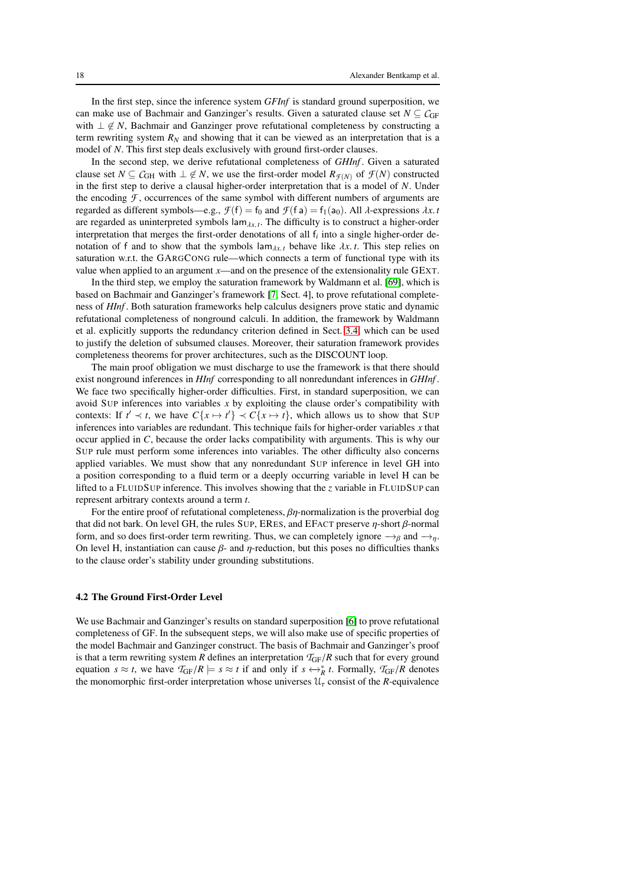In the first step, since the inference system *GFInf* is standard ground superposition, we can make use of Bachmair and Ganzinger's results. Given a saturated clause set $N \subseteq \mathcal{C}_{\mathrm{GF}}$ with $\bot \notin N$, Bachmair and Ganzinger prove refutational completeness by constructing a term rewriting system $R_N$ and showing that it can be viewed as an interpretation that is a model of $N$. This first step deals exclusively with ground first-order clauses.

In the second step, we derive refutational completeness of *GHInf*. Given a saturated clause set $N \subseteq \mathcal{C}_{\mathrm{GH}}$ with $\bot \notin N$, we use the first-order model $R_{\mathcal{F}(N)}$ of $\mathcal{F}(N)$ constructed in the first step to derive a clausal higher-order interpretation that is a model of $N$. Under the encoding $\mathcal{F}$, occurrences of the same symbol with different numbers of arguments are regarded as different symbols—e.g., $\mathcal{F}(\mathsf{f}) = \mathsf{f}_0$ and $\mathcal{F}(\mathsf{f}\;\mathsf{a}) = \mathsf{f}_1(\mathsf{a}_0)$. All $\lambda$-expressions $\lambda x.\,t$ are regarded as uninterpreted symbols $\mathsf{lam}_{\lambda x.\,t}$. The difficulty is to construct a higher-order interpretation that merges the first-order denotations of all $\mathsf{f}_i$ into a single higher-order denotation of $\mathsf{f}$ and to show that the symbols $\mathsf{lam}_{\lambda x.\,t}$ behave like $\lambda x.\,t$. This step relies on saturation w.r.t. the GARGCONG rule—which connects a term of functional type with its value when applied to an argument $x$—and on the presence of the extensionality rule GEXT.

In the third step, we employ the saturation framework by Waldmann et al. [69], which is based on Bachmair and Ganzinger's framework [7, Sect. 4], to prove refutational completeness of *HInf*. Both saturation frameworks help calculus designers prove static and dynamic refutational completeness of nonground calculi. In addition, the framework by Waldmann et al. explicitly supports the redundancy criterion defined in Sect. 3.4, which can be used to justify the deletion of subsumed clauses. Moreover, their saturation framework provides completeness theorems for prover architectures, such as the DISCOUNT loop.

The main proof obligation we must discharge to use the framework is that there should exist nonground inferences in *HInf* corresponding to all nonredundant inferences in *GHInf*. We face two specifically higher-order difficulties. First, in standard superposition, we can avoid SUP inferences into variables $x$ by exploiting the clause order's compatibility with contexts: If $t' \prec t$, we have $C\{x \mapsto t'\} \prec C\{x \mapsto t\}$, which allows us to show that SUP inferences into variables are redundant. This technique fails for higher-order variables $x$ that occur applied in $C$, because the order lacks compatibility with arguments. This is why our SUP rule must perform some inferences into variables. The other difficulty also concerns applied variables. We must show that any nonredundant SUP inference in level GH into a position corresponding to a fluid term or a deeply occurring variable in level H can be lifted to a FLUIDSUP inference. This involves showing that the $z$ variable in FLUIDSUP can represent arbitrary contexts around a term $t$.

For the entire proof of refutational completeness, $\beta\eta$-normalization is the proverbial dog that did not bark. On level GH, the rules SUP, ERES, and EFACT preserve $\eta$-short $\beta$-normal form, and so does first-order term rewriting. Thus, we can completely ignore $\longrightarrow_\beta$ and $\longrightarrow_\eta$. On level H, instantiation can cause $\beta$- and $\eta$-reduction, but this poses no difficulties thanks to the clause order's stability under grounding substitutions.

### 4.2 The Ground First-Order Level

We use Bachmair and Ganzinger's results on standard superposition [6] to prove refutational completeness of GF. In the subsequent steps, we will also make use of specific properties of the model Bachmair and Ganzinger construct. The basis of Bachmair and Ganzinger's proof is that a term rewriting system $R$ defines an interpretation $\mathcal{T}_{\mathrm{GF}}/R$ such that for every ground equation $s \approx t$, we have $\mathcal{T}_{\mathrm{GF}}/R \models s \approx t$ if and only if $s \leftrightarrow_R^* t$. Formally, $\mathcal{T}_{\mathrm{GF}}/R$ denotes the monomorphic first-order interpretation whose universes $\mathcal{U}_\tau$ consist of the $R$-equivalence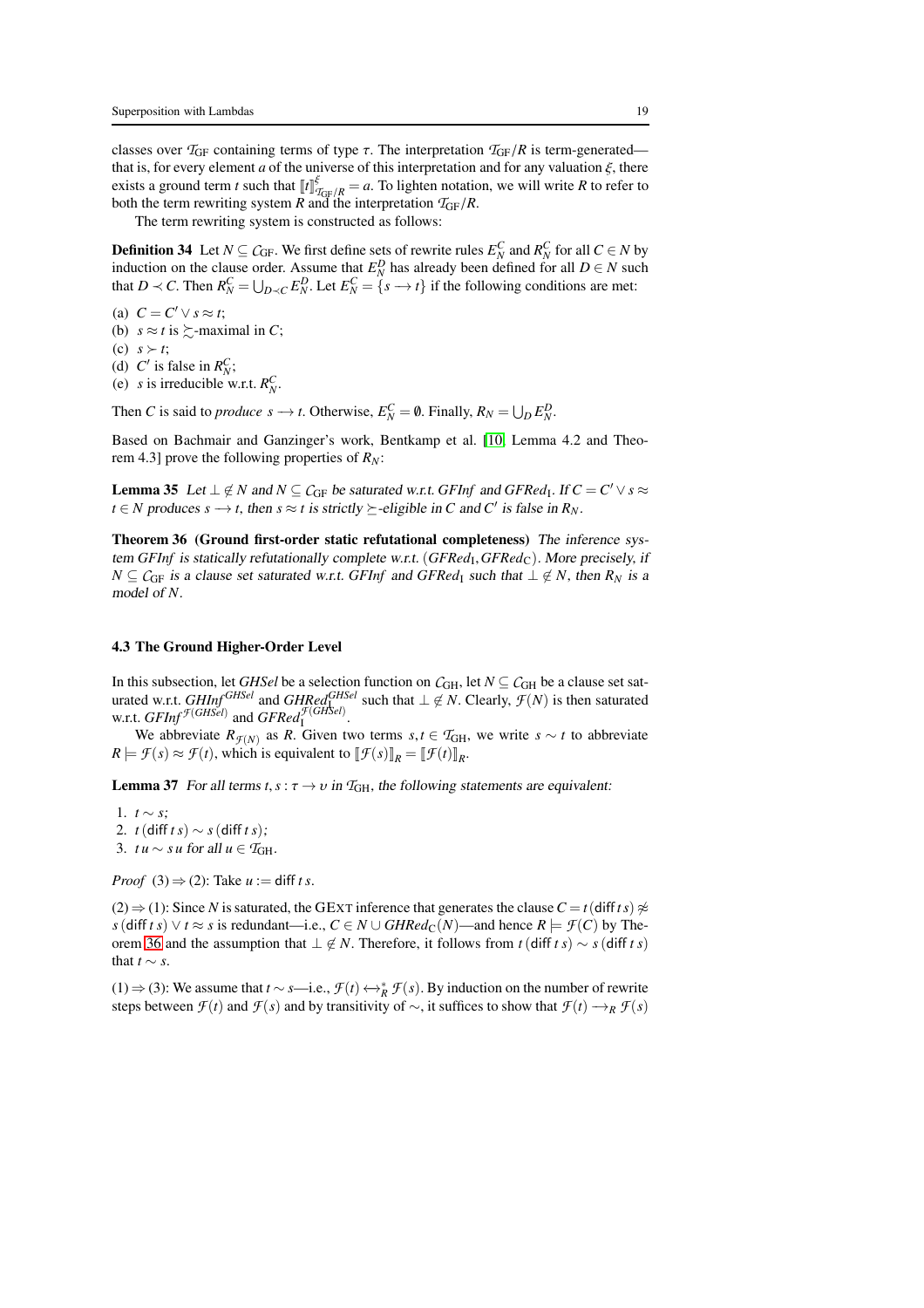classes over $\mathcal{T}_{\mathrm{GF}}$ containing terms of type $\tau$. The interpretation $\mathcal{T}_{\mathrm{GF}}/R$ is term-generated—that is, for every element $a$ of the universe of this interpretation and for any valuation $\xi$, there exists a ground term $t$ such that $[\![t]\!]^{\xi}_{\mathcal{T}_{\mathrm{GF}}/R} = a$. To lighten notation, we will write $R$ to refer to both the term rewriting system $R$ and the interpretation $\mathcal{T}_{\mathrm{GF}}/R$.

The term rewriting system is constructed as follows:

**Definition 34** Let $N \subseteq \mathcal{C}_{\mathrm{GF}}$. We first define sets of rewrite rules $E_N^C$ and $R_N^C$ for all $C \in N$ by induction on the clause order. Assume that $E_N^D$ has already been defined for all $D \in N$ such that $D \prec C$. Then $R_N^C = \bigcup_{D \prec C} E_N^D$. Let $E_N^C = \{s \longrightarrow t\}$ if the following conditions are met:

(a) $C = C' \vee s \approx t$;
(b) $s \approx t$ is $\succsim$-maximal in $C$;
(c) $s \succ t$;
(d) $C'$ is false in $R_N^C$;
(e) $s$ is irreducible w.r.t. $R_N^C$.

Then $C$ is said to *produce* $s \longrightarrow t$. Otherwise, $E_N^C = \emptyset$. Finally, $R_N = \bigcup_D E_N^D$.

Based on Bachmair and Ganzinger's work, Bentkamp et al. [10, Lemma 4.2 and Theorem 4.3] prove the following properties of $R_N$:

**Lemma 35** *Let $\bot \notin N$ and $N \subseteq \mathcal{C}_{\mathrm{GF}}$ be saturated w.r.t. GFInf and $\mathit{GFRed}_{\mathrm{I}}$. If $C = C' \vee s \approx t \in N$ produces $s \longrightarrow t$, then $s \approx t$ is strictly $\succeq$-eligible in $C$ and $C'$ is false in $R_N$.*

**Theorem 36 (Ground first-order static refutational completeness)** *The inference system GFInf is statically refutationally complete w.r.t. $(\mathit{GFRed}_{\mathrm{I}}, \mathit{GFRed}_{\mathrm{C}})$. More precisely, if $N \subseteq \mathcal{C}_{\mathrm{GF}}$ is a clause set saturated w.r.t. GFInf and $\mathit{GFRed}_{\mathrm{I}}$ such that $\bot \notin N$, then $R_N$ is a model of $N$.*

### 4.3 The Ground Higher-Order Level

In this subsection, let *GHSel* be a selection function on $\mathcal{C}_{\mathrm{GH}}$, let $N \subseteq \mathcal{C}_{\mathrm{GH}}$ be a clause set saturated w.r.t. $\mathit{GHInf}^{\mathit{GHSel}}$ and $\mathit{GHRed}_{\mathrm{I}}^{\mathit{GHSel}}$ such that $\bot \notin N$. Clearly, $\mathcal{F}(N)$ is then saturated w.r.t. $\mathit{GFInf}^{\mathcal{F}(\mathit{GHSel})}$ and $\mathit{GFRed}_{\mathrm{I}}^{\mathcal{F}(\mathit{GHSel})}$.

We abbreviate $R_{\mathcal{F}(N)}$ as $R$. Given two terms $s, t \in \mathcal{T}_{\mathrm{GH}}$, we write $s \sim t$ to abbreviate $R \models \mathcal{F}(s) \approx \mathcal{F}(t)$, which is equivalent to $[\![\mathcal{F}(s)]\!]_R = [\![\mathcal{F}(t)]\!]_R$.

**Lemma 37** *For all terms $t, s : \tau \to \upsilon$ in $\mathcal{T}_{\mathrm{GH}}$, the following statements are equivalent:*

1. $t \sim s$;
2. $t\,(\mathsf{diff}\,t\,s) \sim s\,(\mathsf{diff}\,t\,s)$;
3. $t\,u \sim s\,u$ for all $u \in \mathcal{T}_{\mathrm{GH}}$.

*Proof* (3) $\Rightarrow$ (2): Take $u := \mathsf{diff}\,t\,s$.

(2) $\Rightarrow$ (1): Since $N$ is saturated, the GEXT inference that generates the clause $C = t\,(\mathsf{diff}\,t\,s) \not\approx s\,(\mathsf{diff}\,t\,s) \vee t \approx s$ is redundant—i.e., $C \in N \cup \mathit{GHRed}_{\mathrm{C}}(N)$—and hence $R \models \mathcal{F}(C)$ by Theorem 36 and the assumption that $\bot \notin N$. Therefore, it follows from $t\,(\mathsf{diff}\,t\,s) \sim s\,(\mathsf{diff}\,t\,s)$ that $t \sim s$.

(1) $\Rightarrow$ (3): We assume that $t \sim s$—i.e., $\mathcal{F}(t) \leftrightarrow_R^* \mathcal{F}(s)$. By induction on the number of rewrite steps between $\mathcal{F}(t)$ and $\mathcal{F}(s)$ and by transitivity of $\sim$, it suffices to show that $\mathcal{F}(t) \longrightarrow_R \mathcal{F}(s)$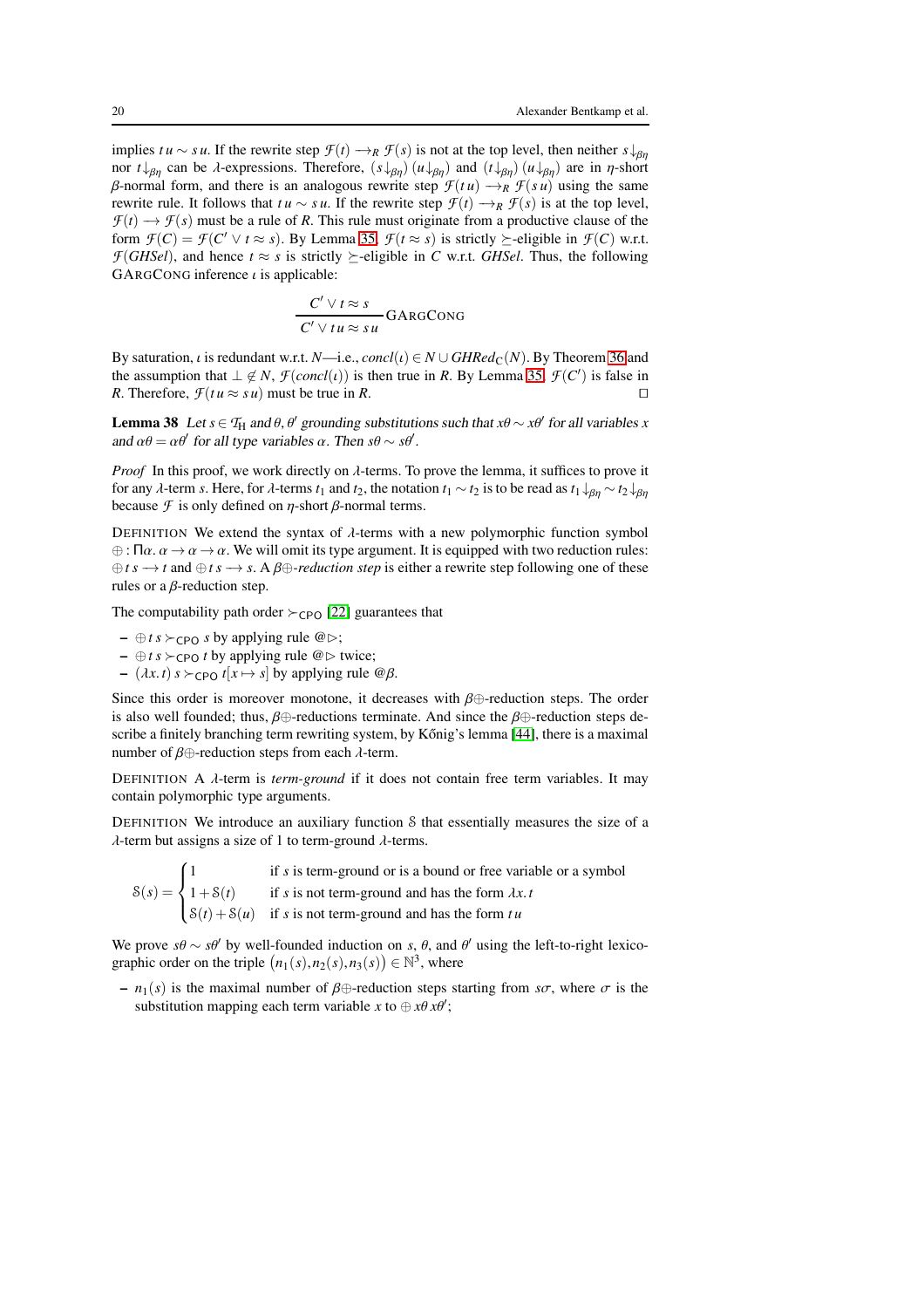implies $t\,u \sim s\,u$. If the rewrite step $\mathcal{F}(t) \longrightarrow_R \mathcal{F}(s)$ is not at the top level, then neither $s{\downarrow_{\beta\eta}}$ nor $t{\downarrow_{\beta\eta}}$ can be $\lambda$-expressions. Therefore, $(s{\downarrow_{\beta\eta}})\,(u{\downarrow_{\beta\eta}})$ and $(t{\downarrow_{\beta\eta}})\,(u{\downarrow_{\beta\eta}})$ are in $\eta$-short $\beta$-normal form, and there is an analogous rewrite step $\mathcal{F}(t\,u) \longrightarrow_R \mathcal{F}(s\,u)$ using the same rewrite rule. It follows that $t\,u \sim s\,u$. If the rewrite step $\mathcal{F}(t) \longrightarrow_R \mathcal{F}(s)$ is at the top level, $\mathcal{F}(t) \longrightarrow \mathcal{F}(s)$ must be a rule of $R$. This rule must originate from a productive clause of the form $\mathcal{F}(C) = \mathcal{F}(C' \vee t \approx s)$. By Lemma 35, $\mathcal{F}(t \approx s)$ is strictly $\succeq$-eligible in $\mathcal{F}(C)$ w.r.t. $\mathcal{F}(\mathit{GHSel})$, and hence $t \approx s$ is strictly $\succeq$-eligible in $C$ w.r.t. $\mathit{GHSel}$. Thus, the following GArgCong inference $\iota$ is applicable:

$$\frac{C' \vee t \approx s}{C' \vee t\,u \approx s\,u}\,\textsc{GArgCong}$$

By saturation, $\iota$ is redundant w.r.t. $N$—i.e., $\mathit{concl}(\iota) \in N \cup \mathit{GHRed}_{\mathrm{C}}(N)$. By Theorem 36 and the assumption that $\bot \notin N$, $\mathcal{F}(\mathit{concl}(\iota))$ is then true in $R$. By Lemma 35, $\mathcal{F}(C')$ is false in $R$. Therefore, $\mathcal{F}(t\,u \approx s\,u)$ must be true in $R$. $\square$

**Lemma 38** *Let $s \in \mathcal{T}_{\mathrm{H}}$ and $\theta, \theta'$ grounding substitutions such that $x\theta \sim x\theta'$ for all variables $x$ and $\alpha\theta = \alpha\theta'$ for all type variables $\alpha$. Then $s\theta \sim s\theta'$.*

*Proof* In this proof, we work directly on $\lambda$-terms. To prove the lemma, it suffices to prove it for any $\lambda$-term $s$. Here, for $\lambda$-terms $t_1$ and $t_2$, the notation $t_1 \sim t_2$ is to be read as $t_1{\downarrow_{\beta\eta}} \sim t_2{\downarrow_{\beta\eta}}$ because $\mathcal{F}$ is only defined on $\eta$-short $\beta$-normal terms.

Definition We extend the syntax of $\lambda$-terms with a new polymorphic function symbol $\oplus : \Pi\alpha.\,\alpha \to \alpha \to \alpha$. We will omit its type argument. It is equipped with two reduction rules: $\oplus\,t\,s \longrightarrow t$ and $\oplus\,t\,s \longrightarrow s$. A *$\beta\oplus$-reduction step* is either a rewrite step following one of these rules or a $\beta$-reduction step.

The computability path order $\succ_{\mathsf{CPO}}$ [22] guarantees that

- $\oplus\,t\,s \succ_{\mathsf{CPO}} s$ by applying rule $@\rhd$;
- $\oplus\,t\,s \succ_{\mathsf{CPO}} t$ by applying rule $@\rhd$ twice;
- $(\lambda x.\,t)\,s \succ_{\mathsf{CPO}} t[x \mapsto s]$ by applying rule $@\beta$.

Since this order is moreover monotone, it decreases with $\beta\oplus$-reduction steps. The order is also well founded; thus, $\beta\oplus$-reductions terminate. And since the $\beta\oplus$-reduction steps describe a finitely branching term rewriting system, by Kőnig's lemma [44], there is a maximal number of $\beta\oplus$-reduction steps from each $\lambda$-term.

Definition A $\lambda$-term is *term-ground* if it does not contain free term variables. It may contain polymorphic type arguments.

Definition We introduce an auxiliary function $\mathcal{S}$ that essentially measures the size of a $\lambda$-term but assigns a size of 1 to term-ground $\lambda$-terms.

$$\mathcal{S}(s) = \begin{cases} 1 & \text{if } s \text{ is term-ground or is a bound or free variable or a symbol} \\ 1 + \mathcal{S}(t) & \text{if } s \text{ is not term-ground and has the form } \lambda x.\,t \\ \mathcal{S}(t) + \mathcal{S}(u) & \text{if } s \text{ is not term-ground and has the form } t\,u \end{cases}$$

We prove $s\theta \sim s\theta'$ by well-founded induction on $s$, $\theta$, and $\theta'$ using the left-to-right lexicographic order on the triple $\big(n_1(s), n_2(s), n_3(s)\big) \in \mathbb{N}^3$, where

- $n_1(s)$ is the maximal number of $\beta\oplus$-reduction steps starting from $s\sigma$, where $\sigma$ is the substitution mapping each term variable $x$ to $\oplus\,x\theta\,x\theta'$;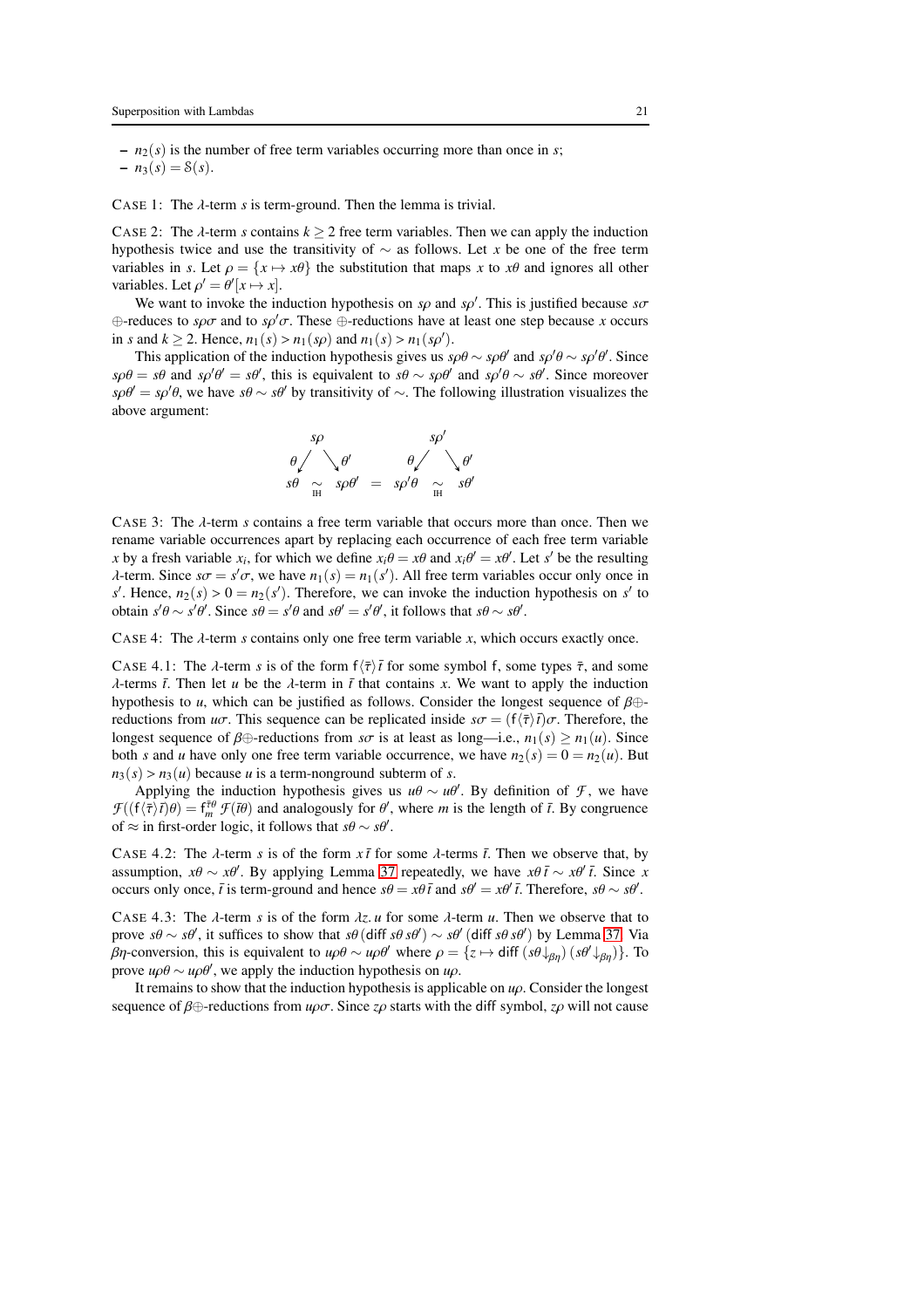- $n_2(s)$ is the number of free term variables occurring more than once in $s$;
- $n_3(s) = \mathcal{S}(s)$.

CASE 1: The $\lambda$-term $s$ is term-ground. Then the lemma is trivial.

CASE 2: The $\lambda$-term $s$ contains $k \geq 2$ free term variables. Then we can apply the induction hypothesis twice and use the transitivity of $\sim$ as follows. Let $x$ be one of the free term variables in $s$. Let $\rho = \{x \mapsto x\theta\}$ the substitution that maps $x$ to $x\theta$ and ignores all other variables. Let $\rho' = \theta'[x \mapsto x]$.

We want to invoke the induction hypothesis on $s\rho$ and $s\rho'$. This is justified because $s\sigma$ $\oplus$-reduces to $s\rho\sigma$ and to $s\rho'\sigma$. These $\oplus$-reductions have at least one step because $x$ occurs in $s$ and $k \geq 2$. Hence, $n_1(s) > n_1(s\rho)$ and $n_1(s) > n_1(s\rho')$.

This application of the induction hypothesis gives us $s\rho\theta \sim s\rho\theta'$ and $s\rho'\theta \sim s\rho'\theta'$. Since $s\rho\theta = s\theta$ and $s\rho'\theta' = s\theta'$, this is equivalent to $s\theta \sim s\rho\theta'$ and $s\rho'\theta \sim s\theta'$. Since moreover $s\rho\theta' = s\rho'\theta$, we have $s\theta \sim s\theta'$ by transitivity of $\sim$. The following illustration visualizes the above argument:

$$
\begin{array}{ccccccc}
 & s\rho & & & & s\rho' & \\
\theta\swarrow & & \searrow\theta' & & \theta\swarrow & & \searrow\theta' \\
s\theta & \underset{\text{IH}}{\sim} & s\rho\theta' & = & s\rho'\theta & \underset{\text{IH}}{\sim} & s\theta'
\end{array}
$$

CASE 3: The $\lambda$-term $s$ contains a free term variable that occurs more than once. Then we rename variable occurrences apart by replacing each occurrence of each free term variable $x$ by a fresh variable $x_i$, for which we define $x_i\theta = x\theta$ and $x_i\theta' = x\theta'$. Let $s'$ be the resulting $\lambda$-term. Since $s\sigma = s'\sigma$, we have $n_1(s) = n_1(s')$. All free term variables occur only once in $s'$. Hence, $n_2(s) > 0 = n_2(s')$. Therefore, we can invoke the induction hypothesis on $s'$ to obtain $s'\theta \sim s'\theta'$. Since $s\theta = s'\theta$ and $s\theta' = s'\theta'$, it follows that $s\theta \sim s\theta'$.

CASE 4: The $\lambda$-term $s$ contains only one free term variable $x$, which occurs exactly once.

CASE 4.1: The $\lambda$-term $s$ is of the form $\mathsf{f}\langle\bar{\tau}\rangle\,\bar{t}$ for some symbol $\mathsf{f}$, some types $\bar{\tau}$, and some $\lambda$-terms $\bar{t}$. Then let $u$ be the $\lambda$-term in $\bar{t}$ that contains $x$. We want to apply the induction hypothesis to $u$, which can be justified as follows. Consider the longest sequence of $\beta\oplus$-reductions from $u\sigma$. This sequence can be replicated inside $s\sigma = (\mathsf{f}\langle\bar{\tau}\rangle\,\bar{t})\sigma$. Therefore, the longest sequence of $\beta\oplus$-reductions from $s\sigma$ is at least as long—i.e., $n_1(s) \geq n_1(u)$. Since both $s$ and $u$ have only one free term variable occurrence, we have $n_2(s) = 0 = n_2(u)$. But $n_3(s) > n_3(u)$ because $u$ is a term-nonground subterm of $s$.

Applying the induction hypothesis gives us $u\theta \sim u\theta'$. By definition of $\mathcal{F}$, we have $\mathcal{F}((\mathsf{f}\langle\bar{\tau}\rangle\,\bar{t})\theta) = \mathsf{f}_m^{\bar{\tau}\theta}\,\mathcal{F}(\bar{t}\theta)$ and analogously for $\theta'$, where $m$ is the length of $\bar{t}$. By congruence of $\approx$ in first-order logic, it follows that $s\theta \sim s\theta'$.

CASE 4.2: The $\lambda$-term $s$ is of the form $x\,\bar{t}$ for some $\lambda$-terms $\bar{t}$. Then we observe that, by assumption, $x\theta \sim x\theta'$. By applying Lemma 37 repeatedly, we have $x\theta\,\bar{t} \sim x\theta'\,\bar{t}$. Since $x$ occurs only once, $\bar{t}$ is term-ground and hence $s\theta = x\theta\,\bar{t}$ and $s\theta' = x\theta'\,\bar{t}$. Therefore, $s\theta \sim s\theta'$.

CASE 4.3: The $\lambda$-term $s$ is of the form $\lambda z.\,u$ for some $\lambda$-term $u$. Then we observe that to prove $s\theta \sim s\theta'$, it suffices to show that $s\theta\,(\mathsf{diff}\;s\theta\,s\theta') \sim s\theta'\,(\mathsf{diff}\;s\theta\,s\theta')$ by Lemma 37. Via $\beta\eta$-conversion, this is equivalent to $u\rho\theta \sim u\rho\theta'$ where $\rho = \{z \mapsto \mathsf{diff}\;(s\theta{\downarrow_{\beta\eta}})\,(s\theta'{\downarrow_{\beta\eta}})\}$. To prove $u\rho\theta \sim u\rho\theta'$, we apply the induction hypothesis on $u\rho$.

It remains to show that the induction hypothesis is applicable on $u\rho$. Consider the longest sequence of $\beta\oplus$-reductions from $u\rho\sigma$. Since $z\rho$ starts with the $\mathsf{diff}$ symbol, $z\rho$ will not cause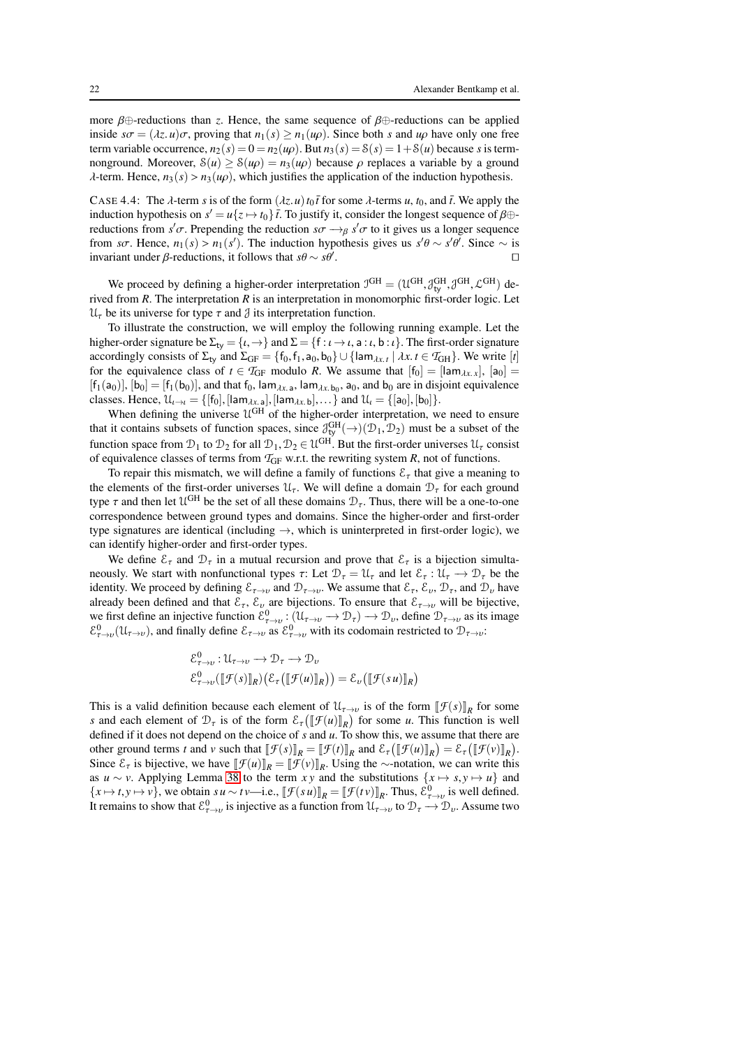more $\beta\oplus$-reductions than $z$. Hence, the same sequence of $\beta\oplus$-reductions can be applied inside $s\sigma = (\lambda z.\, u)\sigma$, proving that $n_1(s) \geq n_1(u\rho)$. Since both $s$ and $u\rho$ have only one free term variable occurrence, $n_2(s) = 0 = n_2(u\rho)$. But $n_3(s) = \mathcal{S}(s) = 1 + \mathcal{S}(u)$ because $s$ is term-nonground. Moreover, $\mathcal{S}(u) \geq \mathcal{S}(u\rho) = n_3(u\rho)$ because $\rho$ replaces a variable by a ground $\lambda$-term. Hence, $n_3(s) > n_3(u\rho)$, which justifies the application of the induction hypothesis.

CASE 4.4: The $\lambda$-term $s$ is of the form $(\lambda z.\, u)\, t_0\, \bar{t}$ for some $\lambda$-terms $u$, $t_0$, and $\bar{t}$. We apply the induction hypothesis on $s' = u\{z \mapsto t_0\}\, \bar{t}$. To justify it, consider the longest sequence of $\beta\oplus$-reductions from $s'\sigma$. Prepending the reduction $s\sigma \longrightarrow_\beta s'\sigma$ to it gives us a longer sequence from $s\sigma$. Hence, $n_1(s) > n_1(s')$. The induction hypothesis gives us $s'\theta \sim s'\theta'$. Since $\sim$ is invariant under $\beta$-reductions, it follows that $s\theta \sim s\theta'$. $\square$

We proceed by defining a higher-order interpretation $\mathcal{I}^{\text{GH}} = (\mathcal{U}^{\text{GH}}, \mathcal{J}_{\text{ty}}^{\text{GH}}, \mathcal{J}^{\text{GH}}, \mathcal{L}^{\text{GH}})$ derived from $R$. The interpretation $R$ is an interpretation in monomorphic first-order logic. Let $\mathcal{U}_\tau$ be its universe for type $\tau$ and $\mathcal{J}$ its interpretation function.

To illustrate the construction, we will employ the following running example. Let the higher-order signature be $\Sigma_{\text{ty}} = \{\iota, \rightarrow\}$ and $\Sigma = \{\mathsf{f} : \iota \rightarrow \iota, \mathsf{a} : \iota, \mathsf{b} : \iota\}$. The first-order signature accordingly consists of $\Sigma_{\text{ty}}$ and $\Sigma_{\text{GF}} = \{\mathsf{f}_0, \mathsf{f}_1, \mathsf{a}_0, \mathsf{b}_0\} \cup \{\mathsf{lam}_{\lambda x.\, t} \mid \lambda x.\, t \in \mathcal{T}_{\text{GH}}\}$. We write $[t]$ for the equivalence class of $t \in \mathcal{T}_{\text{GF}}$ modulo $R$. We assume that $[\mathsf{f}_0] = [\mathsf{lam}_{\lambda x.\, x}]$, $[\mathsf{a}_0] = [\mathsf{f}_1(\mathsf{a}_0)]$, $[\mathsf{b}_0] = [\mathsf{f}_1(\mathsf{b}_0)]$, and that $\mathsf{f}_0$, $\mathsf{lam}_{\lambda x.\, \mathsf{a}}$, $\mathsf{lam}_{\lambda x.\, \mathsf{b}_0}$, $\mathsf{a}_0$, and $\mathsf{b}_0$ are in disjoint equivalence classes. Hence, $\mathcal{U}_{\iota \rightarrow \iota} = \{[\mathsf{f}_0], [\mathsf{lam}_{\lambda x.\, \mathsf{a}}], [\mathsf{lam}_{\lambda x.\, \mathsf{b}}], \ldots\}$ and $\mathcal{U}_\iota = \{[\mathsf{a}_0], [\mathsf{b}_0]\}$.

When defining the universe $\mathcal{U}^{\text{GH}}$ of the higher-order interpretation, we need to ensure that it contains subsets of function spaces, since $\mathcal{J}_{\text{ty}}^{\text{GH}}(\rightarrow)(\mathcal{D}_1, \mathcal{D}_2)$ must be a subset of the function space from $\mathcal{D}_1$ to $\mathcal{D}_2$ for all $\mathcal{D}_1, \mathcal{D}_2 \in \mathcal{U}^{\text{GH}}$. But the first-order universes $\mathcal{U}_\tau$ consist of equivalence classes of terms from $\mathcal{T}_{\text{GF}}$ w.r.t. the rewriting system $R$, not of functions.

To repair this mismatch, we will define a family of functions $\mathcal{E}_\tau$ that give a meaning to the elements of the first-order universes $\mathcal{U}_\tau$. We will define a domain $\mathcal{D}_\tau$ for each ground type $\tau$ and then let $\mathcal{U}^{\text{GH}}$ be the set of all these domains $\mathcal{D}_\tau$. Thus, there will be a one-to-one correspondence between ground types and domains. Since the higher-order and first-order type signatures are identical (including $\rightarrow$, which is uninterpreted in first-order logic), we can identify higher-order and first-order types.

We define $\mathcal{E}_\tau$ and $\mathcal{D}_\tau$ in a mutual recursion and prove that $\mathcal{E}_\tau$ is a bijection simultaneously. We start with nonfunctional types $\tau$: Let $\mathcal{D}_\tau = \mathcal{U}_\tau$ and let $\mathcal{E}_\tau : \mathcal{U}_\tau \longrightarrow \mathcal{D}_\tau$ be the identity. We proceed by defining $\mathcal{E}_{\tau \rightarrow \upsilon}$ and $\mathcal{D}_{\tau \rightarrow \upsilon}$. We assume that $\mathcal{E}_\tau$, $\mathcal{E}_\upsilon$, $\mathcal{D}_\tau$, and $\mathcal{D}_\upsilon$ have already been defined and that $\mathcal{E}_\tau$, $\mathcal{E}_\upsilon$ are bijections. To ensure that $\mathcal{E}_{\tau \rightarrow \upsilon}$ will be bijective, we first define an injective function $\mathcal{E}^0_{\tau \rightarrow \upsilon} : (\mathcal{U}_{\tau \rightarrow \upsilon} \longrightarrow \mathcal{D}_\tau) \longrightarrow \mathcal{D}_\upsilon$, define $\mathcal{D}_{\tau \rightarrow \upsilon}$ as its image $\mathcal{E}^0_{\tau \rightarrow \upsilon}(\mathcal{U}_{\tau \rightarrow \upsilon})$, and finally define $\mathcal{E}_{\tau \rightarrow \upsilon}$ as $\mathcal{E}^0_{\tau \rightarrow \upsilon}$ with its codomain restricted to $\mathcal{D}_{\tau \rightarrow \upsilon}$:

$$
\begin{aligned}
&\mathcal{E}^0_{\tau \rightarrow \upsilon} : \mathcal{U}_{\tau \rightarrow \upsilon} \longrightarrow \mathcal{D}_\tau \longrightarrow \mathcal{D}_\upsilon \\
&\mathcal{E}^0_{\tau \rightarrow \upsilon}(\llbracket \mathcal{F}(s) \rrbracket_R)\big(\mathcal{E}_\tau(\llbracket \mathcal{F}(u) \rrbracket_R)\big) = \mathcal{E}_\upsilon\big(\llbracket \mathcal{F}(s\, u) \rrbracket_R\big)
\end{aligned}
$$

This is a valid definition because each element of $\mathcal{U}_{\tau \rightarrow \upsilon}$ is of the form $\llbracket \mathcal{F}(s) \rrbracket_R$ for some $s$ and each element of $\mathcal{D}_\tau$ is of the form $\mathcal{E}_\tau\big(\llbracket \mathcal{F}(u) \rrbracket_R\big)$ for some $u$. This function is well defined if it does not depend on the choice of $s$ and $u$. To show this, we assume that there are other ground terms $t$ and $v$ such that $\llbracket \mathcal{F}(s) \rrbracket_R = \llbracket \mathcal{F}(t) \rrbracket_R$ and $\mathcal{E}_\tau\big(\llbracket \mathcal{F}(u) \rrbracket_R\big) = \mathcal{E}_\tau\big(\llbracket \mathcal{F}(v) \rrbracket_R\big)$. Since $\mathcal{E}_\tau$ is bijective, we have $\llbracket \mathcal{F}(u) \rrbracket_R = \llbracket \mathcal{F}(v) \rrbracket_R$. Using the $\sim$-notation, we can write this as $u \sim v$. Applying Lemma 38 to the term $x\, y$ and the substitutions $\{x \mapsto s, y \mapsto u\}$ and $\{x \mapsto t, y \mapsto v\}$, we obtain $s\, u \sim t\, v$—i.e., $\llbracket \mathcal{F}(s\, u) \rrbracket_R = \llbracket \mathcal{F}(t\, v) \rrbracket_R$. Thus, $\mathcal{E}^0_{\tau \rightarrow \upsilon}$ is well defined. It remains to show that $\mathcal{E}^0_{\tau \rightarrow \upsilon}$ is injective as a function from $\mathcal{U}_{\tau \rightarrow \upsilon}$ to $\mathcal{D}_\tau \longrightarrow \mathcal{D}_\upsilon$. Assume two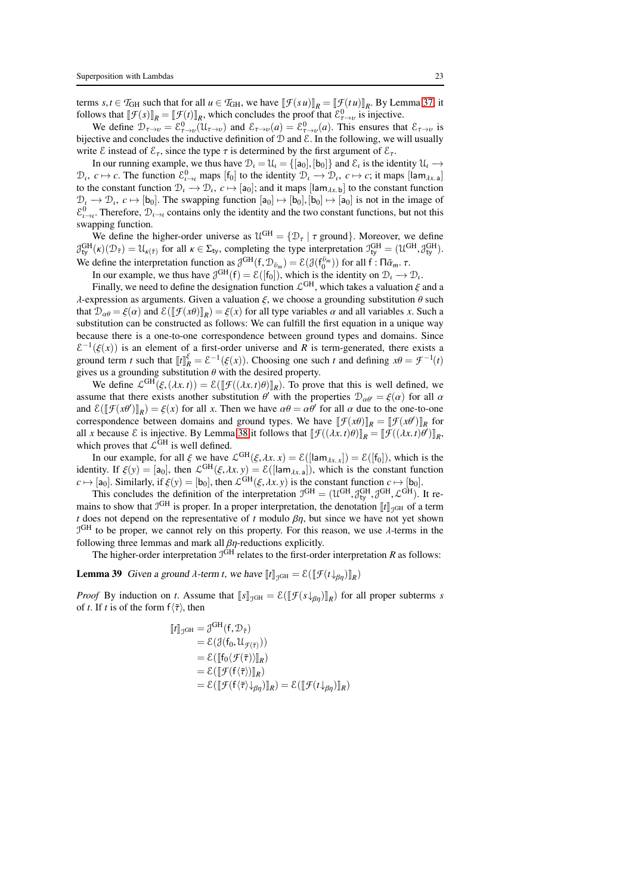terms $s, t \in \mathcal{T}_{\mathrm{GH}}$ such that for all $u \in \mathcal{T}_{\mathrm{GH}}$, we have $[\![\mathcal{F}(s\,u)]\!]_R = [\![\mathcal{F}(t\,u)]\!]_R$. By Lemma 37, it follows that $[\![\mathcal{F}(s)]\!]_R = [\![\mathcal{F}(t)]\!]_R$, which concludes the proof that $\mathcal{E}^0_{\tau\to\upsilon}$ is injective.

We define $\mathcal{D}_{\tau\to\upsilon} = \mathcal{E}^0_{\tau\to\upsilon}(\mathcal{U}_{\tau\to\upsilon})$ and $\mathcal{E}_{\tau\to\upsilon}(a) = \mathcal{E}^0_{\tau\to\upsilon}(a)$. This ensures that $\mathcal{E}_{\tau\to\upsilon}$ is bijective and concludes the inductive definition of $\mathcal{D}$ and $\mathcal{E}$. In the following, we will usually write $\mathcal{E}$ instead of $\mathcal{E}_\tau$, since the type $\tau$ is determined by the first argument of $\mathcal{E}_\tau$.

In our running example, we thus have $\mathcal{D}_\iota = \mathcal{U}_\iota = \{[\mathsf{a}_0], [\mathsf{b}_0]\}$ and $\mathcal{E}_\iota$ is the identity $\mathcal{U}_\iota \longrightarrow \mathcal{D}_\iota,\ c \mapsto c$. The function $\mathcal{E}^0_{\iota\to\iota}$ maps $[\mathsf{f}_0]$ to the identity $\mathcal{D}_\iota \longrightarrow \mathcal{D}_\iota,\ c \mapsto c$; it maps $[\mathsf{lam}_{\lambda x.\,\mathsf{a}}]$ to the constant function $\mathcal{D}_\iota \longrightarrow \mathcal{D}_\iota,\ c \mapsto [\mathsf{a}_0]$; and it maps $[\mathsf{lam}_{\lambda x.\,\mathsf{b}}]$ to the constant function $\mathcal{D}_\iota \longrightarrow \mathcal{D}_\iota,\ c \mapsto [\mathsf{b}_0]$. The swapping function $[\mathsf{a}_0] \mapsto [\mathsf{b}_0], [\mathsf{b}_0] \mapsto [\mathsf{a}_0]$ is not in the image of $\mathcal{E}^0_{\iota\to\iota}$. Therefore, $\mathcal{D}_{\iota\to\iota}$ contains only the identity and the two constant functions, but not this swapping function.

We define the higher-order universe as $\mathcal{U}^{\mathrm{GH}} = \{\mathcal{D}_\tau \mid \tau \text{ ground}\}$. Moreover, we define $\mathcal{J}^{\mathrm{GH}}_{\mathsf{ty}}(\kappa)(\mathcal{D}_{\bar{\tau}}) = \mathcal{U}_{\kappa(\bar{\tau})}$ for all $\kappa \in \Sigma_{\mathsf{ty}}$, completing the type interpretation $\mathcal{I}^{\mathrm{GH}}_{\mathsf{ty}} = (\mathcal{U}^{\mathrm{GH}}, \mathcal{J}^{\mathrm{GH}}_{\mathsf{ty}})$. We define the interpretation function as $\mathcal{J}^{\mathrm{GH}}(\mathsf{f}, \mathcal{D}_{\bar{\upsilon}_m}) = \mathcal{E}(\mathcal{J}(\mathsf{f}_0^{\bar{\upsilon}_m}))$ for all $\mathsf{f} : \Pi\bar{\alpha}_m.\,\tau$.

In our example, we thus have $\mathcal{J}^{\mathrm{GH}}(\mathsf{f}) = \mathcal{E}([\mathsf{f}_0])$, which is the identity on $\mathcal{D}_\iota \longrightarrow \mathcal{D}_\iota$.

Finally, we need to define the designation function $\mathcal{L}^{\mathrm{GH}}$, which takes a valuation $\xi$ and a $\lambda$-expression as arguments. Given a valuation $\xi$, we choose a grounding substitution $\theta$ such that $\mathcal{D}_{\alpha\theta} = \xi(\alpha)$ and $\mathcal{E}([\![\mathcal{F}(x\theta)]\!]_R) = \xi(x)$ for all type variables $\alpha$ and all variables $x$. Such a substitution can be constructed as follows: We can fulfill the first equation in a unique way because there is a one-to-one correspondence between ground types and domains. Since $\mathcal{E}^{-1}(\xi(x))$ is an element of a first-order universe and $R$ is term-generated, there exists a ground term $t$ such that $[\![t]\!]^\xi_R = \mathcal{E}^{-1}(\xi(x))$. Choosing one such $t$ and defining $x\theta = \mathcal{F}^{-1}(t)$ gives us a grounding substitution $\theta$ with the desired property.

We define $\mathcal{L}^{\mathrm{GH}}(\xi, (\lambda x.\,t)) = \mathcal{E}([\![\mathcal{F}((\lambda x.\,t)\theta)]\!]_R)$. To prove that this is well defined, we assume that there exists another substitution $\theta'$ with the properties $\mathcal{D}_{\alpha\theta'} = \xi(\alpha)$ for all $\alpha$ and $\mathcal{E}([\![\mathcal{F}(x\theta')]\!]_R) = \xi(x)$ for all $x$. Then we have $\alpha\theta = \alpha\theta'$ for all $\alpha$ due to the one-to-one correspondence between domains and ground types. We have $[\![\mathcal{F}(x\theta)]\!]_R = [\![\mathcal{F}(x\theta')]\!]_R$ for all $x$ because $\mathcal{E}$ is injective. By Lemma 38 it follows that $[\![\mathcal{F}((\lambda x.\,t)\theta)]\!]_R = [\![\mathcal{F}((\lambda x.\,t)\theta')]\!]_R$, which proves that $\mathcal{L}^{\mathrm{GH}}$ is well defined.

In our example, for all $\xi$ we have $\mathcal{L}^{\mathrm{GH}}(\xi, \lambda x.\,x) = \mathcal{E}([\mathsf{lam}_{\lambda x.\,x}]) = \mathcal{E}([\mathsf{f}_0])$, which is the identity. If $\xi(y) = [\mathsf{a}_0]$, then $\mathcal{L}^{\mathrm{GH}}(\xi, \lambda x.\,y) = \mathcal{E}([\mathsf{lam}_{\lambda x.\,\mathsf{a}}])$, which is the constant function $c \mapsto [\mathsf{a}_0]$. Similarly, if $\xi(y) = [\mathsf{b}_0]$, then $\mathcal{L}^{\mathrm{GH}}(\xi, \lambda x.\,y)$ is the constant function $c \mapsto [\mathsf{b}_0]$.

This concludes the definition of the interpretation $\mathcal{I}^{\mathrm{GH}} = (\mathcal{U}^{\mathrm{GH}}, \mathcal{J}^{\mathrm{GH}}_{\mathsf{ty}}, \mathcal{J}^{\mathrm{GH}}, \mathcal{L}^{\mathrm{GH}})$. It remains to show that $\mathcal{I}^{\mathrm{GH}}$ is proper. In a proper interpretation, the denotation $[\![t]\!]_{\mathcal{I}^{\mathrm{GH}}}$ of a term $t$ does not depend on the representative of $t$ modulo $\beta\eta$, but since we have not yet shown $\mathcal{I}^{\mathrm{GH}}$ to be proper, we cannot rely on this property. For this reason, we use $\lambda$-terms in the following three lemmas and mark all $\beta\eta$-reductions explicitly.

The higher-order interpretation $\mathcal{I}^{\mathrm{GH}}$ relates to the first-order interpretation $R$ as follows:

**Lemma 39** *Given a ground $\lambda$-term $t$, we have $[\![t]\!]_{\mathcal{I}^{\mathrm{GH}}} = \mathcal{E}([\![\mathcal{F}(t\!\downarrow_{\beta\eta})]\!]_R)$*

*Proof* By induction on $t$. Assume that $[\![s]\!]_{\mathcal{I}^{\mathrm{GH}}} = \mathcal{E}([\![\mathcal{F}(s\!\downarrow_{\beta\eta})]\!]_R)$ for all proper subterms $s$ of $t$. If $t$ is of the form $\mathsf{f}\langle\bar{\tau}\rangle$, then

$$
\begin{aligned}
[\![t]\!]_{\mathcal{I}^{\mathrm{GH}}} &= \mathcal{J}^{\mathrm{GH}}(\mathsf{f}, \mathcal{D}_{\bar{\tau}}) \\
&= \mathcal{E}(\mathcal{J}(\mathsf{f}_0, \mathcal{U}_{\mathcal{F}(\bar{\tau})})) \\
&= \mathcal{E}([\![\mathsf{f}_0\langle\mathcal{F}(\bar{\tau})\rangle]\!]_R) \\
&= \mathcal{E}([\![\mathcal{F}(\mathsf{f}\langle\bar{\tau}\rangle)]\!]_R) \\
&= \mathcal{E}([\![\mathcal{F}(\mathsf{f}\langle\bar{\tau}\rangle\!\downarrow_{\beta\eta})]\!]_R) = \mathcal{E}([\![\mathcal{F}(t\!\downarrow_{\beta\eta})]\!]_R)
\end{aligned}
$$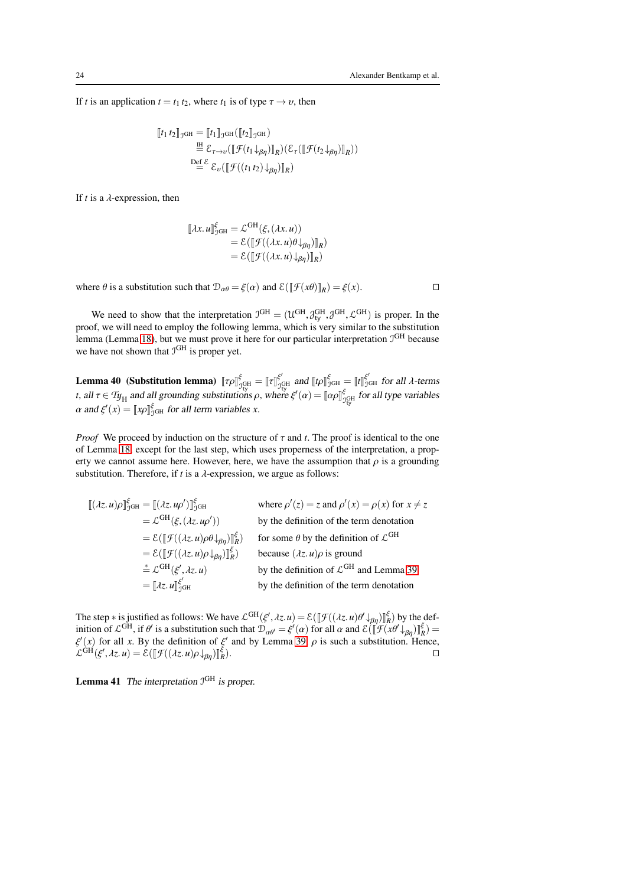If $t$ is an application $t = t_1\, t_2$, where $t_1$ is of type $\tau \to \upsilon$, then

$$\begin{aligned}
[\![t_1\, t_2]\!]_{\mathcal{J}^{\text{GH}}} &= [\![t_1]\!]_{\mathcal{J}^{\text{GH}}}([\![t_2]\!]_{\mathcal{J}^{\text{GH}}}) \\
&\stackrel{\text{IH}}{=} \mathcal{E}_{\tau\to\upsilon}([\![\mathcal{F}(t_1{\downarrow_{\beta\eta}})]\!]_R)(\mathcal{E}_\tau([\![\mathcal{F}(t_2{\downarrow_{\beta\eta}})]\!]_R)) \\
&\stackrel{\text{Def } \mathcal{E}}{=} \mathcal{E}_\upsilon([\![\mathcal{F}((t_1\, t_2){\downarrow_{\beta\eta}})]\!]_R)
\end{aligned}$$

If $t$ is a $\lambda$-expression, then

$$\begin{aligned}
[\![\lambda x.\, u]\!]^{\xi}_{\mathcal{J}^{\text{GH}}} &= \mathcal{L}^{\text{GH}}(\xi, (\lambda x.\, u)) \\
&= \mathcal{E}([\![\mathcal{F}((\lambda x.\, u)\theta{\downarrow_{\beta\eta}})]\!]_R) \\
&= \mathcal{E}([\![\mathcal{F}((\lambda x.\, u){\downarrow_{\beta\eta}})]\!]_R)
\end{aligned}$$

where $\theta$ is a substitution such that $\mathcal{D}_{\alpha\theta} = \xi(\alpha)$ and $\mathcal{E}([\![\mathcal{F}(x\theta)]\!]_R) = \xi(x)$. □

We need to show that the interpretation $\mathcal{I}^{\text{GH}} = (\mathcal{U}^{\text{GH}}, \mathcal{J}^{\text{GH}}_{\text{ty}}, \mathcal{J}^{\text{GH}}, \mathcal{L}^{\text{GH}})$ is proper. In the proof, we will need to employ the following lemma, which is very similar to the substitution lemma (Lemma 18), but we must prove it here for our particular interpretation $\mathcal{I}^{\text{GH}}$ because we have not shown that $\mathcal{I}^{\text{GH}}$ is proper yet.

**Lemma 40 (Substitution lemma)** *$[\![\tau\rho]\!]^{\xi}_{\mathcal{J}^{\text{GH}}_{\text{ty}}} = [\![\tau]\!]^{\xi'}_{\mathcal{J}^{\text{GH}}_{\text{ty}}}$ and $[\![t\rho]\!]^{\xi}_{\mathcal{J}^{\text{GH}}} = [\![t]\!]^{\xi'}_{\mathcal{J}^{\text{GH}}}$ for all $\lambda$-terms $t$, all $\tau \in \mathcal{T}y_{\text{H}}$ and all grounding substitutions $\rho$, where $\xi'(\alpha) = [\![\alpha\rho]\!]^{\xi}_{\mathcal{J}^{\text{GH}}_{\text{ty}}}$ for all type variables $\alpha$ and $\xi'(x) = [\![x\rho]\!]^{\xi}_{\mathcal{J}^{\text{GH}}}$ for all term variables $x$.*

*Proof* We proceed by induction on the structure of $\tau$ and $t$. The proof is identical to the one of Lemma 18, except for the last step, which uses properness of the interpretation, a property we cannot assume here. However, here, we have the assumption that $\rho$ is a grounding substitution. Therefore, if $t$ is a $\lambda$-expression, we argue as follows:

$$\begin{aligned}
[\![(\lambda z.\, u)\rho]\!]^{\xi}_{\mathcal{J}^{\text{GH}}} &= [\![(\lambda z.\, u\rho')]\!]^{\xi}_{\mathcal{J}^{\text{GH}}} && \text{where } \rho'(z) = z \text{ and } \rho'(x) = \rho(x) \text{ for } x \neq z \\
&= \mathcal{L}^{\text{GH}}(\xi, (\lambda z.\, u\rho')) && \text{by the definition of the term denotation} \\
&= \mathcal{E}([\![\mathcal{F}((\lambda z.\, u)\rho\theta{\downarrow_{\beta\eta}})]\!]^{\xi}_R) && \text{for some } \theta \text{ by the definition of } \mathcal{L}^{\text{GH}} \\
&= \mathcal{E}([\![\mathcal{F}((\lambda z.\, u)\rho{\downarrow_{\beta\eta}})]\!]^{\xi}_R) && \text{because } (\lambda z.\, u)\rho \text{ is ground} \\
&\stackrel{*}{=} \mathcal{L}^{\text{GH}}(\xi', \lambda z.\, u) && \text{by the definition of } \mathcal{L}^{\text{GH}} \text{ and Lemma 39} \\
&= [\![\lambda z.\, u]\!]^{\xi'}_{\mathcal{J}^{\text{GH}}} && \text{by the definition of the term denotation}
\end{aligned}$$

The step $*$ is justified as follows: We have $\mathcal{L}^{\text{GH}}(\xi', \lambda z.\, u) = \mathcal{E}([\![\mathcal{F}((\lambda z.\, u)\theta'{\downarrow_{\beta\eta}})]\!]^{\xi}_R)$ by the definition of $\mathcal{L}^{\text{GH}}$, if $\theta'$ is a substitution such that $\mathcal{D}_{\alpha\theta'} = \xi'(\alpha)$ for all $\alpha$ and $\mathcal{E}([\![\mathcal{F}(x\theta'{\downarrow_{\beta\eta}})]\!]^{\xi}_R) = \xi'(x)$ for all $x$. By the definition of $\xi'$ and by Lemma 39, $\rho$ is such a substitution. Hence, $\mathcal{L}^{\text{GH}}(\xi', \lambda z.\, u) = \mathcal{E}([\![\mathcal{F}((\lambda z.\, u)\rho{\downarrow_{\beta\eta}})]\!]^{\xi}_R)$. □

**Lemma 41** *The interpretation $\mathcal{I}^{\text{GH}}$ is proper.*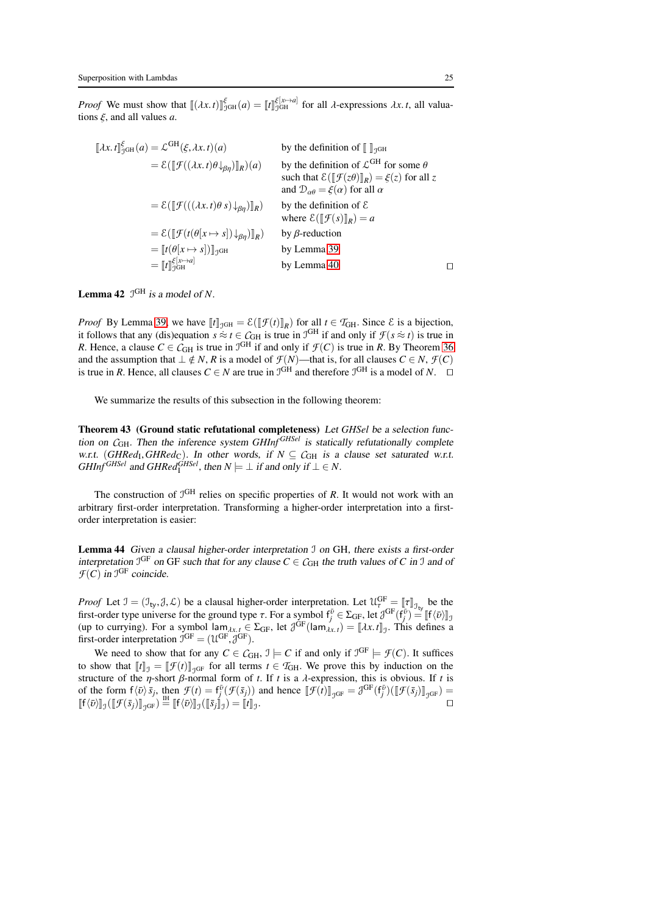*Proof* We must show that $[\![(\lambda x.\, t)]\!]^{\xi}_{\mathcal{I}^{\mathrm{GH}}}(a) = [\![t]\!]^{\xi[x\mapsto a]}_{\mathcal{I}^{\mathrm{GH}}}$ for all $\lambda$-expressions $\lambda x.\, t$, all valuations $\xi$, and all values $a$.

$$
\begin{aligned}
[\![\lambda x.\, t]\!]^{\xi}_{\mathcal{I}^{\mathrm{GH}}}(a) &= \mathcal{L}^{\mathrm{GH}}(\xi, \lambda x.\, t)(a) && \text{by the definition of } [\![\ ]\!]_{\mathcal{I}^{\mathrm{GH}}} \\
&= \mathcal{E}([\![\mathcal{F}((\lambda x.\, t)\theta{\downarrow_{\beta\eta}})]\!]_R)(a) && \text{by the definition of } \mathcal{L}^{\mathrm{GH}} \text{ for some } \theta \\
& && \text{such that } \mathcal{E}([\![\mathcal{F}(z\theta)]\!]_R) = \xi(z) \text{ for all } z \\
& && \text{and } \mathcal{D}_{\alpha\theta} = \xi(\alpha) \text{ for all } \alpha \\
&= \mathcal{E}([\![\mathcal{F}(((\lambda x.\, t)\theta\, s){\downarrow_{\beta\eta}})]\!]_R) && \text{by the definition of } \mathcal{E} \\
& && \text{where } \mathcal{E}([\![\mathcal{F}(s)]\!]_R) = a \\
&= \mathcal{E}([\![\mathcal{F}(t(\theta[x\mapsto s]){\downarrow_{\beta\eta}})]\!]_R) && \text{by } \beta\text{-reduction} \\
&= [\![t(\theta[x\mapsto s])]\!]_{\mathcal{I}^{\mathrm{GH}}} && \text{by Lemma 39} \\
&= [\![t]\!]^{\xi[x\mapsto a]}_{\mathcal{I}^{\mathrm{GH}}} && \text{by Lemma 40}
\end{aligned}
$$

□

**Lemma 42** *$\mathcal{I}^{\mathrm{GH}}$ is a model of $N$.*

*Proof* By Lemma 39, we have $[\![t]\!]_{\mathcal{I}^{\mathrm{GH}}} = \mathcal{E}([\![\mathcal{F}(t)]\!]_R)$ for all $t \in \mathcal{T}_{\mathrm{GH}}$. Since $\mathcal{E}$ is a bijection, it follows that any (dis)equation $s \mathrel{\dot{\approx}} t \in \mathcal{C}_{\mathrm{GH}}$ is true in $\mathcal{I}^{\mathrm{GH}}$ if and only if $\mathcal{F}(s \mathrel{\dot{\approx}} t)$ is true in $R$. Hence, a clause $C \in \mathcal{C}_{\mathrm{GH}}$ is true in $\mathcal{I}^{\mathrm{GH}}$ if and only if $\mathcal{F}(C)$ is true in $R$. By Theorem 36 and the assumption that $\bot \notin N$, $R$ is a model of $\mathcal{F}(N)$—that is, for all clauses $C \in N$, $\mathcal{F}(C)$ is true in $R$. Hence, all clauses $C \in N$ are true in $\mathcal{I}^{\mathrm{GH}}$ and therefore $\mathcal{I}^{\mathrm{GH}}$ is a model of $N$. □

We summarize the results of this subsection in the following theorem:

**Theorem 43 (Ground static refutational completeness)** *Let $\mathit{GHSel}$ be a selection function on $\mathcal{C}_{\mathrm{GH}}$. Then the inference system $\mathit{GHInf}^{\mathit{GHSel}}$ is statically refutationally complete w.r.t. $(\mathit{GHRed}_{\mathrm{I}}, \mathit{GHRed}_{\mathrm{C}})$. In other words, if $N \subseteq \mathcal{C}_{\mathrm{GH}}$ is a clause set saturated w.r.t. $\mathit{GHInf}^{\mathit{GHSel}}$ and $\mathit{GHRed}_{\mathrm{I}}^{\mathit{GHSel}}$, then $N \models \bot$ if and only if $\bot \in N$.*

The construction of $\mathcal{I}^{\mathrm{GH}}$ relies on specific properties of $R$. It would not work with an arbitrary first-order interpretation. Transforming a higher-order interpretation into a first-order interpretation is easier:

**Lemma 44** *Given a clausal higher-order interpretation $\mathcal{I}$ on* GH*, there exists a first-order interpretation $\mathcal{I}^{\mathrm{GF}}$ on* GF *such that for any clause $C \in \mathcal{C}_{\mathrm{GH}}$ the truth values of $C$ in $\mathcal{I}$ and of $\mathcal{F}(C)$ in $\mathcal{I}^{\mathrm{GF}}$ coincide.*

*Proof* Let $\mathcal{I} = (\mathcal{I}_{\mathsf{ty}}, \mathcal{J}, \mathcal{L})$ be a clausal higher-order interpretation. Let $\mathcal{U}^{\mathrm{GF}}_{\tau} = [\![\tau]\!]_{\mathcal{I}_{\mathsf{ty}}}$ be the first-order type universe for the ground type $\tau$. For a symbol $\mathsf{f}^{\bar{\upsilon}}_j \in \Sigma_{\mathrm{GF}}$, let $\mathcal{J}^{\mathrm{GF}}(\mathsf{f}^{\bar{\upsilon}}_j) = [\![\mathsf{f}\langle\bar{\upsilon}\rangle]\!]_{\mathcal{I}}$ (up to currying). For a symbol $\mathsf{lam}_{\lambda x.\, t} \in \Sigma_{\mathrm{GF}}$, let $\mathcal{J}^{\mathrm{GF}}(\mathsf{lam}_{\lambda x.\, t}) = [\![\lambda x.\, t]\!]_{\mathcal{I}}$. This defines a first-order interpretation $\mathcal{I}^{\mathrm{GF}} = (\mathcal{U}^{\mathrm{GF}}, \mathcal{J}^{\mathrm{GF}})$.

We need to show that for any $C \in \mathcal{C}_{\mathrm{GH}}$, $\mathcal{I} \models C$ if and only if $\mathcal{I}^{\mathrm{GF}} \models \mathcal{F}(C)$. It suffices to show that $[\![t]\!]_{\mathcal{I}} = [\![\mathcal{F}(t)]\!]_{\mathcal{I}^{\mathrm{GF}}}$ for all terms $t \in \mathcal{T}_{\mathrm{GH}}$. We prove this by induction on the structure of the $\eta$-short $\beta$-normal form of $t$. If $t$ is a $\lambda$-expression, this is obvious. If $t$ is of the form $\mathsf{f}\langle\bar{\upsilon}\rangle\, \bar{s}_j$, then $\mathcal{F}(t) = \mathsf{f}^{\bar{\upsilon}}_j(\mathcal{F}(\bar{s}_j))$ and hence $[\![\mathcal{F}(t)]\!]_{\mathcal{I}^{\mathrm{GF}}} = \mathcal{J}^{\mathrm{GF}}(\mathsf{f}^{\bar{\upsilon}}_j)([\![\mathcal{F}(\bar{s}_j)]\!]_{\mathcal{I}^{\mathrm{GF}}}) = [\![\mathsf{f}\langle\bar{\upsilon}\rangle]\!]_{\mathcal{I}}([\![\mathcal{F}(\bar{s}_j)]\!]_{\mathcal{I}^{\mathrm{GF}}}) \overset{\mathrm{IH}}{=} [\![\mathsf{f}\langle\bar{\upsilon}\rangle]\!]_{\mathcal{I}}([\![\bar{s}_j]\!]_{\mathcal{I}}) = [\![t]\!]_{\mathcal{I}}$. □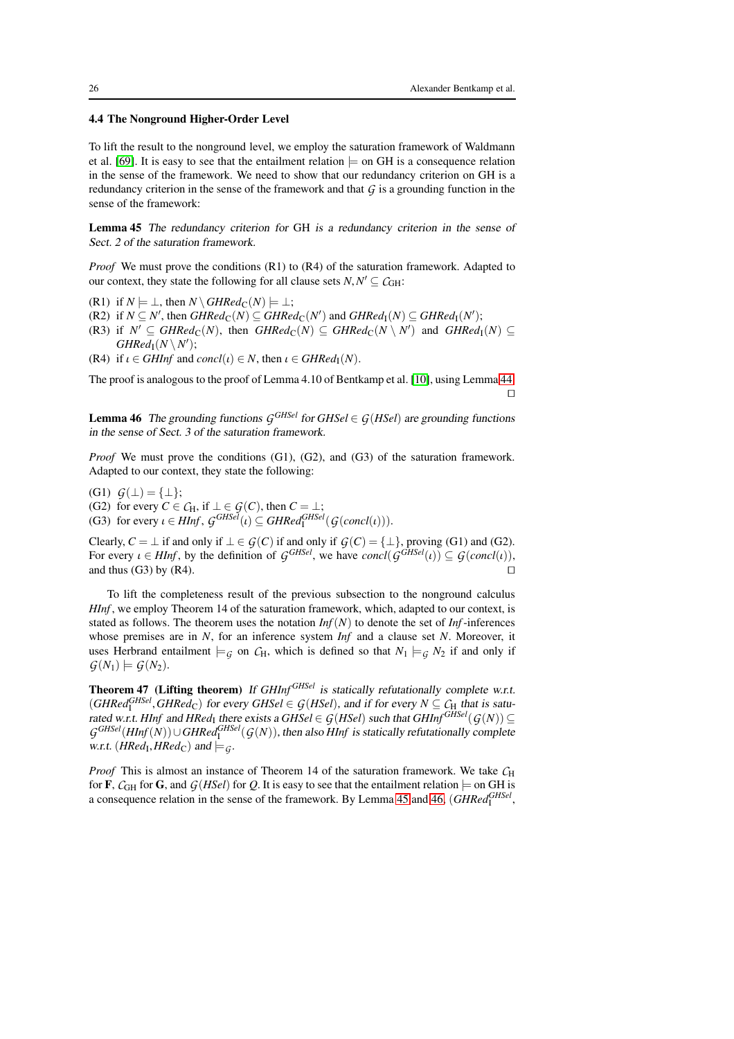### 4.4 The Nonground Higher-Order Level

To lift the result to the nonground level, we employ the saturation framework of Waldmann et al. [69]. It is easy to see that the entailment relation $\models$ on GH is a consequence relation in the sense of the framework. We need to show that our redundancy criterion on GH is a redundancy criterion in the sense of the framework and that $\mathcal{G}$ is a grounding function in the sense of the framework:

**Lemma 45** *The redundancy criterion for* GH *is a redundancy criterion in the sense of Sect. 2 of the saturation framework.*

*Proof* We must prove the conditions (R1) to (R4) of the saturation framework. Adapted to our context, they state the following for all clause sets $N, N' \subseteq \mathcal{C}_{\mathrm{GH}}$:

(R1) if $N \models \bot$, then $N \setminus \mathit{GHRed}_{\mathrm{C}}(N) \models \bot$;
(R2) if $N \subseteq N'$, then $\mathit{GHRed}_{\mathrm{C}}(N) \subseteq \mathit{GHRed}_{\mathrm{C}}(N')$ and $\mathit{GHRed}_{\mathrm{I}}(N) \subseteq \mathit{GHRed}_{\mathrm{I}}(N')$;
(R3) if $N' \subseteq \mathit{GHRed}_{\mathrm{C}}(N)$, then $\mathit{GHRed}_{\mathrm{C}}(N) \subseteq \mathit{GHRed}_{\mathrm{C}}(N \setminus N')$ and $\mathit{GHRed}_{\mathrm{I}}(N) \subseteq \mathit{GHRed}_{\mathrm{I}}(N \setminus N')$;
(R4) if $\iota \in \mathit{GHInf}$ and $\mathit{concl}(\iota) \in N$, then $\iota \in \mathit{GHRed}_{\mathrm{I}}(N)$.

The proof is analogous to the proof of Lemma 4.10 of Bentkamp et al. [10], using Lemma 44. $\square$

**Lemma 46** *The grounding functions $\mathcal{G}^{\mathit{GHSel}}$ for $\mathit{GHSel} \in \mathcal{G}(\mathit{HSel})$ are grounding functions in the sense of Sect. 3 of the saturation framework.*

*Proof* We must prove the conditions (G1), (G2), and (G3) of the saturation framework. Adapted to our context, they state the following:

(G1) $\mathcal{G}(\bot) = \{\bot\}$;
(G2) for every $C \in \mathcal{C}_{\mathrm{H}}$, if $\bot \in \mathcal{G}(C)$, then $C = \bot$;
(G3) for every $\iota \in \mathit{HInf}$, $\mathcal{G}^{\mathit{GHSel}}(\iota) \subseteq \mathit{GHRed}_{\mathrm{I}}^{\mathit{GHSel}}(\mathcal{G}(\mathit{concl}(\iota)))$.

Clearly, $C = \bot$ if and only if $\bot \in \mathcal{G}(C)$ if and only if $\mathcal{G}(C) = \{\bot\}$, proving (G1) and (G2). For every $\iota \in \mathit{HInf}$, by the definition of $\mathcal{G}^{\mathit{GHSel}}$, we have $\mathit{concl}(\mathcal{G}^{\mathit{GHSel}}(\iota)) \subseteq \mathcal{G}(\mathit{concl}(\iota))$, and thus (G3) by (R4). $\square$

To lift the completeness result of the previous subsection to the nonground calculus $\mathit{HInf}$, we employ Theorem 14 of the saturation framework, which, adapted to our context, is stated as follows. The theorem uses the notation $\mathit{Inf}(N)$ to denote the set of $\mathit{Inf}$-inferences whose premises are in $N$, for an inference system $\mathit{Inf}$ and a clause set $N$. Moreover, it uses Herbrand entailment $\models_{\mathcal{G}}$ on $\mathcal{C}_{\mathrm{H}}$, which is defined so that $N_1 \models_{\mathcal{G}} N_2$ if and only if $\mathcal{G}(N_1) \models \mathcal{G}(N_2)$.

**Theorem 47 (Lifting theorem)** *If $\mathit{GHInf}^{\mathit{GHSel}}$ is statically refutationally complete w.r.t. $(\mathit{GHRed}_{\mathrm{I}}^{\mathit{GHSel}}, \mathit{GHRed}_{\mathrm{C}})$ for every $\mathit{GHSel} \in \mathcal{G}(\mathit{HSel})$, and if for every $N \subseteq \mathcal{C}_{\mathrm{H}}$ that is saturated w.r.t. $\mathit{HInf}$ and $\mathit{HRed}_{\mathrm{I}}$ there exists a $\mathit{GHSel} \in \mathcal{G}(\mathit{HSel})$ such that $\mathit{GHInf}^{\mathit{GHSel}}(\mathcal{G}(N)) \subseteq \mathcal{G}^{\mathit{GHSel}}(\mathit{HInf}(N)) \cup \mathit{GHRed}_{\mathrm{I}}^{\mathit{GHSel}}(\mathcal{G}(N))$, then also $\mathit{HInf}$ is statically refutationally complete w.r.t. $(\mathit{HRed}_{\mathrm{I}}, \mathit{HRed}_{\mathrm{C}})$ and $\models_{\mathcal{G}}$.*

*Proof* This is almost an instance of Theorem 14 of the saturation framework. We take $\mathcal{C}_{\mathrm{H}}$ for $\mathbf{F}$, $\mathcal{C}_{\mathrm{GH}}$ for $\mathbf{G}$, and $\mathcal{G}(\mathit{HSel})$ for $Q$. It is easy to see that the entailment relation $\models$ on GH is a consequence relation in the sense of the framework. By Lemma 45 and 46, $(\mathit{GHRed}_{\mathrm{I}}^{\mathit{GHSel}},$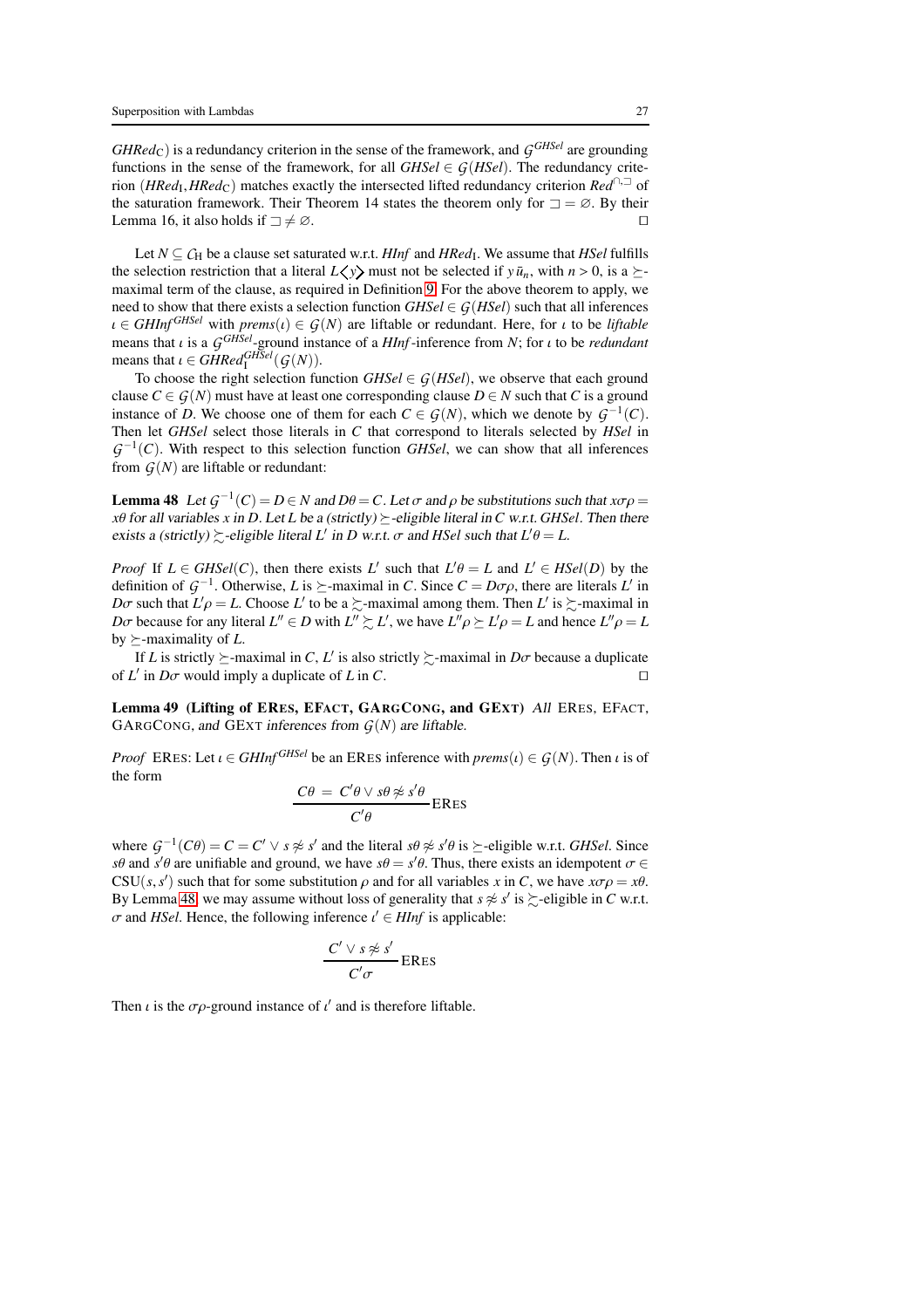*GHRed*$_{\mathrm{C}}$) is a redundancy criterion in the sense of the framework, and $\mathcal{G}^{GHSel}$ are grounding functions in the sense of the framework, for all $GHSel \in \mathcal{G}(HSel)$. The redundancy criterion $(HRed_{\mathrm{I}}, HRed_{\mathrm{C}})$ matches exactly the intersected lifted redundancy criterion $Red^{\cap,\sqsupset}$ of the saturation framework. Their Theorem 14 states the theorem only for $\sqsupset = \varnothing$. By their Lemma 16, it also holds if $\sqsupset \neq \varnothing$. ◻

Let $N \subseteq \mathcal{C}_{\mathrm{H}}$ be a clause set saturated w.r.t. *HInf* and $HRed_{\mathrm{I}}$. We assume that *HSel* fulfills the selection restriction that a literal $L\langle y \rangle$ must not be selected if $y\,\bar{u}_n$, with $n > 0$, is a $\succeq$-maximal term of the clause, as required in Definition 9. For the above theorem to apply, we need to show that there exists a selection function $GHSel \in \mathcal{G}(HSel)$ such that all inferences $\iota \in GHInf^{GHSel}$ with $prems(\iota) \in \mathcal{G}(N)$ are liftable or redundant. Here, for $\iota$ to be *liftable* means that $\iota$ is a $\mathcal{G}^{GHSel}$-ground instance of a *HInf*-inference from $N$; for $\iota$ to be *redundant* means that $\iota \in GHRed_{\mathrm{I}}^{GHSel}(\mathcal{G}(N))$.

To choose the right selection function $GHSel \in \mathcal{G}(HSel)$, we observe that each ground clause $C \in \mathcal{G}(N)$ must have at least one corresponding clause $D \in N$ such that $C$ is a ground instance of $D$. We choose one of them for each $C \in \mathcal{G}(N)$, which we denote by $\mathcal{G}^{-1}(C)$. Then let *GHSel* select those literals in $C$ that correspond to literals selected by *HSel* in $\mathcal{G}^{-1}(C)$. With respect to this selection function *GHSel*, we can show that all inferences from $\mathcal{G}(N)$ are liftable or redundant:

**Lemma 48** *Let $\mathcal{G}^{-1}(C) = D \in N$ and $D\theta = C$. Let $\sigma$ and $\rho$ be substitutions such that $x\sigma\rho = x\theta$ for all variables $x$ in $D$. Let $L$ be a (strictly) $\succeq$-eligible literal in $C$ w.r.t. GHSel. Then there exists a (strictly) $\succsim$-eligible literal $L'$ in $D$ w.r.t. $\sigma$ and HSel such that $L'\theta = L$.*

*Proof* If $L \in GHSel(C)$, then there exists $L'$ such that $L'\theta = L$ and $L' \in HSel(D)$ by the definition of $\mathcal{G}^{-1}$. Otherwise, $L$ is $\succeq$-maximal in $C$. Since $C = D\sigma\rho$, there are literals $L'$ in $D\sigma$ such that $L'\rho = L$. Choose $L'$ to be a $\succsim$-maximal among them. Then $L'$ is $\succsim$-maximal in $D\sigma$ because for any literal $L'' \in D$ with $L'' \succsim L'$, we have $L''\rho \succeq L'\rho = L$ and hence $L''\rho = L$ by $\succeq$-maximality of $L$.

If $L$ is strictly $\succeq$-maximal in $C$, $L'$ is also strictly $\succsim$-maximal in $D\sigma$ because a duplicate of $L'$ in $D\sigma$ would imply a duplicate of $L$ in $C$. ◻

**Lemma 49 (Lifting of ERes, EFact, GArgCong, and GExt)** *All* ERes, EFact, GArgCong, *and* GExt *inferences from $\mathcal{G}(N)$ are liftable.*

*Proof* ERes: Let $\iota \in GHInf^{GHSel}$ be an ERes inference with $prems(\iota) \in \mathcal{G}(N)$. Then $\iota$ is of the form

$$\frac{C\theta \;=\; C'\theta \vee s\theta \not\approx s'\theta}{C'\theta}\,\text{ERes}$$

where $\mathcal{G}^{-1}(C\theta) = C = C' \vee s \not\approx s'$ and the literal $s\theta \not\approx s'\theta$ is $\succeq$-eligible w.r.t. *GHSel*. Since $s\theta$ and $s'\theta$ are unifiable and ground, we have $s\theta = s'\theta$. Thus, there exists an idempotent $\sigma \in \mathrm{CSU}(s, s')$ such that for some substitution $\rho$ and for all variables $x$ in $C$, we have $x\sigma\rho = x\theta$. By Lemma 48, we may assume without loss of generality that $s \not\approx s'$ is $\succsim$-eligible in $C$ w.r.t. $\sigma$ and *HSel*. Hence, the following inference $\iota' \in HInf$ is applicable:

$$\frac{C' \vee s \not\approx s'}{C'\sigma}\,\text{ERes}$$

Then $\iota$ is the $\sigma\rho$-ground instance of $\iota'$ and is therefore liftable.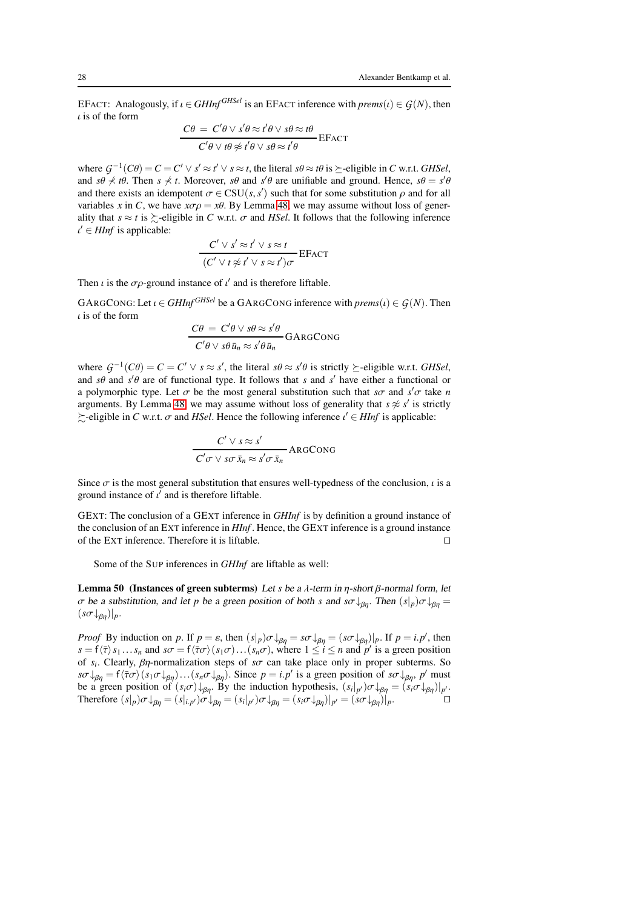EFACT: Analogously, if $\iota \in \mathit{GHInf}^{\mathit{GHSel}}$ is an EFACT inference with $\mathit{prems}(\iota) \in \mathcal{G}(N)$, then $\iota$ is of the form

$$\frac{C\theta \;=\; C'\theta \vee s'\theta \approx t'\theta \vee s\theta \approx t\theta}{C'\theta \vee t\theta \not\approx t'\theta \vee s\theta \approx t'\theta}\,\text{EFACT}$$

where $\mathcal{G}^{-1}(C\theta) = C = C' \vee s' \approx t' \vee s \approx t$, the literal $s\theta \approx t\theta$ is $\succeq$-eligible in $C$ w.r.t. *GHSel*, and $s\theta \not\prec t\theta$. Then $s \not\prec t$. Moreover, $s\theta$ and $s'\theta$ are unifiable and ground. Hence, $s\theta = s'\theta$ and there exists an idempotent $\sigma \in \mathrm{CSU}(s, s')$ such that for some substitution $\rho$ and for all variables $x$ in $C$, we have $x\sigma\rho = x\theta$. By Lemma 48, we may assume without loss of generality that $s \approx t$ is $\succsim$-eligible in $C$ w.r.t. $\sigma$ and *HSel*. It follows that the following inference $\iota' \in \mathit{HInf}$ is applicable:

$$\frac{C' \vee s' \approx t' \vee s \approx t}{(C' \vee t \not\approx t' \vee s \approx t')\sigma}\,\text{EFACT}$$

Then $\iota$ is the $\sigma\rho$-ground instance of $\iota'$ and is therefore liftable.

GARGCONG: Let $\iota \in \mathit{GHInf}^{\mathit{GHSel}}$ be a GARGCONG inference with $\mathit{prems}(\iota) \in \mathcal{G}(N)$. Then $\iota$ is of the form

$$\frac{C\theta \;=\; C'\theta \vee s\theta \approx s'\theta}{C'\theta \vee s\theta\,\bar{u}_n \approx s'\theta\,\bar{u}_n}\,\text{GARGCONG}$$

where $\mathcal{G}^{-1}(C\theta) = C = C' \vee s \approx s'$, the literal $s\theta \approx s'\theta$ is strictly $\succeq$-eligible w.r.t. *GHSel*, and $s\theta$ and $s'\theta$ are of functional type. It follows that $s$ and $s'$ have either a functional or a polymorphic type. Let $\sigma$ be the most general substitution such that $s\sigma$ and $s'\sigma$ take $n$ arguments. By Lemma 48, we may assume without loss of generality that $s \approx s'$ is strictly $\succsim$-eligible in $C$ w.r.t. $\sigma$ and *HSel*. Hence the following inference $\iota' \in \mathit{HInf}$ is applicable:

$$\frac{C' \vee s \approx s'}{C'\sigma \vee s\sigma\,\bar{x}_n \approx s'\sigma\,\bar{x}_n}\,\text{ARGCONG}$$

Since $\sigma$ is the most general substitution that ensures well-typedness of the conclusion, $\iota$ is a ground instance of $\iota'$ and is therefore liftable.

GEXT: The conclusion of a GEXT inference in *GHInf* is by definition a ground instance of the conclusion of an EXT inference in *HInf*. Hence, the GEXT inference is a ground instance of the EXT inference. Therefore it is liftable. $\square$

Some of the SUP inferences in *GHInf* are liftable as well:

**Lemma 50 (Instances of green subterms)** *Let $s$ be a $\lambda$-term in $\eta$-short $\beta$-normal form, let $\sigma$ be a substitution, and let $p$ be a green position of both $s$ and $s\sigma{\downarrow_{\beta\eta}}$. Then $(s|_p)\sigma{\downarrow_{\beta\eta}} = (s\sigma{\downarrow_{\beta\eta}})|_p$.*

*Proof* By induction on $p$. If $p = \varepsilon$, then $(s|_p)\sigma{\downarrow_{\beta\eta}} = s\sigma{\downarrow_{\beta\eta}} = (s\sigma{\downarrow_{\beta\eta}})|_p$. If $p = i.p'$, then $s = \mathsf{f}\langle\bar{\tau}\rangle\, s_1 \ldots s_n$ and $s\sigma = \mathsf{f}\langle\bar{\tau}\sigma\rangle\,(s_1\sigma)\ldots(s_n\sigma)$, where $1 \leq i \leq n$ and $p'$ is a green position of $s_i$. Clearly, $\beta\eta$-normalization steps of $s\sigma$ can take place only in proper subterms. So $s\sigma{\downarrow_{\beta\eta}} = \mathsf{f}\langle\bar{\tau}\sigma\rangle\,(s_1\sigma{\downarrow_{\beta\eta}})\ldots(s_n\sigma{\downarrow_{\beta\eta}})$. Since $p = i.p'$ is a green position of $s\sigma{\downarrow_{\beta\eta}}$, $p'$ must be a green position of $(s_i\sigma){\downarrow_{\beta\eta}}$. By the induction hypothesis, $(s_i|_{p'})\sigma{\downarrow_{\beta\eta}} = (s_i\sigma{\downarrow_{\beta\eta}})|_{p'}$. Therefore $(s|_p)\sigma{\downarrow_{\beta\eta}} = (s|_{i.p'})\sigma{\downarrow_{\beta\eta}} = (s_i|_{p'})\sigma{\downarrow_{\beta\eta}} = (s_i\sigma{\downarrow_{\beta\eta}})|_{p'} = (s\sigma{\downarrow_{\beta\eta}})|_p$. $\square$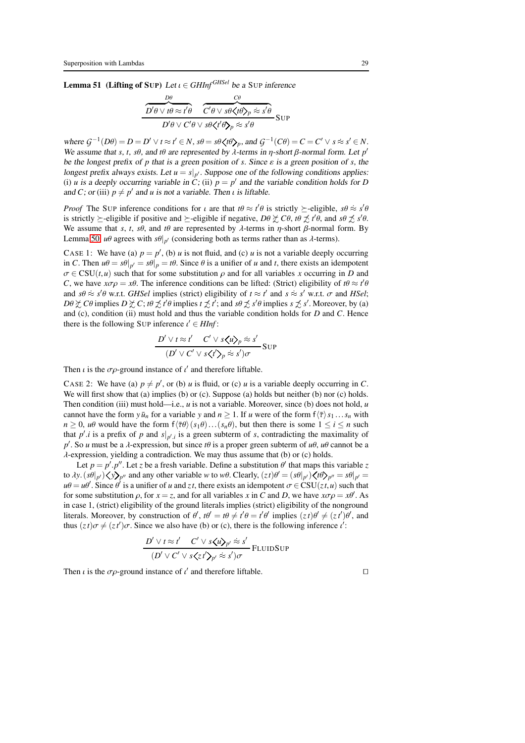**Lemma 51 (Lifting of Sup)** *Let $\iota \in GHInf^{GHSel}$ be a* Sup *inference*

$$\frac{\overbrace{D'\theta \vee t\theta \approx t'\theta}^{D\theta} \quad \overbrace{C'\theta \vee s\theta\langle t\theta\rangle_p \,\dot{\approx}\, s'\theta}^{C\theta}}{D'\theta \vee C'\theta \vee s\theta\langle t'\theta\rangle_p \,\dot{\approx}\, s'\theta}\,\text{Sup}$$

*where $\mathcal{G}^{-1}(D\theta) = D = D' \vee t \approx t' \in N$, $s\theta = s\theta\langle t\theta\rangle_p$, and $\mathcal{G}^{-1}(C\theta) = C = C' \vee s \,\dot{\approx}\, s' \in N$. We assume that $s$, $t$, $s\theta$, and $t\theta$ are represented by $\lambda$-terms in $\eta$-short $\beta$-normal form. Let $p'$ be the longest prefix of $p$ that is a green position of $s$. Since $\varepsilon$ is a green position of $s$, the longest prefix always exists. Let $u = s|_{p'}$. Suppose one of the following conditions applies: (i) $u$ is a deeply occurring variable in $C$; (ii) $p = p'$ and the variable condition holds for $D$ and $C$; or (iii) $p \neq p'$ and $u$ is not a variable. Then $\iota$ is liftable.*

*Proof* The Sup inference conditions for $\iota$ are that $t\theta \approx t'\theta$ is strictly $\succeq$-eligible, $s\theta \,\dot{\approx}\, s'\theta$ is strictly $\succeq$-eligible if positive and $\succeq$-eligible if negative, $D\theta \not\succsim C\theta$, $t\theta \not\precsim t'\theta$, and $s\theta \not\precsim s'\theta$. We assume that $s$, $t$, $s\theta$, and $t\theta$ are represented by $\lambda$-terms in $\eta$-short $\beta$-normal form. By Lemma 50, $u\theta$ agrees with $s\theta|_{p'}$ (considering both as terms rather than as $\lambda$-terms).

Case 1: We have (a) $p = p'$, (b) $u$ is not fluid, and (c) $u$ is not a variable deeply occurring in $C$. Then $u\theta = s\theta|_{p'} = s\theta|_p = t\theta$. Since $\theta$ is a unifier of $u$ and $t$, there exists an idempotent $\sigma \in \mathrm{CSU}(t,u)$ such that for some substitution $\rho$ and for all variables $x$ occurring in $D$ and $C$, we have $x\sigma\rho = x\theta$. The inference conditions can be lifted: (Strict) eligibility of $t\theta \approx t'\theta$ and $s\theta \,\dot{\approx}\, s'\theta$ w.r.t. *GHSel* implies (strict) eligibility of $t \approx t'$ and $s \,\dot{\approx}\, s'$ w.r.t. $\sigma$ and *HSel*; $D\theta \not\succsim C\theta$ implies $D \not\succsim C$; $t\theta \not\precsim t'\theta$ implies $t \not\precsim t'$; and $s\theta \not\precsim s'\theta$ implies $s \not\precsim s'$. Moreover, by (a) and (c), condition (ii) must hold and thus the variable condition holds for $D$ and $C$. Hence there is the following Sup inference $\iota' \in HInf$:

$$\frac{D' \vee t \approx t' \quad C' \vee s\langle u\rangle_p \,\dot{\approx}\, s'}{(D' \vee C' \vee s\langle t'\rangle_p \,\dot{\approx}\, s')\sigma}\,\text{Sup}$$

Then $\iota$ is the $\sigma\rho$-ground instance of $\iota'$ and therefore liftable.

Case 2: We have (a) $p \neq p'$, or (b) $u$ is fluid, or (c) $u$ is a variable deeply occurring in $C$. We will first show that (a) implies (b) or (c). Suppose (a) holds but neither (b) nor (c) holds. Then condition (iii) must hold—i.e., $u$ is not a variable. Moreover, since (b) does not hold, $u$ cannot have the form $y\,\bar{u}_n$ for a variable $y$ and $n \geq 1$. If $u$ were of the form $\mathsf{f}\langle\bar{\tau}\rangle\, s_1 \ldots s_n$ with $n \geq 0$, $u\theta$ would have the form $\mathsf{f}\langle\bar{\tau}\theta\rangle\,(s_1\theta)\ldots(s_n\theta)$, but then there is some $1 \leq i \leq n$ such that $p'.i$ is a prefix of $p$ and $s|_{p'.i}$ is a green subterm of $s$, contradicting the maximality of $p'$. So $u$ must be a $\lambda$-expression, but since $t\theta$ is a proper green subterm of $u\theta$, $u\theta$ cannot be a $\lambda$-expression, yielding a contradiction. We may thus assume that (b) or (c) holds.

Let $p = p'.p''$. Let $z$ be a fresh variable. Define a substitution $\theta'$ that maps this variable $z$ to $\lambda y.\,(s\theta|_{p'})\langle y\rangle_{p''}$ and any other variable $w$ to $w\theta$. Clearly, $(z\,t)\theta' = (s\theta|_{p'})\langle t\theta\rangle_{p''} = s\theta|_{p'} = u\theta = u\theta'$. Since $\theta'$ is a unifier of $u$ and $z\,t$, there exists an idempotent $\sigma \in \mathrm{CSU}(z\,t, u)$ such that for some substitution $\rho$, for $x = z$, and for all variables $x$ in $C$ and $D$, we have $x\sigma\rho = x\theta'$. As in case 1, (strict) eligibility of the ground literals implies (strict) eligibility of the nonground literals. Moreover, by construction of $\theta'$, $t\theta' = t\theta \neq t'\theta = t'\theta'$ implies $(z\,t)\theta' \neq (z\,t')\theta'$, and thus $(z\,t)\sigma \neq (z\,t')\sigma$. Since we also have (b) or (c), there is the following inference $\iota'$:

$$\frac{D' \vee t \approx t' \quad C' \vee s\langle u\rangle_{p'} \,\dot{\approx}\, s'}{(D' \vee C' \vee s\langle z\,t'\rangle_{p'} \,\dot{\approx}\, s')\sigma}\,\text{FluidSup}$$

Then $\iota$ is the $\sigma\rho$-ground instance of $\iota'$ and therefore liftable. $\square$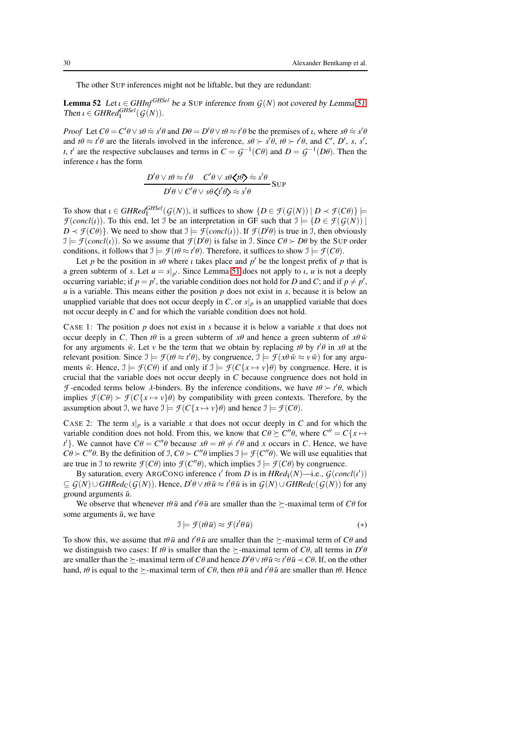The other SUP inferences might not be liftable, but they are redundant:

**Lemma 52** *Let $\iota \in \mathit{GHInf}^{\mathit{GHSel}}$ be a* SUP *inference from $\mathcal{G}(N)$ not covered by Lemma 51. Then $\iota \in \mathit{GHRed}_{\mathrm{I}}^{\mathit{GHSel}}(\mathcal{G}(N))$.*

*Proof* Let $C\theta = C'\theta \vee s\theta \mathrel{\dot{\approx}} s'\theta$ and $D\theta = D'\theta \vee t\theta \approx t'\theta$ be the premises of $\iota$, where $s\theta \mathrel{\dot{\approx}} s'\theta$ and $t\theta \approx t'\theta$ are the literals involved in the inference, $s\theta \succ s'\theta$, $t\theta \succ t'\theta$, and $C'$, $D'$, $s$, $s'$, $t$, $t'$ are the respective subclauses and terms in $C = \mathcal{G}^{-1}(C\theta)$ and $D = \mathcal{G}^{-1}(D\theta)$. Then the inference $\iota$ has the form

$$\frac{D'\theta \vee t\theta \approx t'\theta \quad C'\theta \vee s\theta\langle\!\langle t\theta\rangle\!\rangle \mathrel{\dot{\approx}} s'\theta}{D'\theta \vee C'\theta \vee s\theta\langle\!\langle t'\theta\rangle\!\rangle \mathrel{\dot{\approx}} s'\theta}\,\text{SUP}$$

To show that $\iota \in \mathit{GHRed}_{\mathrm{I}}^{\mathit{GHSel}}(\mathcal{G}(N))$, it suffices to show $\{D \in \mathcal{F}(\mathcal{G}(N)) \mid D \prec \mathcal{F}(C\theta)\} \models \mathcal{F}(\mathit{concl}(\iota))$. To this end, let $\mathcal{I}$ be an interpretation in GF such that $\mathcal{I} \models \{D \in \mathcal{F}(\mathcal{G}(N)) \mid D \prec \mathcal{F}(C\theta)\}$. We need to show that $\mathcal{I} \models \mathcal{F}(\mathit{concl}(\iota))$. If $\mathcal{F}(D'\theta)$ is true in $\mathcal{I}$, then obviously $\mathcal{I} \models \mathcal{F}(\mathit{concl}(\iota))$. So we assume that $\mathcal{F}(D'\theta)$ is false in $\mathcal{I}$. Since $C\theta \succ D\theta$ by the SUP order conditions, it follows that $\mathcal{I} \models \mathcal{F}(t\theta \approx t'\theta)$. Therefore, it suffices to show $\mathcal{I} \models \mathcal{F}(C\theta)$.

Let $p$ be the position in $s\theta$ where $\iota$ takes place and $p'$ be the longest prefix of $p$ that is a green subterm of $s$. Let $u = s|_{p'}$. Since Lemma 51 does not apply to $\iota$, $u$ is not a deeply occurring variable; if $p = p'$, the variable condition does not hold for $D$ and $C$; and if $p \neq p'$, $u$ is a variable. This means either the position $p$ does not exist in $s$, because it is below an unapplied variable that does not occur deeply in $C$, or $s|_p$ is an unapplied variable that does not occur deeply in $C$ and for which the variable condition does not hold.

CASE 1: The position $p$ does not exist in $s$ because it is below a variable $x$ that does not occur deeply in $C$. Then $t\theta$ is a green subterm of $x\theta$ and hence a green subterm of $x\theta\,\bar{w}$ for any arguments $\bar{w}$. Let $v$ be the term that we obtain by replacing $t\theta$ by $t'\theta$ in $x\theta$ at the relevant position. Since $\mathcal{I} \models \mathcal{F}(t\theta \approx t'\theta)$, by congruence, $\mathcal{I} \models \mathcal{F}(x\theta\,\bar{w} \approx v\,\bar{w})$ for any arguments $\bar{w}$. Hence, $\mathcal{I} \models \mathcal{F}(C\theta)$ if and only if $\mathcal{I} \models \mathcal{F}(C\{x \mapsto v\}\theta)$ by congruence. Here, it is crucial that the variable does not occur deeply in $C$ because congruence does not hold in $\mathcal{F}$-encoded terms below $\lambda$-binders. By the inference conditions, we have $t\theta \succ t'\theta$, which implies $\mathcal{F}(C\theta) \succ \mathcal{F}(C\{x \mapsto v\}\theta)$ by compatibility with green contexts. Therefore, by the assumption about $\mathcal{I}$, we have $\mathcal{I} \models \mathcal{F}(C\{x \mapsto v\}\theta)$ and hence $\mathcal{I} \models \mathcal{F}(C\theta)$.

CASE 2: The term $s|_p$ is a variable $x$ that does not occur deeply in $C$ and for which the variable condition does not hold. From this, we know that $C\theta \succeq C''\theta$, where $C'' = C\{x \mapsto t'\}$. We cannot have $C\theta = C''\theta$ because $x\theta = t\theta \neq t'\theta$ and $x$ occurs in $C$. Hence, we have $C\theta \succ C''\theta$. By the definition of $\mathcal{I}$, $C\theta \succ C''\theta$ implies $\mathcal{I} \models \mathcal{F}(C''\theta)$. We will use equalities that are true in $\mathcal{I}$ to rewrite $\mathcal{F}(C\theta)$ into $\mathcal{F}(C''\theta)$, which implies $\mathcal{I} \models \mathcal{F}(C\theta)$ by congruence.

By saturation, every ARGCONG inference $\iota'$ from $D$ is in $\mathit{HRed}_{\mathrm{I}}(N)$—i.e., $\mathcal{G}(\mathit{concl}(\iota')) \subseteq \mathcal{G}(N) \cup \mathit{GHRed}_{\mathrm{C}}(\mathcal{G}(N))$. Hence, $D'\theta \vee t\theta\,\bar{u} \approx t'\theta\,\bar{u}$ is in $\mathcal{G}(N) \cup \mathit{GHRed}_{\mathrm{C}}(\mathcal{G}(N))$ for any ground arguments $\bar{u}$.

We observe that whenever $t\theta\,\bar{u}$ and $t'\theta\,\bar{u}$ are smaller than the $\succeq$-maximal term of $C\theta$ for some arguments $\bar{u}$, we have

$$\mathcal{I} \models \mathcal{F}(t\theta\,\bar{u}) \approx \mathcal{F}(t'\theta\,\bar{u}) \qquad (*)$$

To show this, we assume that $t\theta\,\bar{u}$ and $t'\theta\,\bar{u}$ are smaller than the $\succeq$-maximal term of $C\theta$ and we distinguish two cases: If $t\theta$ is smaller than the $\succeq$-maximal term of $C\theta$, all terms in $D'\theta$ are smaller than the $\succeq$-maximal term of $C\theta$ and hence $D'\theta \vee t\theta\,\bar{u} \approx t'\theta\,\bar{u} \prec C\theta$. If, on the other hand, $t\theta$ is equal to the $\succeq$-maximal term of $C\theta$, then $t\theta\,\bar{u}$ and $t'\theta\,\bar{u}$ are smaller than $t\theta$. Hence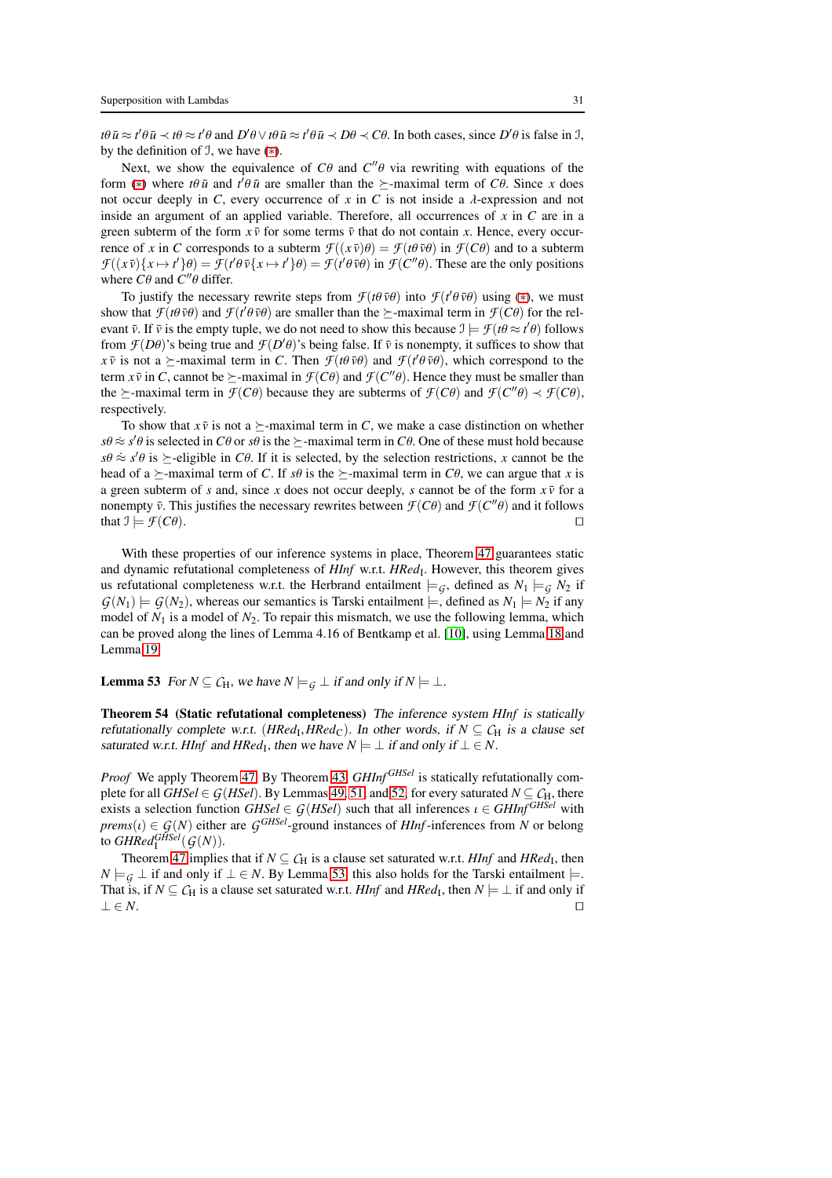$t\theta\,\bar{u} \approx t'\theta\,\bar{u} \prec t\theta \approx t'\theta$ and $D'\theta \vee t\theta\,\bar{u} \approx t'\theta\,\bar{u} \prec D\theta \prec C\theta$. In both cases, since $D'\theta$ is false in $\mathcal{I}$, by the definition of $\mathcal{I}$, we have (∗).

Next, we show the equivalence of $C\theta$ and $C''\theta$ via rewriting with equations of the form (∗) where $t\theta\,\bar{u}$ and $t'\theta\,\bar{u}$ are smaller than the $\succeq$-maximal term of $C\theta$. Since $x$ does not occur deeply in $C$, every occurrence of $x$ in $C$ is not inside a $\lambda$-expression and not inside an argument of an applied variable. Therefore, all occurrences of $x$ in $C$ are in a green subterm of the form $x\,\bar{v}$ for some terms $\bar{v}$ that do not contain $x$. Hence, every occurrence of $x$ in $C$ corresponds to a subterm $\mathcal{F}((x\,\bar{v})\theta) = \mathcal{F}(t\theta\,\bar{v}\theta)$ in $\mathcal{F}(C\theta)$ and to a subterm $\mathcal{F}((x\,\bar{v})\{x \mapsto t'\}\theta) = \mathcal{F}(t'\theta\,\bar{v}\{x \mapsto t'\}\theta) = \mathcal{F}(t'\theta\,\bar{v}\theta)$ in $\mathcal{F}(C''\theta)$. These are the only positions where $C\theta$ and $C''\theta$ differ.

To justify the necessary rewrite steps from $\mathcal{F}(t\theta\,\bar{v}\theta)$ into $\mathcal{F}(t'\theta\,\bar{v}\theta)$ using (∗), we must show that $\mathcal{F}(t\theta\,\bar{v}\theta)$ and $\mathcal{F}(t'\theta\,\bar{v}\theta)$ are smaller than the $\succeq$-maximal term in $\mathcal{F}(C\theta)$ for the relevant $\bar{v}$. If $\bar{v}$ is the empty tuple, we do not need to show this because $\mathcal{I} \models \mathcal{F}(t\theta \approx t'\theta)$ follows from $\mathcal{F}(D\theta)$'s being true and $\mathcal{F}(D'\theta)$'s being false. If $\bar{v}$ is nonempty, it suffices to show that $x\,\bar{v}$ is not a $\succeq$-maximal term in $C$. Then $\mathcal{F}(t\theta\,\bar{v}\theta)$ and $\mathcal{F}(t'\theta\,\bar{v}\theta)$, which correspond to the term $x\,\bar{v}$ in $C$, cannot be $\succeq$-maximal in $\mathcal{F}(C\theta)$ and $\mathcal{F}(C''\theta)$. Hence they must be smaller than the $\succeq$-maximal term in $\mathcal{F}(C\theta)$ because they are subterms of $\mathcal{F}(C\theta)$ and $\mathcal{F}(C''\theta) \prec \mathcal{F}(C\theta)$, respectively.

To show that $x\,\bar{v}$ is not a $\succeq$-maximal term in $C$, we make a case distinction on whether $s\theta \approx s'\theta$ is selected in $C\theta$ or $s\theta$ is the $\succeq$-maximal term in $C\theta$. One of these must hold because $s\theta \approx s'\theta$ is $\succeq$-eligible in $C\theta$. If it is selected, by the selection restrictions, $x$ cannot be the head of a $\succeq$-maximal term of $C$. If $s\theta$ is the $\succeq$-maximal term in $C\theta$, we can argue that $x$ is a green subterm of $s$ and, since $x$ does not occur deeply, $s$ cannot be of the form $x\,\bar{v}$ for a nonempty $\bar{v}$. This justifies the necessary rewrites between $\mathcal{F}(C\theta)$ and $\mathcal{F}(C''\theta)$ and it follows that $\mathcal{I} \models \mathcal{F}(C\theta)$. □

With these properties of our inference systems in place, Theorem 47 guarantees static and dynamic refutational completeness of *HInf* w.r.t. $\mathit{HRed}_\mathrm{I}$. However, this theorem gives us refutational completeness w.r.t. the Herbrand entailment $\models_\mathcal{G}$, defined as $N_1 \models_\mathcal{G} N_2$ if $\mathcal{G}(N_1) \models \mathcal{G}(N_2)$, whereas our semantics is Tarski entailment $\models$, defined as $N_1 \models N_2$ if any model of $N_1$ is a model of $N_2$. To repair this mismatch, we use the following lemma, which can be proved along the lines of Lemma 4.16 of Bentkamp et al. [10], using Lemma 18 and Lemma 19.

**Lemma 53** *For $N \subseteq \mathcal{C}_\mathrm{H}$, we have $N \models_\mathcal{G} \bot$ if and only if $N \models \bot$.*

**Theorem 54 (Static refutational completeness)** *The inference system HInf is statically refutationally complete w.r.t. $(\mathit{HRed}_\mathrm{I}, \mathit{HRed}_\mathrm{C})$. In other words, if $N \subseteq \mathcal{C}_\mathrm{H}$ is a clause set saturated w.r.t. HInf and $\mathit{HRed}_\mathrm{I}$, then we have $N \models \bot$ if and only if $\bot \in N$.*

*Proof* We apply Theorem 47. By Theorem 43, $\mathit{GHInf}^{\mathit{GHSel}}$ is statically refutationally complete for all $\mathit{GHSel} \in \mathcal{G}(\mathit{HSel})$. By Lemmas 49, 51, and 52, for every saturated $N \subseteq \mathcal{C}_\mathrm{H}$, there exists a selection function $\mathit{GHSel} \in \mathcal{G}(\mathit{HSel})$ such that all inferences $\iota \in \mathit{GHInf}^{\mathit{GHSel}}$ with $\mathit{prems}(\iota) \in \mathcal{G}(N)$ either are $\mathcal{G}^{\mathit{GHSel}}$-ground instances of *HInf*-inferences from $N$ or belong to $\mathit{GHRed}_\mathrm{I}^{\mathit{GHSel}}(\mathcal{G}(N))$.

Theorem 47 implies that if $N \subseteq \mathcal{C}_\mathrm{H}$ is a clause set saturated w.r.t. *HInf* and $\mathit{HRed}_\mathrm{I}$, then $N \models_\mathcal{G} \bot$ if and only if $\bot \in N$. By Lemma 53, this also holds for the Tarski entailment $\models$. That is, if $N \subseteq \mathcal{C}_\mathrm{H}$ is a clause set saturated w.r.t. *HInf* and $\mathit{HRed}_\mathrm{I}$, then $N \models \bot$ if and only if $\bot \in N$. □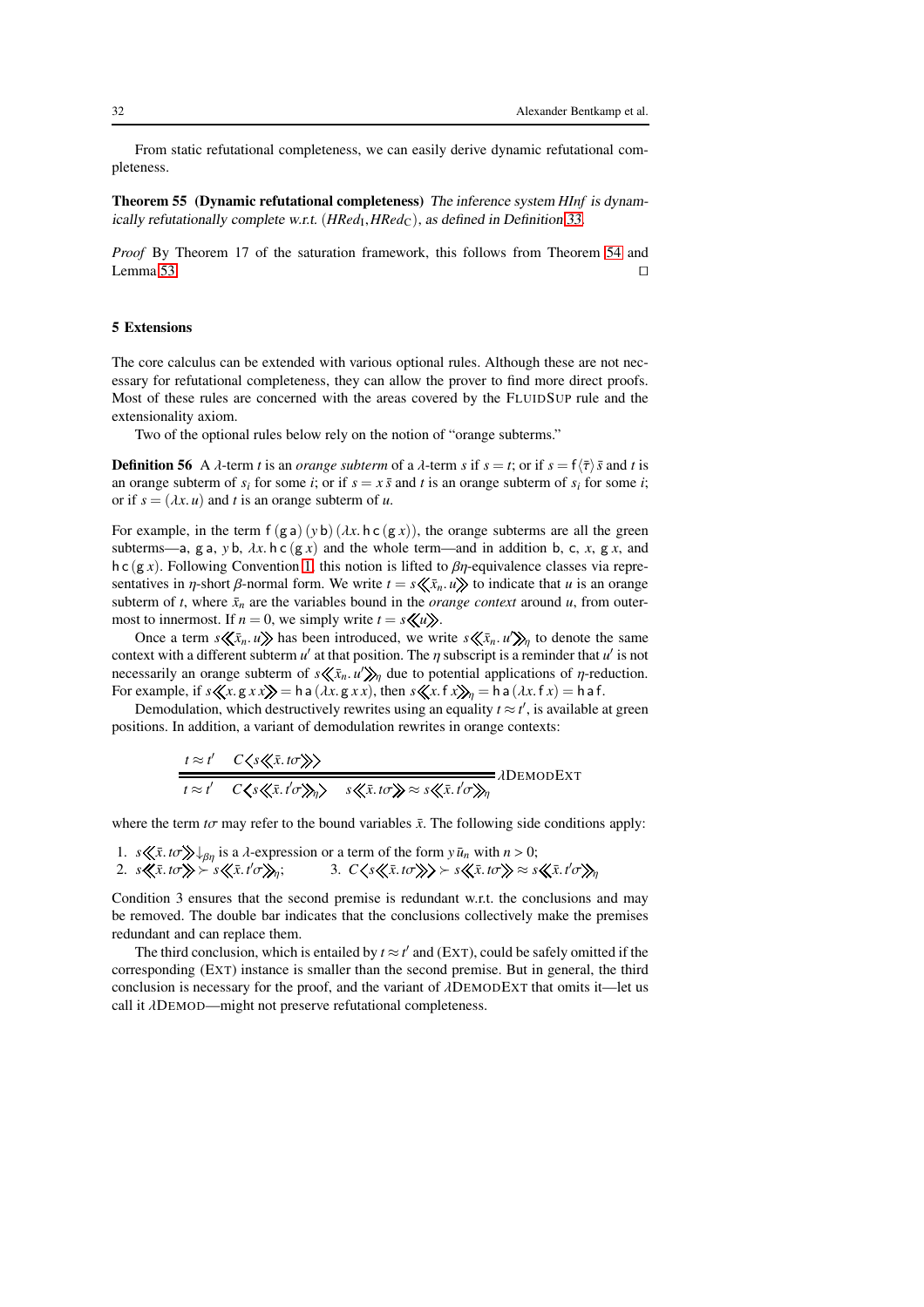From static refutational completeness, we can easily derive dynamic refutational completeness.

**Theorem 55 (Dynamic refutational completeness)** *The inference system HInf is dynamically refutationally complete w.r.t.* $(\mathit{HRed}_{\mathrm{I}}, \mathit{HRed}_{\mathrm{C}})$*, as defined in Definition 33.*

*Proof* By Theorem 17 of the saturation framework, this follows from Theorem 54 and Lemma 53. □

## 5 Extensions

The core calculus can be extended with various optional rules. Although these are not necessary for refutational completeness, they can allow the prover to find more direct proofs. Most of these rules are concerned with the areas covered by the FLUIDSUP rule and the extensionality axiom.

Two of the optional rules below rely on the notion of "orange subterms."

**Definition 56** A $\lambda$-term $t$ is an *orange subterm* of a $\lambda$-term $s$ if $s = t$; or if $s = \mathsf{f}\langle\bar{\tau}\rangle\,\bar{s}$ and $t$ is an orange subterm of $s_i$ for some $i$; or if $s = x\,\bar{s}$ and $t$ is an orange subterm of $s_i$ for some $i$; or if $s = (\lambda x.\, u)$ and $t$ is an orange subterm of $u$.

For example, in the term $\mathsf{f}\,(\mathsf{g}\,\mathsf{a})\,(y\,\mathsf{b})\,(\lambda x.\,\mathsf{h}\,\mathsf{c}\,(\mathsf{g}\,x))$, the orange subterms are all the green subterms—$\mathsf{a}$, $\mathsf{g}\,\mathsf{a}$, $y\,\mathsf{b}$, $\lambda x.\,\mathsf{h}\,\mathsf{c}\,(\mathsf{g}\,x)$ and the whole term—and in addition $\mathsf{b}$, $\mathsf{c}$, $x$, $\mathsf{g}\,x$, and $\mathsf{h}\,\mathsf{c}\,(\mathsf{g}\,x)$. Following Convention 1, this notion is lifted to $\beta\eta$-equivalence classes via representatives in $\eta$-short $\beta$-normal form. We write $t = s\langle\!\langle \bar{x}_n.\, u\rangle\!\rangle$ to indicate that $u$ is an orange subterm of $t$, where $\bar{x}_n$ are the variables bound in the *orange context* around $u$, from outermost to innermost. If $n = 0$, we simply write $t = s\langle\!\langle u\rangle\!\rangle$.

Once a term $s\langle\!\langle \bar{x}_n.\, u\rangle\!\rangle$ has been introduced, we write $s\langle\!\langle \bar{x}_n.\, u'\rangle\!\rangle_\eta$ to denote the same context with a different subterm $u'$ at that position. The $\eta$ subscript is a reminder that $u'$ is not necessarily an orange subterm of $s\langle\!\langle \bar{x}_n.\, u'\rangle\!\rangle_\eta$ due to potential applications of $\eta$-reduction. For example, if $s\langle\!\langle x.\, \mathsf{g}\,x\,x\rangle\!\rangle = \mathsf{h}\,\mathsf{a}\,(\lambda x.\, \mathsf{g}\,x\,x)$, then $s\langle\!\langle x.\, \mathsf{f}\,x\rangle\!\rangle_\eta = \mathsf{h}\,\mathsf{a}\,(\lambda x.\, \mathsf{f}\,x) = \mathsf{h}\,\mathsf{a}\,\mathsf{f}$.

Demodulation, which destructively rewrites using an equality $t \approx t'$, is available at green positions. In addition, a variant of demodulation rewrites in orange contexts:

$$\frac{t \approx t' \quad C\langle s\langle\!\langle \bar{x}.\, t\sigma\rangle\!\rangle\rangle}{t \approx t' \quad C\langle s\langle\!\langle \bar{x}.\, t'\sigma\rangle\!\rangle_\eta\rangle \quad s\langle\!\langle \bar{x}.\, t\sigma\rangle\!\rangle \approx s\langle\!\langle \bar{x}.\, t'\sigma\rangle\!\rangle_\eta}\ \lambda\text{DEMODEXT}$$

where the term $t\sigma$ may refer to the bound variables $\bar{x}$. The following side conditions apply:

1. $s\langle\!\langle \bar{x}.\, t\sigma\rangle\!\rangle\!\downarrow_{\beta\eta}$ is a $\lambda$-expression or a term of the form $y\,\bar{u}_n$ with $n > 0$;
2. $s\langle\!\langle \bar{x}.\, t\sigma\rangle\!\rangle \succ s\langle\!\langle \bar{x}.\, t'\sigma\rangle\!\rangle_\eta$;
3. $C\langle s\langle\!\langle \bar{x}.\, t\sigma\rangle\!\rangle\rangle \succ s\langle\!\langle \bar{x}.\, t\sigma\rangle\!\rangle \approx s\langle\!\langle \bar{x}.\, t'\sigma\rangle\!\rangle_\eta$

Condition 3 ensures that the second premise is redundant w.r.t. the conclusions and may be removed. The double bar indicates that the conclusions collectively make the premises redundant and can replace them.

The third conclusion, which is entailed by $t \approx t'$ and (EXT), could be safely omitted if the corresponding (EXT) instance is smaller than the second premise. But in general, the third conclusion is necessary for the proof, and the variant of $\lambda$DEMODEXT that omits it—let us call it $\lambda$DEMOD—might not preserve refutational completeness.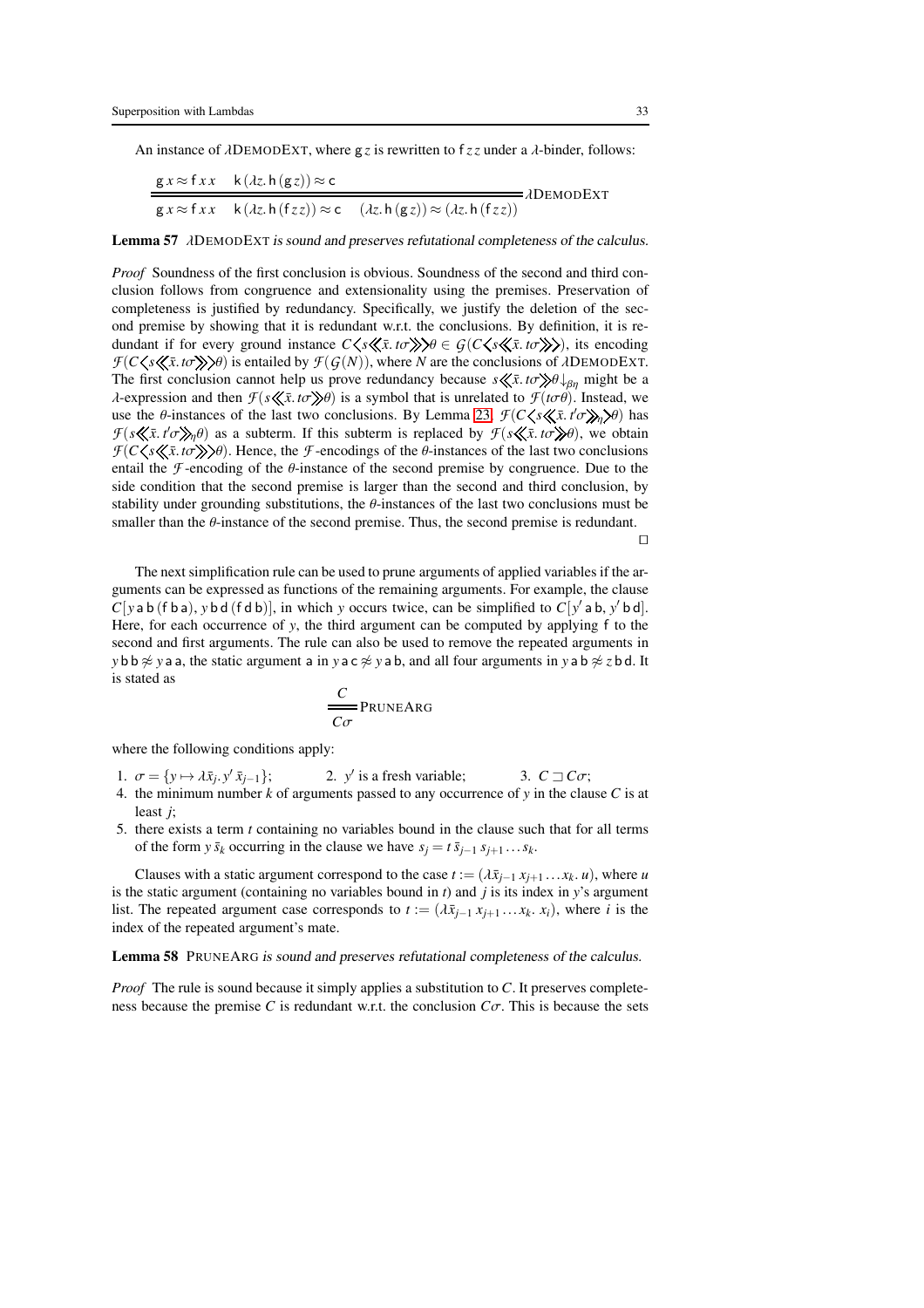An instance of $\lambda$DEMODEXT, where $\mathsf{g}\,z$ is rewritten to $\mathsf{f}\,z\,z$ under a $\lambda$-binder, follows:

$$\frac{\mathsf{g}\,x \approx \mathsf{f}\,x\,x \qquad \mathsf{k}\,(\lambda z.\,\mathsf{h}\,(\mathsf{g}\,z)) \approx \mathsf{c}}{\mathsf{g}\,x \approx \mathsf{f}\,x\,x \qquad \mathsf{k}\,(\lambda z.\,\mathsf{h}\,(\mathsf{f}\,z\,z)) \approx \mathsf{c} \qquad (\lambda z.\,\mathsf{h}\,(\mathsf{g}\,z)) \approx (\lambda z.\,\mathsf{h}\,(\mathsf{f}\,z\,z))}\;\lambda\text{DEMODEXT}$$

**Lemma 57** *$\lambda$DEMODEXT is sound and preserves refutational completeness of the calculus.*

*Proof* Soundness of the first conclusion is obvious. Soundness of the second and third conclusion follows from congruence and extensionality using the premises. Preservation of completeness is justified by redundancy. Specifically, we justify the deletion of the second premise by showing that it is redundant w.r.t. the conclusions. By definition, it is redundant if for every ground instance $C\langle s\langle\!\langle \bar{x}.\,t\sigma\rangle\!\rangle\rangle\theta \in \mathcal{G}(C\langle s\langle\!\langle \bar{x}.\,t\sigma\rangle\!\rangle\rangle)$, its encoding $\mathcal{F}(C\langle s\langle\!\langle \bar{x}.\,t\sigma\rangle\!\rangle\rangle\theta)$ is entailed by $\mathcal{F}(\mathcal{G}(N))$, where $N$ are the conclusions of $\lambda$DEMODEXT. The first conclusion cannot help us prove redundancy because $s\langle\!\langle \bar{x}.\,t\sigma\rangle\!\rangle\theta{\downarrow_{\beta\eta}}$ might be a $\lambda$-expression and then $\mathcal{F}(s\langle\!\langle \bar{x}.\,t\sigma\rangle\!\rangle\theta)$ is a symbol that is unrelated to $\mathcal{F}(t\sigma\theta)$. Instead, we use the $\theta$-instances of the last two conclusions. By Lemma 23, $\mathcal{F}(C\langle s\langle\!\langle \bar{x}.\,t'\sigma\rangle\!\rangle_\eta\rangle\theta)$ has $\mathcal{F}(s\langle\!\langle \bar{x}.\,t'\sigma\rangle\!\rangle_\eta\theta)$ as a subterm. If this subterm is replaced by $\mathcal{F}(s\langle\!\langle \bar{x}.\,t\sigma\rangle\!\rangle\theta)$, we obtain $\mathcal{F}(C\langle s\langle\!\langle \bar{x}.\,t\sigma\rangle\!\rangle\rangle\theta)$. Hence, the $\mathcal{F}$-encodings of the $\theta$-instances of the last two conclusions entail the $\mathcal{F}$-encoding of the $\theta$-instance of the second premise by congruence. Due to the side condition that the second premise is larger than the second and third conclusion, by stability under grounding substitutions, the $\theta$-instances of the last two conclusions must be smaller than the $\theta$-instance of the second premise. Thus, the second premise is redundant. $\square$

The next simplification rule can be used to prune arguments of applied variables if the arguments can be expressed as functions of the remaining arguments. For example, the clause $C[y\,\mathsf{a}\,\mathsf{b}\,(\mathsf{f}\,\mathsf{b}\,\mathsf{a}),\, y\,\mathsf{b}\,\mathsf{d}\,(\mathsf{f}\,\mathsf{d}\,\mathsf{b})]$, in which $y$ occurs twice, can be simplified to $C[y'\,\mathsf{a}\,\mathsf{b},\, y'\,\mathsf{b}\,\mathsf{d}]$. Here, for each occurrence of $y$, the third argument can be computed by applying $\mathsf{f}$ to the second and first arguments. The rule can also be used to remove the repeated arguments in $y\,\mathsf{b}\,\mathsf{b} \not\approx y\,\mathsf{a}\,\mathsf{a}$, the static argument $\mathsf{a}$ in $y\,\mathsf{a}\,\mathsf{c} \not\approx y\,\mathsf{a}\,\mathsf{b}$, and all four arguments in $y\,\mathsf{a}\,\mathsf{b} \not\approx z\,\mathsf{b}\,\mathsf{d}$. It is stated as

$$\frac{C}{C\sigma}\;\text{PRUNEARG}$$

where the following conditions apply:

1. $\sigma = \{y \mapsto \lambda \bar{x}_j.\, y'\,\bar{x}_{j-1}\}$;
2. $y'$ is a fresh variable;
3. $C \sqsupset C\sigma$;
4. the minimum number $k$ of arguments passed to any occurrence of $y$ in the clause $C$ is at least $j$;
5. there exists a term $t$ containing no variables bound in the clause such that for all terms of the form $y\,\bar{s}_k$ occurring in the clause we have $s_j = t\,\bar{s}_{j-1}\,s_{j+1}\ldots s_k$.

Clauses with a static argument correspond to the case $t := (\lambda \bar{x}_{j-1}\,x_{j+1}\ldots x_k.\,u)$, where $u$ is the static argument (containing no variables bound in $t$) and $j$ is its index in $y$'s argument list. The repeated argument case corresponds to $t := (\lambda \bar{x}_{j-1}\,x_{j+1}\ldots x_k.\,x_i)$, where $i$ is the index of the repeated argument's mate.

**Lemma 58** *PRUNEARG is sound and preserves refutational completeness of the calculus.*

*Proof* The rule is sound because it simply applies a substitution to $C$. It preserves completeness because the premise $C$ is redundant w.r.t. the conclusion $C\sigma$. This is because the sets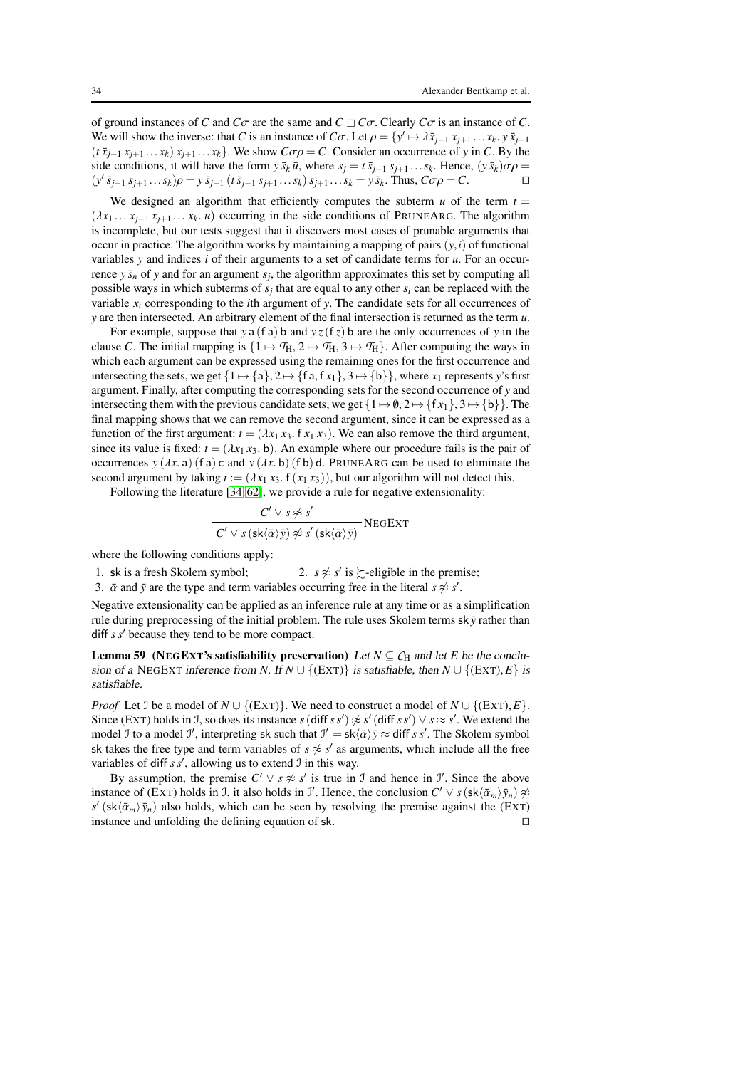of ground instances of $C$ and $C\sigma$ are the same and $C \sqsupset C\sigma$. Clearly $C\sigma$ is an instance of $C$. We will show the inverse: that $C$ is an instance of $C\sigma$. Let $\rho = \{y' \mapsto \lambda\bar{x}_{j-1}\, x_{j+1} \ldots x_k.\, y\, \bar{x}_{j-1}\, (t\, \bar{x}_{j-1}\, x_{j+1} \ldots x_k)\, x_{j+1} \ldots x_k\}$. We show $C\sigma\rho = C$. Consider an occurrence of $y$ in $C$. By the side conditions, it will have the form $y\, \bar{s}_k\, \bar{u}$, where $s_j = t\, \bar{s}_{j-1}\, s_{j+1} \ldots s_k$. Hence, $(y\, \bar{s}_k)\sigma\rho = (y'\, \bar{s}_{j-1}\, s_{j+1} \ldots s_k)\rho = y\, \bar{s}_{j-1}\, (t\, \bar{s}_{j-1}\, s_{j+1} \ldots s_k)\, s_{j+1} \ldots s_k = y\, \bar{s}_k$. Thus, $C\sigma\rho = C$. $\square$

We designed an algorithm that efficiently computes the subterm $u$ of the term $t = (\lambda x_1 \ldots x_{j-1}\, x_{j+1} \ldots x_k.\, u)$ occurring in the side conditions of PRUNEARG. The algorithm is incomplete, but our tests suggest that it discovers most cases of prunable arguments that occur in practice. The algorithm works by maintaining a mapping of pairs $(y,i)$ of functional variables $y$ and indices $i$ of their arguments to a set of candidate terms for $u$. For an occurrence $y\, \bar{s}_n$ of $y$ and for an argument $s_j$, the algorithm approximates this set by computing all possible ways in which subterms of $s_j$ that are equal to any other $s_i$ can be replaced with the variable $x_i$ corresponding to the $i$th argument of $y$. The candidate sets for all occurrences of $y$ are then intersected. An arbitrary element of the final intersection is returned as the term $u$.

For example, suppose that $y\, \mathsf{a}\, (\mathsf{f}\, \mathsf{a})\, \mathsf{b}$ and $y\, z\, (\mathsf{f}\, z)\, \mathsf{b}$ are the only occurrences of $y$ in the clause $C$. The initial mapping is $\{1 \mapsto \mathcal{T}_{\mathrm{H}}, 2 \mapsto \mathcal{T}_{\mathrm{H}}, 3 \mapsto \mathcal{T}_{\mathrm{H}}\}$. After computing the ways in which each argument can be expressed using the remaining ones for the first occurrence and intersecting the sets, we get $\{1 \mapsto \{\mathsf{a}\}, 2 \mapsto \{\mathsf{f}\, \mathsf{a}, \mathsf{f}\, x_1\}, 3 \mapsto \{\mathsf{b}\}\}$, where $x_1$ represents $y$'s first argument. Finally, after computing the corresponding sets for the second occurrence of $y$ and intersecting them with the previous candidate sets, we get $\{1 \mapsto \emptyset, 2 \mapsto \{\mathsf{f}\, x_1\}, 3 \mapsto \{\mathsf{b}\}\}$. The final mapping shows that we can remove the second argument, since it can be expressed as a function of the first argument: $t = (\lambda x_1\, x_3.\, \mathsf{f}\, x_1\, x_3)$. We can also remove the third argument, since its value is fixed: $t = (\lambda x_1\, x_3.\, \mathsf{b})$. An example where our procedure fails is the pair of occurrences $y\, (\lambda x.\, \mathsf{a})\, (\mathsf{f}\, \mathsf{a})\, \mathsf{c}$ and $y\, (\lambda x.\, \mathsf{b})\, (\mathsf{f}\, \mathsf{b})\, \mathsf{d}$. PRUNEARG can be used to eliminate the second argument by taking $t := (\lambda x_1\, x_3.\, \mathsf{f}\, (x_1\, x_3))$, but our algorithm will not detect this.

Following the literature [34, 62], we provide a rule for negative extensionality:

$$\frac{C' \vee s \not\approx s'}{C' \vee s\, (\mathsf{sk}\langle\bar{\alpha}\rangle\, \bar{y}) \not\approx s'\, (\mathsf{sk}\langle\bar{\alpha}\rangle\, \bar{y})}\ \text{NEGEXT}$$

where the following conditions apply:

1. $\mathsf{sk}$ is a fresh Skolem symbol;
2. $s \not\approx s'$ is $\succsim$-eligible in the premise;
3. $\bar{\alpha}$ and $\bar{y}$ are the type and term variables occurring free in the literal $s \not\approx s'$.

Negative extensionality can be applied as an inference rule at any time or as a simplification rule during preprocessing of the initial problem. The rule uses Skolem terms $\mathsf{sk}\, \bar{y}$ rather than $\mathsf{diff}\, s\, s'$ because they tend to be more compact.

**Lemma 59 (NEGEXT's satisfiability preservation)** *Let $N \subseteq \mathcal{C}_{\mathrm{H}}$ and let $E$ be the conclusion of a* NEGEXT *inference from $N$. If $N \cup \{(\text{EXT})\}$ is satisfiable, then $N \cup \{(\text{EXT}), E\}$ is satisfiable.*

*Proof* Let $\mathcal{I}$ be a model of $N \cup \{(\text{EXT})\}$. We need to construct a model of $N \cup \{(\text{EXT}), E\}$. Since (EXT) holds in $\mathcal{I}$, so does its instance $s\, (\mathsf{diff}\, s\, s') \not\approx s'\, (\mathsf{diff}\, s\, s') \vee s \approx s'$. We extend the model $\mathcal{I}$ to a model $\mathcal{I}'$, interpreting $\mathsf{sk}$ such that $\mathcal{I}' \models \mathsf{sk}\langle\bar{\alpha}\rangle\, \bar{y} \approx \mathsf{diff}\, s\, s'$. The Skolem symbol $\mathsf{sk}$ takes the free type and term variables of $s \not\approx s'$ as arguments, which include all the free variables of $\mathsf{diff}\, s\, s'$, allowing us to extend $\mathcal{I}$ in this way.

By assumption, the premise $C' \vee s \not\approx s'$ is true in $\mathcal{I}$ and hence in $\mathcal{I}'$. Since the above instance of (EXT) holds in $\mathcal{I}$, it also holds in $\mathcal{I}'$. Hence, the conclusion $C' \vee s\, (\mathsf{sk}\langle\bar{\alpha}_m\rangle\, \bar{y}_n) \not\approx s'\, (\mathsf{sk}\langle\bar{\alpha}_m\rangle\, \bar{y}_n)$ also holds, which can be seen by resolving the premise against the (EXT) instance and unfolding the defining equation of $\mathsf{sk}$. $\square$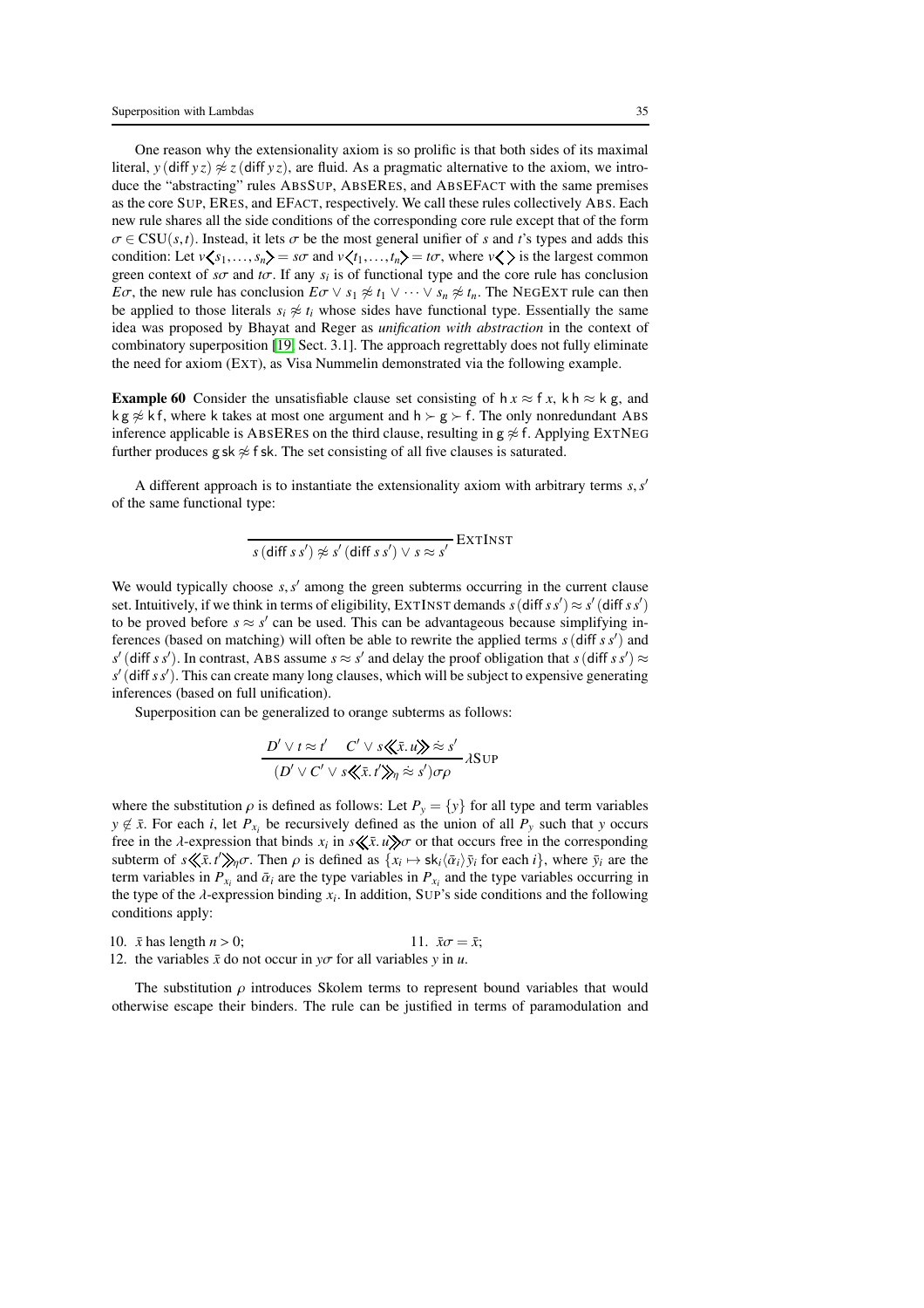One reason why the extensionality axiom is so prolific is that both sides of its maximal literal, $y\,(\mathsf{diff}\,y\,z) \not\approx z\,(\mathsf{diff}\,y\,z)$, are fluid. As a pragmatic alternative to the axiom, we introduce the "abstracting" rules AbsSup, AbsERes, and AbsEFact with the same premises as the core Sup, ERes, and EFact, respectively. We call these rules collectively Abs. Each new rule shares all the side conditions of the corresponding core rule except that of the form $\sigma \in \mathrm{CSU}(s,t)$. Instead, it lets $\sigma$ be the most general unifier of $s$ and $t$'s types and adds this condition: Let $v\langle s_1,\ldots,s_n\rangle = s\sigma$ and $v\langle t_1,\ldots,t_n\rangle = t\sigma$, where $v\langle\,\rangle$ is the largest common green context of $s\sigma$ and $t\sigma$. If any $s_i$ is of functional type and the core rule has conclusion $E\sigma$, the new rule has conclusion $E\sigma \vee s_1 \not\approx t_1 \vee \cdots \vee s_n \not\approx t_n$. The NegExt rule can then be applied to those literals $s_i \not\approx t_i$ whose sides have functional type. Essentially the same idea was proposed by Bhayat and Reger as *unification with abstraction* in the context of combinatory superposition [19, Sect. 3.1]. The approach regrettably does not fully eliminate the need for axiom (Ext), as Visa Nummelin demonstrated via the following example.

**Example 60** Consider the unsatisfiable clause set consisting of $\mathsf{h}\,x \approx \mathsf{f}\,x$, $\mathsf{k}\,\mathsf{h} \approx \mathsf{k}\,\mathsf{g}$, and $\mathsf{k}\,\mathsf{g} \not\approx \mathsf{k}\,\mathsf{f}$, where $\mathsf{k}$ takes at most one argument and $\mathsf{h} \succ \mathsf{g} \succ \mathsf{f}$. The only nonredundant Abs inference applicable is AbsERes on the third clause, resulting in $\mathsf{g} \not\approx \mathsf{f}$. Applying ExtNeg further produces $\mathsf{g}\,\mathsf{sk} \not\approx \mathsf{f}\,\mathsf{sk}$. The set consisting of all five clauses is saturated.

A different approach is to instantiate the extensionality axiom with arbitrary terms $s, s'$ of the same functional type:

$$\frac{}{s\,(\mathsf{diff}\,s\,s') \not\approx s'\,(\mathsf{diff}\,s\,s') \vee s \approx s'}\,\textsc{ExtInst}$$

We would typically choose $s, s'$ among the green subterms occurring in the current clause set. Intuitively, if we think in terms of eligibility, ExtInst demands $s\,(\mathsf{diff}\,s\,s') \approx s'\,(\mathsf{diff}\,s\,s')$ to be proved before $s \approx s'$ can be used. This can be advantageous because simplifying inferences (based on matching) will often be able to rewrite the applied terms $s\,(\mathsf{diff}\,s\,s')$ and $s'\,(\mathsf{diff}\,s\,s')$. In contrast, Abs assume $s \approx s'$ and delay the proof obligation that $s\,(\mathsf{diff}\,s\,s') \approx s'\,(\mathsf{diff}\,s\,s')$. This can create many long clauses, which will be subject to expensive generating inferences (based on full unification).

Superposition can be generalized to orange subterms as follows:

$$\frac{D' \vee t \approx t' \quad C' \vee s\langle\!\langle \bar{x}.\,u\rangle\!\rangle \mathrel{\dot{\approx}} s'}{(D' \vee C' \vee s\langle\!\langle \bar{x}.\,t'\rangle\!\rangle_\eta \mathrel{\dot{\approx}} s')\sigma\rho}\,\lambda\textsc{Sup}$$

where the substitution $\rho$ is defined as follows: Let $P_y = \{y\}$ for all type and term variables $y \notin \bar{x}$. For each $i$, let $P_{x_i}$ be recursively defined as the union of all $P_y$ such that $y$ occurs free in the $\lambda$-expression that binds $x_i$ in $s\langle\!\langle \bar{x}.\,u\rangle\!\rangle\sigma$ or that occurs free in the corresponding subterm of $s\langle\!\langle \bar{x}.\,t'\rangle\!\rangle_\eta\sigma$. Then $\rho$ is defined as $\{x_i \mapsto \mathsf{sk}_i\langle\bar{\alpha}_i\rangle\,\bar{y}_i$ for each $i\}$, where $\bar{y}_i$ are the term variables in $P_{x_i}$ and $\bar{\alpha}_i$ are the type variables in $P_{x_i}$ and the type variables occurring in the type of the $\lambda$-expression binding $x_i$. In addition, Sup's side conditions and the following conditions apply:

10. $\bar{x}$ has length $n > 0$;
11. $\bar{x}\sigma = \bar{x}$;
12. the variables $\bar{x}$ do not occur in $y\sigma$ for all variables $y$ in $u$.

The substitution $\rho$ introduces Skolem terms to represent bound variables that would otherwise escape their binders. The rule can be justified in terms of paramodulation and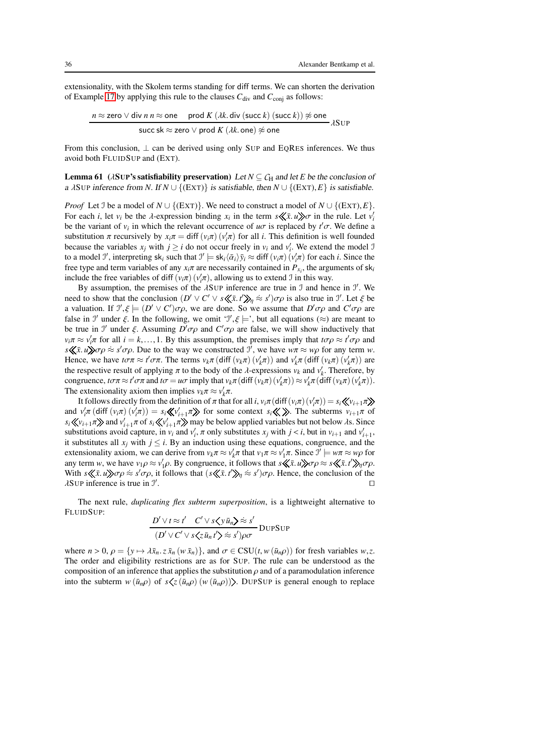extensionality, with the Skolem terms standing for diff terms. We can shorten the derivation of Example 17 by applying this rule to the clauses $C_{\mathrm{div}}$ and $C_{\mathrm{conj}}$ as follows:

$$\frac{n \approx \mathsf{zero} \vee \mathsf{div}\; n\; n \approx \mathsf{one} \qquad \mathsf{prod}\; K\; (\lambda k.\, \mathsf{div}\; (\mathsf{succ}\; k)\; (\mathsf{succ}\; k)) \not\approx \mathsf{one}}{\mathsf{succ}\; \mathsf{sk} \approx \mathsf{zero} \vee \mathsf{prod}\; K\; (\lambda k.\, \mathsf{one}) \not\approx \mathsf{one}}\,\lambda\textsc{Sup}$$

From this conclusion, $\bot$ can be derived using only SUP and EQRES inferences. We thus avoid both FLUIDSUP and (EXT).

**Lemma 61** **($\lambda$SUP's satisfiability preservation)** *Let $N \subseteq \mathcal{C}_{\mathrm{H}}$ and let $E$ be the conclusion of a $\lambda$SUP inference from $N$. If $N \cup \{(\textsc{Ext})\}$ is satisfiable, then $N \cup \{(\textsc{Ext}), E\}$ is satisfiable.*

*Proof* Let $\mathcal{I}$ be a model of $N \cup \{(\textsc{Ext})\}$. We need to construct a model of $N \cup \{(\textsc{Ext}), E\}$. For each $i$, let $v_i$ be the $\lambda$-expression binding $x_i$ in the term $s\langle\!\langle \bar{x}.\, u \rangle\!\rangle\sigma$ in the rule. Let $v_i'$ be the variant of $v_i$ in which the relevant occurrence of $u\sigma$ is replaced by $t'\sigma$. We define a substitution $\pi$ recursively by $x_i\pi = \mathsf{diff}\,(v_i\pi)\,(v_i'\pi)$ for all $i$. This definition is well founded because the variables $x_j$ with $j \geq i$ do not occur freely in $v_i$ and $v_i'$. We extend the model $\mathcal{I}$ to a model $\mathcal{I}'$, interpreting $\mathsf{sk}_i$ such that $\mathcal{I}' \models \mathsf{sk}_i\langle\bar{\alpha}_i\rangle\,\bar{y}_i \approx \mathsf{diff}\,(v_i\pi)\,(v_i'\pi)$ for each $i$. Since the free type and term variables of any $x_i\pi$ are necessarily contained in $P_{x_i}$, the arguments of $\mathsf{sk}_i$ include the free variables of $\mathsf{diff}\,(v_i\pi)\,(v_i'\pi)$, allowing us to extend $\mathcal{I}$ in this way.

By assumption, the premises of the $\lambda$SUP inference are true in $\mathcal{I}$ and hence in $\mathcal{I}'$. We need to show that the conclusion $(D' \vee C' \vee s\langle\!\langle \bar{x}.\, t' \rangle\!\rangle_\eta \approx s')\sigma\rho$ is also true in $\mathcal{I}'$. Let $\xi$ be a valuation. If $\mathcal{I}', \xi \models (D' \vee C')\sigma\rho$, we are done. So we assume that $D'\sigma\rho$ and $C'\sigma\rho$ are false in $\mathcal{I}'$ under $\xi$. In the following, we omit '$\mathcal{I}', \xi \models$', but all equations ($\approx$) are meant to be true in $\mathcal{I}'$ under $\xi$. Assuming $D'\sigma\rho$ and $C'\sigma\rho$ are false, we will show inductively that $v_i\pi \approx v_i'\pi$ for all $i = k, \ldots, 1$. By this assumption, the premises imply that $t\sigma\rho \approx t'\sigma\rho$ and $s\langle\!\langle \bar{x}.\, u \rangle\!\rangle\sigma\rho \mathrel{\dot{\approx}} s'\sigma\rho$. Due to the way we constructed $\mathcal{I}'$, we have $w\pi \approx w\rho$ for any term $w$. Hence, we have $t\sigma\pi \approx t'\sigma\pi$. The terms $v_k\pi\,(\mathsf{diff}\,(v_k\pi)\,(v_k'\pi))$ and $v_k'\pi\,(\mathsf{diff}\,(v_k\pi)\,(v_k'\pi))$ are the respective result of applying $\pi$ to the body of the $\lambda$-expressions $v_k$ and $v_k'$. Therefore, by congruence, $t\sigma\pi \approx t'\sigma\pi$ and $t\sigma = u\sigma$ imply that $v_k\pi(\mathsf{diff}\,(v_k\pi)\,(v_k'\pi)) \approx v_k'\pi(\mathsf{diff}\,(v_k\pi)\,(v_k'\pi))$. The extensionality axiom then implies $v_k\pi \approx v_k'\pi$.

It follows directly from the definition of $\pi$ that for all $i$, $v_i\pi\,(\mathsf{diff}\,(v_i\pi)\,(v_i'\pi)) = s_i\langle\!\langle v_{i+1}\pi \rangle\!\rangle$ and $v_i'\pi\,(\mathsf{diff}\,(v_i\pi)\,(v_i'\pi)) = s_i\langle\!\langle v_{i+1}'\pi \rangle\!\rangle$ for some context $s_i\langle\!\langle\;\rangle\!\rangle$. The subterms $v_{i+1}\pi$ of $s_i\langle\!\langle v_{i+1}\pi \rangle\!\rangle$ and $v_{i+1}'\pi$ of $s_i\langle\!\langle v_{i+1}'\pi \rangle\!\rangle$ may be below applied variables but not below $\lambda$s. Since substitutions avoid capture, in $v_i$ and $v_i'$, $\pi$ only substitutes $x_j$ with $j < i$, but in $v_{i+1}$ and $v_{i+1}'$, it substitutes all $x_j$ with $j \leq i$. By an induction using these equations, congruence, and the extensionality axiom, we can derive from $v_k\pi \approx v_k'\pi$ that $v_1\pi \approx v_1'\pi$. Since $\mathcal{I}' \models w\pi \approx w\rho$ for any term $w$, we have $v_1\rho \approx v_1'\rho$. By congruence, it follows that $s\langle\!\langle \bar{x}.\, u \rangle\!\rangle\sigma\rho \approx s\langle\!\langle \bar{x}.\, t' \rangle\!\rangle_\eta\sigma\rho$. With $s\langle\!\langle \bar{x}.\, u \rangle\!\rangle\sigma\rho \mathrel{\dot{\approx}} s'\sigma\rho$, it follows that $(s\langle\!\langle \bar{x}.\, t' \rangle\!\rangle_\eta \mathrel{\dot{\approx}} s')\sigma\rho$. Hence, the conclusion of the $\lambda$SUP inference is true in $\mathcal{I}'$. $\square$

The next rule, *duplicating flex subterm superposition*, is a lightweight alternative to FLUIDSUP:

$$\frac{D' \vee t \approx t' \qquad C' \vee s\langle y\,\bar{u}_n \rangle \mathrel{\dot{\approx}} s'}{(D' \vee C' \vee s\langle z\,\bar{u}_n\,t' \rangle \mathrel{\dot{\approx}} s')\rho\sigma}\,\textsc{DupSup}$$

where $n > 0$, $\rho = \{y \mapsto \lambda\bar{x}_n.\, z\,\bar{x}_n\,(w\,\bar{x}_n)\}$, and $\sigma \in \mathrm{CSU}(t, w\,(\bar{u}_n\rho))$ for fresh variables $w, z$. The order and eligibility restrictions are as for SUP. The rule can be understood as the composition of an inference that applies the substitution $\rho$ and of a paramodulation inference into the subterm $w\,(\bar{u}_n\rho)$ of $s\langle z\,(\bar{u}_n\rho)\,(w\,(\bar{u}_n\rho)) \rangle$. DUPSUP is general enough to replace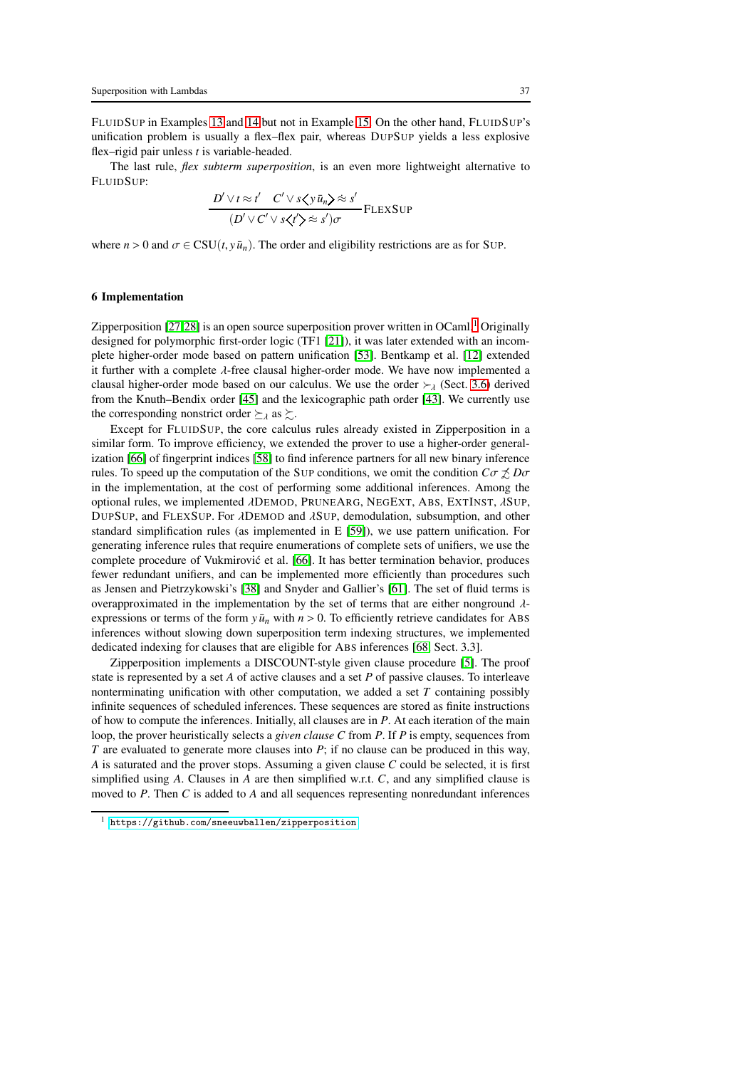FluidSup in Examples 13 and 14 but not in Example 15. On the other hand, FluidSup's unification problem is usually a flex–flex pair, whereas DupSup yields a less explosive flex–rigid pair unless $t$ is variable-headed.

The last rule, *flex subterm superposition*, is an even more lightweight alternative to FluidSup:

$$\frac{D' \vee t \approx t' \quad C' \vee s\langle y\,\bar{u}_n\rangle \mathrel{\dot{\approx}} s'}{(D' \vee C' \vee s\langle t' \rangle \mathrel{\dot{\approx}} s')\sigma}\,\text{FlexSup}$$

where $n > 0$ and $\sigma \in \text{CSU}(t, y\,\bar{u}_n)$. The order and eligibility restrictions are as for Sup.

## 6 Implementation

Zipperposition [27, 28] is an open source superposition prover written in OCaml.[1] Originally designed for polymorphic first-order logic (TF1 [21]), it was later extended with an incomplete higher-order mode based on pattern unification [53]. Bentkamp et al. [12] extended it further with a complete $\lambda$-free clausal higher-order mode. We have now implemented a clausal higher-order mode based on our calculus. We use the order $\succ_\lambda$ (Sect. 3.6) derived from the Knuth–Bendix order [45] and the lexicographic path order [43]. We currently use the corresponding nonstrict order $\succeq_\lambda$ as $\succsim$.

Except for FluidSup, the core calculus rules already existed in Zipperposition in a similar form. To improve efficiency, we extended the prover to use a higher-order generalization [66] of fingerprint indices [58] to find inference partners for all new binary inference rules. To speed up the computation of the Sup conditions, we omit the condition $C\sigma \not\precsim D\sigma$ in the implementation, at the cost of performing some additional inferences. Among the optional rules, we implemented $\lambda$Demod, PruneArg, NegExt, Abs, ExtInst, $\lambda$Sup, DupSup, and FlexSup. For $\lambda$Demod and $\lambda$Sup, demodulation, subsumption, and other standard simplification rules (as implemented in E [59]), we use pattern unification. For generating inference rules that require enumerations of complete sets of unifiers, we use the complete procedure of Vukmirović et al. [66]. It has better termination behavior, produces fewer redundant unifiers, and can be implemented more efficiently than procedures such as Jensen and Pietrzykowski's [38] and Snyder and Gallier's [61]. The set of fluid terms is overapproximated in the implementation by the set of terms that are either nonground $\lambda$-expressions or terms of the form $y\,\bar{u}_n$ with $n > 0$. To efficiently retrieve candidates for Abs inferences without slowing down superposition term indexing structures, we implemented dedicated indexing for clauses that are eligible for Abs inferences [68, Sect. 3.3].

Zipperposition implements a DISCOUNT-style given clause procedure [5]. The proof state is represented by a set $A$ of active clauses and a set $P$ of passive clauses. To interleave nonterminating unification with other computation, we added a set $T$ containing possibly infinite sequences of scheduled inferences. These sequences are stored as finite instructions of how to compute the inferences. Initially, all clauses are in $P$. At each iteration of the main loop, the prover heuristically selects a *given clause* $C$ from $P$. If $P$ is empty, sequences from $T$ are evaluated to generate more clauses into $P$; if no clause can be produced in this way, $A$ is saturated and the prover stops. Assuming a given clause $C$ could be selected, it is first simplified using $A$. Clauses in $A$ are then simplified w.r.t. $C$, and any simplified clause is moved to $P$. Then $C$ is added to $A$ and all sequences representing nonredundant inferences

[1] https://github.com/sneeuwballen/zipperposition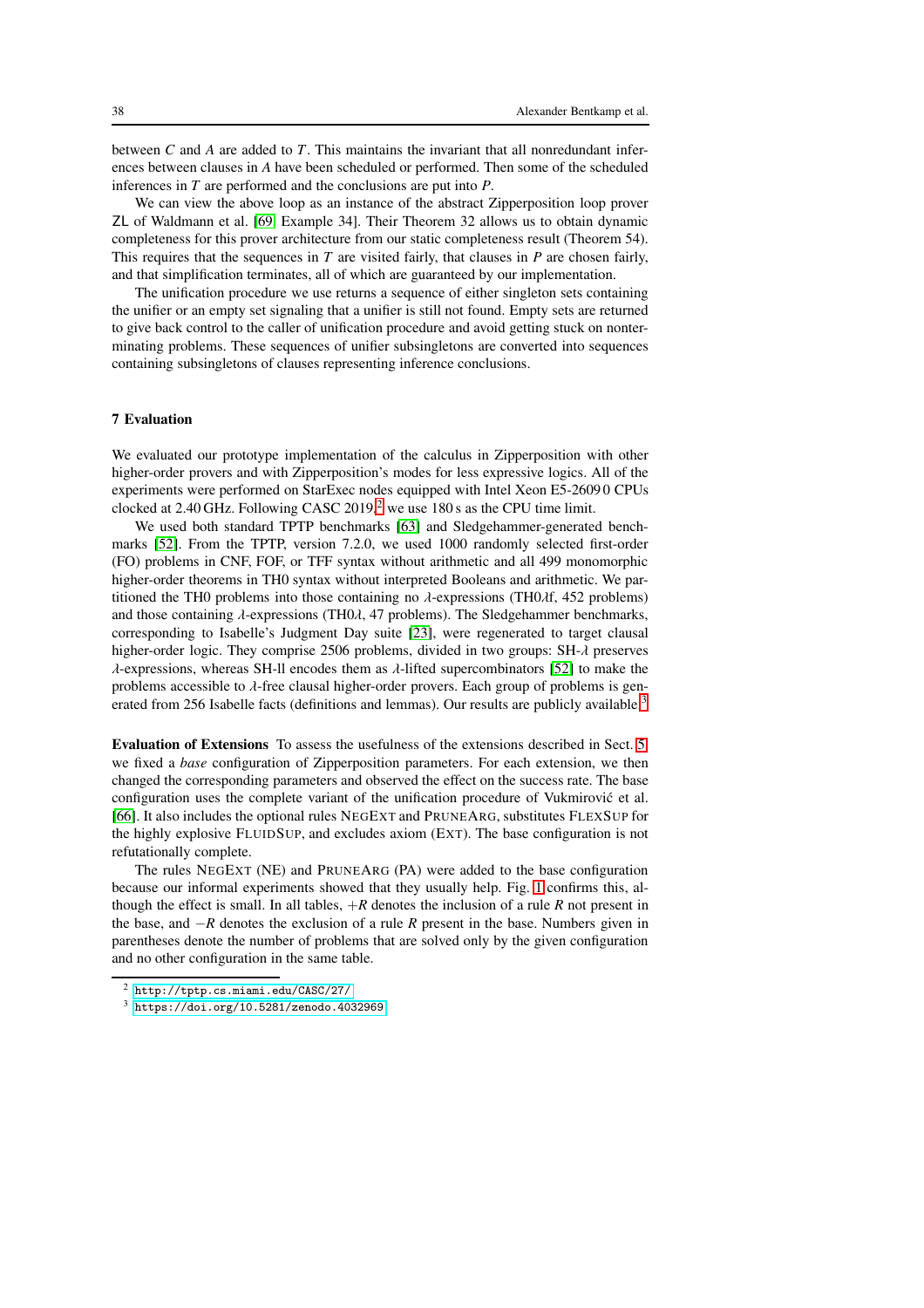between $C$ and $A$ are added to $T$. This maintains the invariant that all nonredundant inferences between clauses in $A$ have been scheduled or performed. Then some of the scheduled inferences in $T$ are performed and the conclusions are put into $P$.

We can view the above loop as an instance of the abstract Zipperposition loop prover ZL of Waldmann et al. [69, Example 34]. Their Theorem 32 allows us to obtain dynamic completeness for this prover architecture from our static completeness result (Theorem 54). This requires that the sequences in $T$ are visited fairly, that clauses in $P$ are chosen fairly, and that simplification terminates, all of which are guaranteed by our implementation.

The unification procedure we use returns a sequence of either singleton sets containing the unifier or an empty set signaling that a unifier is still not found. Empty sets are returned to give back control to the caller of unification procedure and avoid getting stuck on nonterminating problems. These sequences of unifier subsingletons are converted into sequences containing subsingletons of clauses representing inference conclusions.

## 7 Evaluation

We evaluated our prototype implementation of the calculus in Zipperposition with other higher-order provers and with Zipperposition's modes for less expressive logics. All of the experiments were performed on StarExec nodes equipped with Intel Xeon E5-2609 0 CPUs clocked at 2.40 GHz. Following CASC 2019,[2] we use 180 s as the CPU time limit.

We used both standard TPTP benchmarks [63] and Sledgehammer-generated benchmarks [52]. From the TPTP, version 7.2.0, we used 1000 randomly selected first-order (FO) problems in CNF, FOF, or TFF syntax without arithmetic and all 499 monomorphic higher-order theorems in TH0 syntax without interpreted Booleans and arithmetic. We partitioned the TH0 problems into those containing no $\lambda$-expressions (TH0$\lambda$f, 452 problems) and those containing $\lambda$-expressions (TH0$\lambda$, 47 problems). The Sledgehammer benchmarks, corresponding to Isabelle's Judgment Day suite [23], were regenerated to target clausal higher-order logic. They comprise 2506 problems, divided in two groups: SH-$\lambda$ preserves $\lambda$-expressions, whereas SH-ll encodes them as $\lambda$-lifted supercombinators [52] to make the problems accessible to $\lambda$-free clausal higher-order provers. Each group of problems is generated from 256 Isabelle facts (definitions and lemmas). Our results are publicly available.[3]

**Evaluation of Extensions** To assess the usefulness of the extensions described in Sect. 5, we fixed a *base* configuration of Zipperposition parameters. For each extension, we then changed the corresponding parameters and observed the effect on the success rate. The base configuration uses the complete variant of the unification procedure of Vukmirović et al. [66]. It also includes the optional rules NegExt and PruneArg, substitutes FlexSup for the highly explosive FluidSup, and excludes axiom (Ext). The base configuration is not refutationally complete.

The rules NegExt (NE) and PruneArg (PA) were added to the base configuration because our informal experiments showed that they usually help. Fig. 1 confirms this, although the effect is small. In all tables, $+R$ denotes the inclusion of a rule $R$ not present in the base, and $-R$ denotes the exclusion of a rule $R$ present in the base. Numbers given in parentheses denote the number of problems that are solved only by the given configuration and no other configuration in the same table.

[2] http://tptp.cs.miami.edu/CASC/27/

[3] https://doi.org/10.5281/zenodo.4032969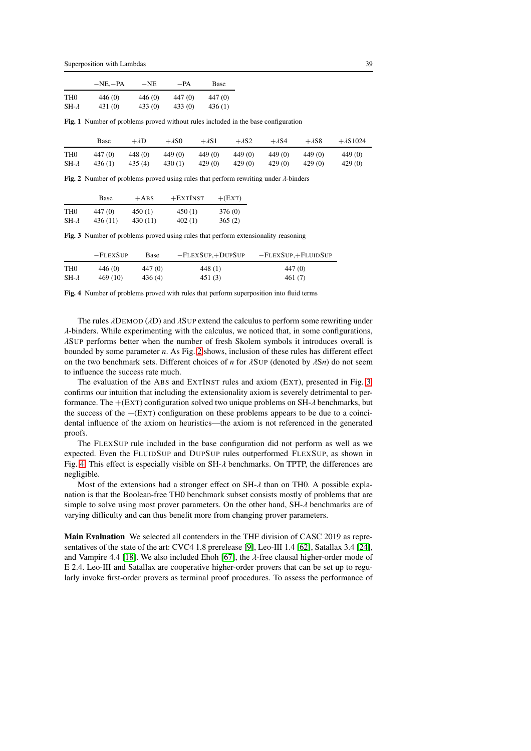| | −NE,−PA | −NE | −PA | Base |
|---|---|---|---|---|
| TH0 | 446 (0) | 446 (0) | 447 (0) | 447 (0) |
| SH-$\lambda$ | 431 (0) | 433 (0) | 433 (0) | 436 (1) |

**Fig. 1** Number of problems proved without rules included in the base configuration

| | Base | +$\lambda$D | +$\lambda$S0 | +$\lambda$S1 | +$\lambda$S2 | +$\lambda$S4 | +$\lambda$S8 | +$\lambda$S1024 |
|---|---|---|---|---|---|---|---|---|
| TH0 | 447 (0) | 448 (0) | 449 (0) | 449 (0) | 449 (0) | 449 (0) | 449 (0) | 449 (0) |
| SH-$\lambda$ | 436 (1) | 435 (4) | 430 (1) | 429 (0) | 429 (0) | 429 (0) | 429 (0) | 429 (0) |

**Fig. 2** Number of problems proved using rules that perform rewriting under $\lambda$-binders

| | Base | +ABS | +EXTINST | +(EXT) |
|---|---|---|---|---|
| TH0 | 447 (0) | 450 (1) | 450 (1) | 376 (0) |
| SH-$\lambda$ | 436 (11) | 430 (11) | 402 (1) | 365 (2) |

**Fig. 3** Number of problems proved using rules that perform extensionality reasoning

| | −FLEXSUP | Base | −FLEXSUP,+DUPSUP | −FLEXSUP,+FLUIDSUP |
|---|---|---|---|---|
| TH0 | 446 (0) | 447 (0) | 448 (1) | 447 (0) |
| SH-$\lambda$ | 469 (10) | 436 (4) | 451 (3) | 461 (7) |

**Fig. 4** Number of problems proved with rules that perform superposition into fluid terms

The rules $\lambda$DEMOD ($\lambda$D) and $\lambda$SUP extend the calculus to perform some rewriting under $\lambda$-binders. While experimenting with the calculus, we noticed that, in some configurations, $\lambda$SUP performs better when the number of fresh Skolem symbols it introduces overall is bounded by some parameter $n$. As Fig. 2 shows, inclusion of these rules has different effect on the two benchmark sets. Different choices of $n$ for $\lambda$SUP (denoted by $\lambda$S$n$) do not seem to influence the success rate much.

The evaluation of the ABS and EXTINST rules and axiom (EXT), presented in Fig. 3, confirms our intuition that including the extensionality axiom is severely detrimental to performance. The +(EXT) configuration solved two unique problems on SH-$\lambda$ benchmarks, but the success of the +(EXT) configuration on these problems appears to be due to a coincidental influence of the axiom on heuristics—the axiom is not referenced in the generated proofs.

The FLEXSUP rule included in the base configuration did not perform as well as we expected. Even the FLUIDSUP and DUPSUP rules outperformed FLEXSUP, as shown in Fig. 4. This effect is especially visible on SH-$\lambda$ benchmarks. On TPTP, the differences are negligible.

Most of the extensions had a stronger effect on SH-$\lambda$ than on TH0. A possible explanation is that the Boolean-free TH0 benchmark subset consists mostly of problems that are simple to solve using most prover parameters. On the other hand, SH-$\lambda$ benchmarks are of varying difficulty and can thus benefit more from changing prover parameters.

**Main Evaluation** We selected all contenders in the THF division of CASC 2019 as representatives of the state of the art: CVC4 1.8 prerelease [9], Leo-III 1.4 [62], Satallax 3.4 [24], and Vampire 4.4 [18]. We also included Ehoh [67], the $\lambda$-free clausal higher-order mode of E 2.4. Leo-III and Satallax are cooperative higher-order provers that can be set up to regularly invoke first-order provers as terminal proof procedures. To assess the performance of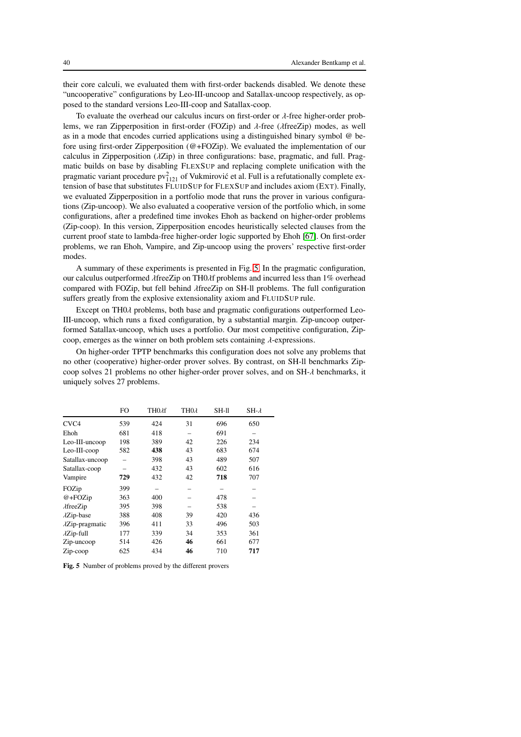their core calculi, we evaluated them with first-order backends disabled. We denote these "uncooperative" configurations by Leo-III-uncoop and Satallax-uncoop respectively, as opposed to the standard versions Leo-III-coop and Satallax-coop.

To evaluate the overhead our calculus incurs on first-order or $\lambda$-free higher-order problems, we ran Zipperposition in first-order (FOZip) and $\lambda$-free ($\lambda$freeZip) modes, as well as in a mode that encodes curried applications using a distinguished binary symbol @ before using first-order Zipperposition (@+FOZip). We evaluated the implementation of our calculus in Zipperposition ($\lambda$Zip) in three configurations: base, pragmatic, and full. Pragmatic builds on base by disabling FLEXSUP and replacing complete unification with the pragmatic variant procedure $\mathrm{pv}^2_{1121}$ of Vukmirović et al. Full is a refutationally complete extension of base that substitutes FLUIDSUP for FLEXSUP and includes axiom (EXT). Finally, we evaluated Zipperposition in a portfolio mode that runs the prover in various configurations (Zip-uncoop). We also evaluated a cooperative version of the portfolio which, in some configurations, after a predefined time invokes Ehoh as backend on higher-order problems (Zip-coop). In this version, Zipperposition encodes heuristically selected clauses from the current proof state to lambda-free higher-order logic supported by Ehoh [67]. On first-order problems, we ran Ehoh, Vampire, and Zip-uncoop using the provers' respective first-order modes.

A summary of these experiments is presented in Fig. 5. In the pragmatic configuration, our calculus outperformed $\lambda$freeZip on TH0$\lambda$f problems and incurred less than 1% overhead compared with FOZip, but fell behind $\lambda$freeZip on SH-ll problems. The full configuration suffers greatly from the explosive extensionality axiom and FLUIDSUP rule.

Except on TH0$\lambda$ problems, both base and pragmatic configurations outperformed Leo-III-uncoop, which runs a fixed configuration, by a substantial margin. Zip-uncoop outperformed Satallax-uncoop, which uses a portfolio. Our most competitive configuration, Zip-coop, emerges as the winner on both problem sets containing $\lambda$-expressions.

On higher-order TPTP benchmarks this configuration does not solve any problems that no other (cooperative) higher-order prover solves. By contrast, on SH-ll benchmarks Zip-coop solves 21 problems no other higher-order prover solves, and on SH-$\lambda$ benchmarks, it uniquely solves 27 problems.

| | FO | TH0$\lambda$f | TH0$\lambda$ | SH-ll | SH-$\lambda$ |
|---|---|---|---|---|---|
| CVC4 | 539 | 424 | 31 | 696 | 650 |
| Ehoh | 681 | 418 | – | 691 | – |
| Leo-III-uncoop | 198 | 389 | 42 | 226 | 234 |
| Leo-III-coop | 582 | **438** | 43 | 683 | 674 |
| Satallax-uncoop | – | 398 | 43 | 489 | 507 |
| Satallax-coop | – | 432 | 43 | 602 | 616 |
| Vampire | **729** | 432 | 42 | **718** | 707 |
| FOZip | 399 | – | – | – | – |
| @+FOZip | 363 | 400 | – | 478 | – |
| $\lambda$freeZip | 395 | 398 | – | 538 | – |
| $\lambda$Zip-base | 388 | 408 | 39 | 420 | 436 |
| $\lambda$Zip-pragmatic | 396 | 411 | 33 | 496 | 503 |
| $\lambda$Zip-full | 177 | 339 | 34 | 353 | 361 |
| Zip-uncoop | 514 | 426 | **46** | 661 | 677 |
| Zip-coop | 625 | 434 | **46** | 710 | **717** |

**Fig. 5** Number of problems proved by the different provers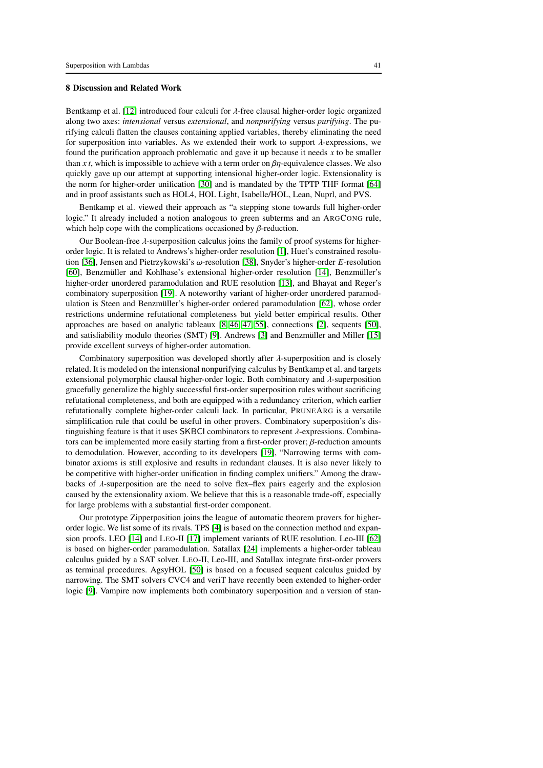## 8 Discussion and Related Work

Bentkamp et al. [12] introduced four calculi for $\lambda$-free clausal higher-order logic organized along two axes: *intensional* versus *extensional*, and *nonpurifying* versus *purifying*. The purifying calculi flatten the clauses containing applied variables, thereby eliminating the need for superposition into variables. As we extended their work to support $\lambda$-expressions, we found the purification approach problematic and gave it up because it needs $x$ to be smaller than $x\,t$, which is impossible to achieve with a term order on $\beta\eta$-equivalence classes. We also quickly gave up our attempt at supporting intensional higher-order logic. Extensionality is the norm for higher-order unification [30] and is mandated by the TPTP THF format [64] and in proof assistants such as HOL4, HOL Light, Isabelle/HOL, Lean, Nuprl, and PVS.

Bentkamp et al. viewed their approach as "a stepping stone towards full higher-order logic." It already included a notion analogous to green subterms and an ARGCONG rule, which help cope with the complications occasioned by $\beta$-reduction.

Our Boolean-free $\lambda$-superposition calculus joins the family of proof systems for higher-order logic. It is related to Andrews's higher-order resolution [1], Huet's constrained resolution [36], Jensen and Pietrzykowski's $\omega$-resolution [38], Snyder's higher-order $E$-resolution [60], Benzmüller and Kohlhase's extensional higher-order resolution [14], Benzmüller's higher-order unordered paramodulation and RUE resolution [13], and Bhayat and Reger's combinatory superposition [19]. A noteworthy variant of higher-order unordered paramodulation is Steen and Benzmüller's higher-order ordered paramodulation [62], whose order restrictions undermine refutational completeness but yield better empirical results. Other approaches are based on analytic tableaux [8, 46, 47, 55], connections [2], sequents [50], and satisfiability modulo theories (SMT) [9]. Andrews [3] and Benzmüller and Miller [15] provide excellent surveys of higher-order automation.

Combinatory superposition was developed shortly after $\lambda$-superposition and is closely related. It is modeled on the intensional nonpurifying calculus by Bentkamp et al. and targets extensional polymorphic clausal higher-order logic. Both combinatory and $\lambda$-superposition gracefully generalize the highly successful first-order superposition rules without sacrificing refutational completeness, and both are equipped with a redundancy criterion, which earlier refutationally complete higher-order calculi lack. In particular, PRUNEARG is a versatile simplification rule that could be useful in other provers. Combinatory superposition's distinguishing feature is that it uses SKBCI combinators to represent $\lambda$-expressions. Combinators can be implemented more easily starting from a first-order prover; $\beta$-reduction amounts to demodulation. However, according to its developers [19], "Narrowing terms with combinator axioms is still explosive and results in redundant clauses. It is also never likely to be competitive with higher-order unification in finding complex unifiers." Among the drawbacks of $\lambda$-superposition are the need to solve flex–flex pairs eagerly and the explosion caused by the extensionality axiom. We believe that this is a reasonable trade-off, especially for large problems with a substantial first-order component.

Our prototype Zipperposition joins the league of automatic theorem provers for higher-order logic. We list some of its rivals. TPS [4] is based on the connection method and expansion proofs. LEO [14] and LEO-II [17] implement variants of RUE resolution. Leo-III [62] is based on higher-order paramodulation. Satallax [24] implements a higher-order tableau calculus guided by a SAT solver. LEO-II, Leo-III, and Satallax integrate first-order provers as terminal procedures. AgsyHOL [50] is based on a focused sequent calculus guided by narrowing. The SMT solvers CVC4 and veriT have recently been extended to higher-order logic [9]. Vampire now implements both combinatory superposition and a version of stan-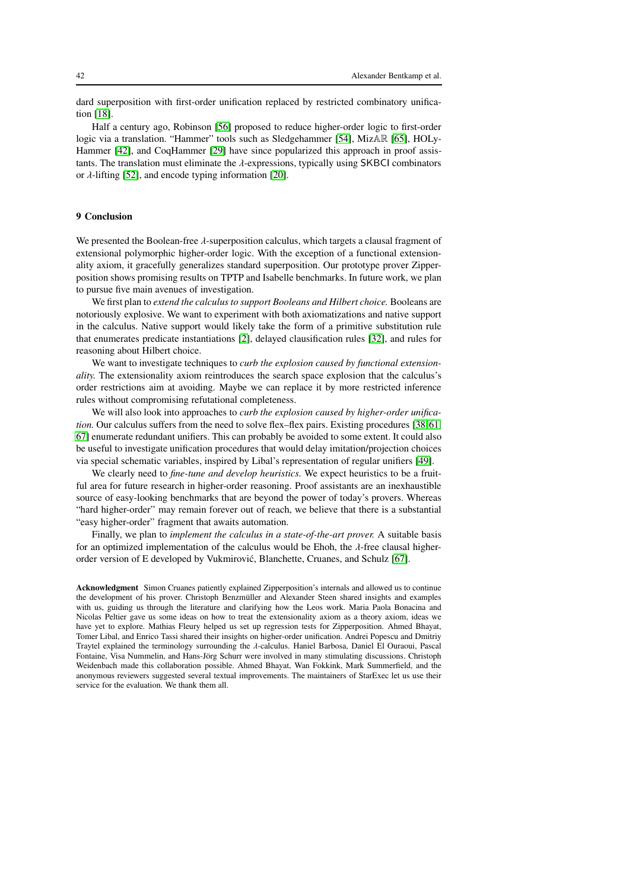dard superposition with first-order unification replaced by restricted combinatory unification [18].

Half a century ago, Robinson [56] proposed to reduce higher-order logic to first-order logic via a translation. "Hammer" tools such as Sledgehammer [54], Miz$\mathbb{AR}$ [65], HOLyHammer [42], and CoqHammer [29] have since popularized this approach in proof assistants. The translation must eliminate the $\lambda$-expressions, typically using SKBCI combinators or $\lambda$-lifting [52], and encode typing information [20].

## 9 Conclusion

We presented the Boolean-free $\lambda$-superposition calculus, which targets a clausal fragment of extensional polymorphic higher-order logic. With the exception of a functional extensionality axiom, it gracefully generalizes standard superposition. Our prototype prover Zipperposition shows promising results on TPTP and Isabelle benchmarks. In future work, we plan to pursue five main avenues of investigation.

We first plan to *extend the calculus to support Booleans and Hilbert choice.* Booleans are notoriously explosive. We want to experiment with both axiomatizations and native support in the calculus. Native support would likely take the form of a primitive substitution rule that enumerates predicate instantiations [2], delayed clausification rules [32], and rules for reasoning about Hilbert choice.

We want to investigate techniques to *curb the explosion caused by functional extensionality.* The extensionality axiom reintroduces the search space explosion that the calculus's order restrictions aim at avoiding. Maybe we can replace it by more restricted inference rules without compromising refutational completeness.

We will also look into approaches to *curb the explosion caused by higher-order unification.* Our calculus suffers from the need to solve flex–flex pairs. Existing procedures [38,61, 67] enumerate redundant unifiers. This can probably be avoided to some extent. It could also be useful to investigate unification procedures that would delay imitation/projection choices via special schematic variables, inspired by Libal's representation of regular unifiers [49].

We clearly need to *fine-tune and develop heuristics.* We expect heuristics to be a fruitful area for future research in higher-order reasoning. Proof assistants are an inexhaustible source of easy-looking benchmarks that are beyond the power of today's provers. Whereas "hard higher-order" may remain forever out of reach, we believe that there is a substantial "easy higher-order" fragment that awaits automation.

Finally, we plan to *implement the calculus in a state-of-the-art prover.* A suitable basis for an optimized implementation of the calculus would be Ehoh, the $\lambda$-free clausal higher-order version of E developed by Vukmirović, Blanchette, Cruanes, and Schulz [67].

**Acknowledgment** Simon Cruanes patiently explained Zipperposition's internals and allowed us to continue the development of his prover. Christoph Benzmüller and Alexander Steen shared insights and examples with us, guiding us through the literature and clarifying how the Leos work. Maria Paola Bonacina and Nicolas Peltier gave us some ideas on how to treat the extensionality axiom as a theory axiom, ideas we have yet to explore. Mathias Fleury helped us set up regression tests for Zipperposition. Ahmed Bhayat, Tomer Libal, and Enrico Tassi shared their insights on higher-order unification. Andrei Popescu and Dmitriy Traytel explained the terminology surrounding the $\lambda$-calculus. Haniel Barbosa, Daniel El Ouraoui, Pascal Fontaine, Visa Nummelin, and Hans-Jörg Schurr were involved in many stimulating discussions. Christoph Weidenbach made this collaboration possible. Ahmed Bhayat, Wan Fokkink, Mark Summerfield, and the anonymous reviewers suggested several textual improvements. The maintainers of StarExec let us use their service for the evaluation. We thank them all.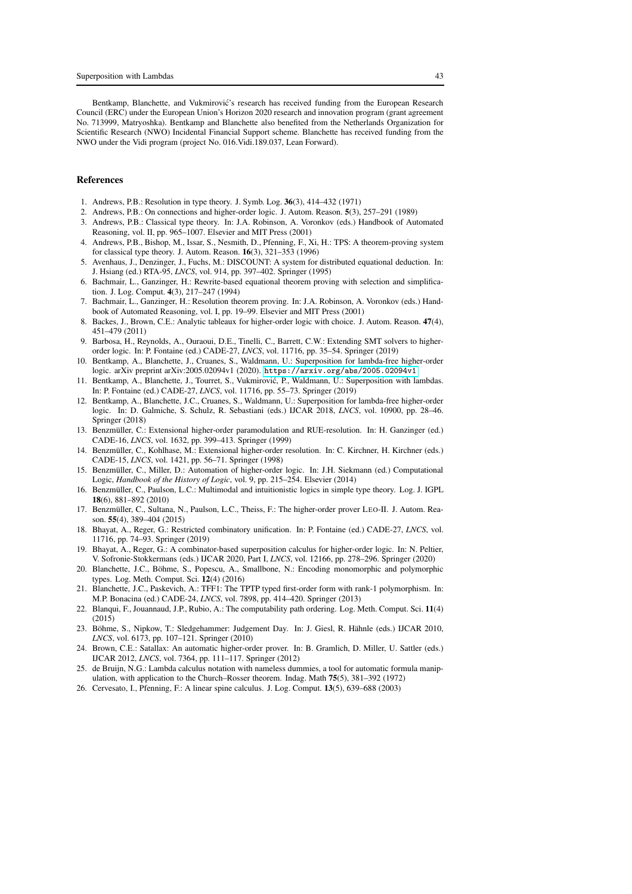Bentkamp, Blanchette, and Vukmirović's research has received funding from the European Research Council (ERC) under the European Union's Horizon 2020 research and innovation program (grant agreement No. 713999, Matryoshka). Bentkamp and Blanchette also benefited from the Netherlands Organization for Scientific Research (NWO) Incidental Financial Support scheme. Blanchette has received funding from the NWO under the Vidi program (project No. 016.Vidi.189.037, Lean Forward).

## References

1. Andrews, P.B.: Resolution in type theory. J. Symb. Log. **36**(3), 414–432 (1971)
2. Andrews, P.B.: On connections and higher-order logic. J. Autom. Reason. **5**(3), 257–291 (1989)
3. Andrews, P.B.: Classical type theory. In: J.A. Robinson, A. Voronkov (eds.) Handbook of Automated Reasoning, vol. II, pp. 965–1007. Elsevier and MIT Press (2001)
4. Andrews, P.B., Bishop, M., Issar, S., Nesmith, D., Pfenning, F., Xi, H.: TPS: A theorem-proving system for classical type theory. J. Autom. Reason. **16**(3), 321–353 (1996)
5. Avenhaus, J., Denzinger, J., Fuchs, M.: DISCOUNT: A system for distributed equational deduction. In: J. Hsiang (ed.) RTA-95, *LNCS*, vol. 914, pp. 397–402. Springer (1995)
6. Bachmair, L., Ganzinger, H.: Rewrite-based equational theorem proving with selection and simplification. J. Log. Comput. **4**(3), 217–247 (1994)
7. Bachmair, L., Ganzinger, H.: Resolution theorem proving. In: J.A. Robinson, A. Voronkov (eds.) Handbook of Automated Reasoning, vol. I, pp. 19–99. Elsevier and MIT Press (2001)
8. Backes, J., Brown, C.E.: Analytic tableaux for higher-order logic with choice. J. Autom. Reason. **47**(4), 451–479 (2011)
9. Barbosa, H., Reynolds, A., Ouraoui, D.E., Tinelli, C., Barrett, C.W.: Extending SMT solvers to higher-order logic. In: P. Fontaine (ed.) CADE-27, *LNCS*, vol. 11716, pp. 35–54. Springer (2019)
10. Bentkamp, A., Blanchette, J., Cruanes, S., Waldmann, U.: Superposition for lambda-free higher-order logic. arXiv preprint arXiv:2005.02094v1 (2020). `https://arxiv.org/abs/2005.02094v1`
11. Bentkamp, A., Blanchette, J., Tourret, S., Vukmirović, P., Waldmann, U.: Superposition with lambdas. In: P. Fontaine (ed.) CADE-27, *LNCS*, vol. 11716, pp. 55–73. Springer (2019)
12. Bentkamp, A., Blanchette, J.C., Cruanes, S., Waldmann, U.: Superposition for lambda-free higher-order logic. In: D. Galmiche, S. Schulz, R. Sebastiani (eds.) IJCAR 2018, *LNCS*, vol. 10900, pp. 28–46. Springer (2018)
13. Benzmüller, C.: Extensional higher-order paramodulation and RUE-resolution. In: H. Ganzinger (ed.) CADE-16, *LNCS*, vol. 1632, pp. 399–413. Springer (1999)
14. Benzmüller, C., Kohlhase, M.: Extensional higher-order resolution. In: C. Kirchner, H. Kirchner (eds.) CADE-15, *LNCS*, vol. 1421, pp. 56–71. Springer (1998)
15. Benzmüller, C., Miller, D.: Automation of higher-order logic. In: J.H. Siekmann (ed.) Computational Logic, *Handbook of the History of Logic*, vol. 9, pp. 215–254. Elsevier (2014)
16. Benzmüller, C., Paulson, L.C.: Multimodal and intuitionistic logics in simple type theory. Log. J. IGPL **18**(6), 881–892 (2010)
17. Benzmüller, C., Sultana, N., Paulson, L.C., Theiss, F.: The higher-order prover LEO-II. J. Autom. Reason. **55**(4), 389–404 (2015)
18. Bhayat, A., Reger, G.: Restricted combinatory unification. In: P. Fontaine (ed.) CADE-27, *LNCS*, vol. 11716, pp. 74–93. Springer (2019)
19. Bhayat, A., Reger, G.: A combinator-based superposition calculus for higher-order logic. In: N. Peltier, V. Sofronie-Stokkermans (eds.) IJCAR 2020, Part I, *LNCS*, vol. 12166, pp. 278–296. Springer (2020)
20. Blanchette, J.C., Böhme, S., Popescu, A., Smallbone, N.: Encoding monomorphic and polymorphic types. Log. Meth. Comput. Sci. **12**(4) (2016)
21. Blanchette, J.C., Paskevich, A.: TFF1: The TPTP typed first-order form with rank-1 polymorphism. In: M.P. Bonacina (ed.) CADE-24, *LNCS*, vol. 7898, pp. 414–420. Springer (2013)
22. Blanqui, F., Jouannaud, J.P., Rubio, A.: The computability path ordering. Log. Meth. Comput. Sci. **11**(4) (2015)
23. Böhme, S., Nipkow, T.: Sledgehammer: Judgement Day. In: J. Giesl, R. Hähnle (eds.) IJCAR 2010, *LNCS*, vol. 6173, pp. 107–121. Springer (2010)
24. Brown, C.E.: Satallax: An automatic higher-order prover. In: B. Gramlich, D. Miller, U. Sattler (eds.) IJCAR 2012, *LNCS*, vol. 7364, pp. 111–117. Springer (2012)
25. de Bruijn, N.G.: Lambda calculus notation with nameless dummies, a tool for automatic formula manipulation, with application to the Church–Rosser theorem. Indag. Math **75**(5), 381–392 (1972)
26. Cervesato, I., Pfenning, F.: A linear spine calculus. J. Log. Comput. **13**(5), 639–688 (2003)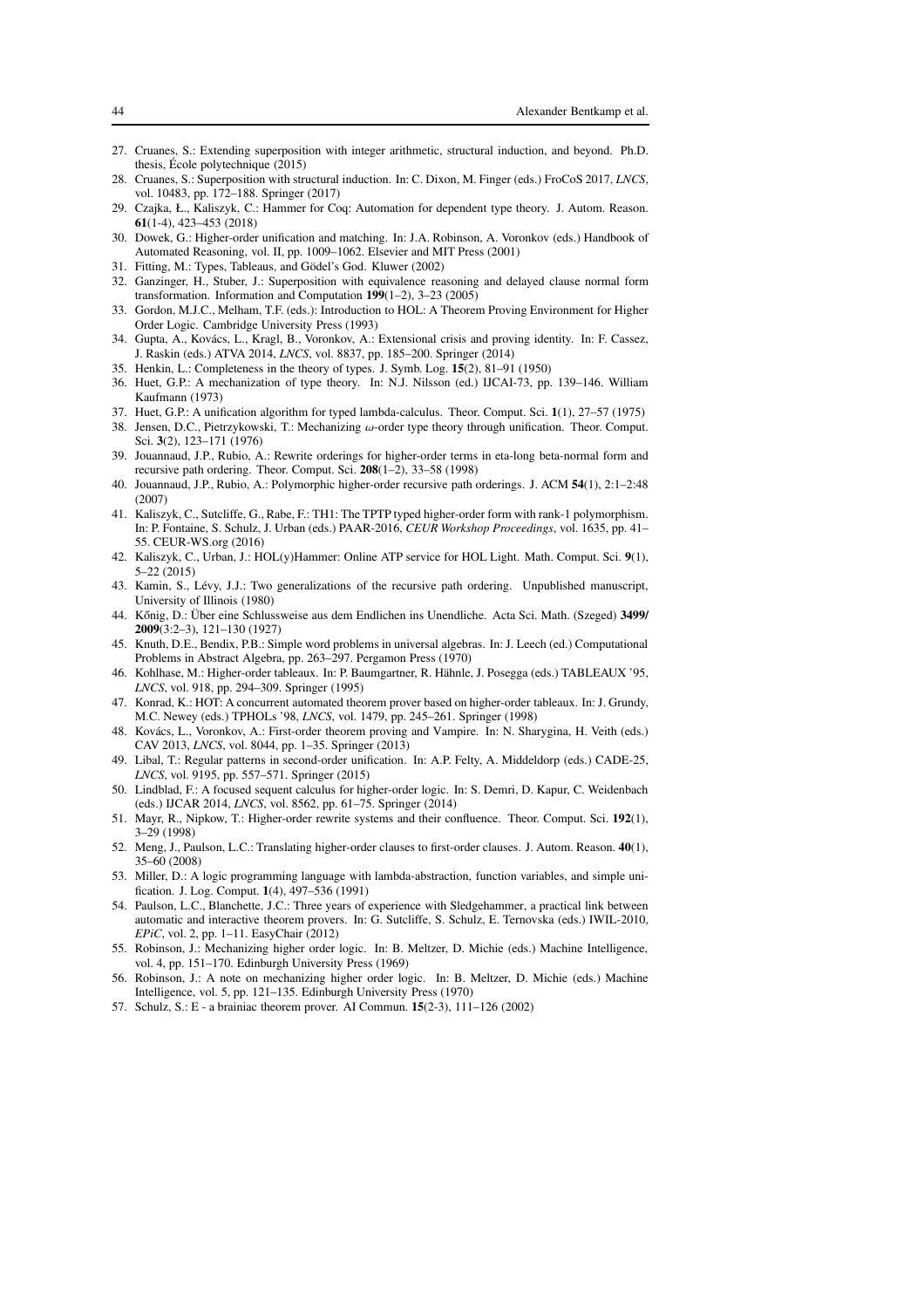27. Cruanes, S.: Extending superposition with integer arithmetic, structural induction, and beyond. Ph.D. thesis, École polytechnique (2015)
28. Cruanes, S.: Superposition with structural induction. In: C. Dixon, M. Finger (eds.) FroCoS 2017, *LNCS*, vol. 10483, pp. 172–188. Springer (2017)
29. Czajka, Ł., Kaliszyk, C.: Hammer for Coq: Automation for dependent type theory. J. Autom. Reason. **61**(1-4), 423–453 (2018)
30. Dowek, G.: Higher-order unification and matching. In: J.A. Robinson, A. Voronkov (eds.) Handbook of Automated Reasoning, vol. II, pp. 1009–1062. Elsevier and MIT Press (2001)
31. Fitting, M.: Types, Tableaus, and Gödel's God. Kluwer (2002)
32. Ganzinger, H., Stuber, J.: Superposition with equivalence reasoning and delayed clause normal form transformation. Information and Computation **199**(1–2), 3–23 (2005)
33. Gordon, M.J.C., Melham, T.F. (eds.): Introduction to HOL: A Theorem Proving Environment for Higher Order Logic. Cambridge University Press (1993)
34. Gupta, A., Kovács, L., Kragl, B., Voronkov, A.: Extensional crisis and proving identity. In: F. Cassez, J. Raskin (eds.) ATVA 2014, *LNCS*, vol. 8837, pp. 185–200. Springer (2014)
35. Henkin, L.: Completeness in the theory of types. J. Symb. Log. **15**(2), 81–91 (1950)
36. Huet, G.P.: A mechanization of type theory. In: N.J. Nilsson (ed.) IJCAI-73, pp. 139–146. William Kaufmann (1973)
37. Huet, G.P.: A unification algorithm for typed lambda-calculus. Theor. Comput. Sci. **1**(1), 27–57 (1975)
38. Jensen, D.C., Pietrzykowski, T.: Mechanizing $\omega$-order type theory through unification. Theor. Comput. Sci. **3**(2), 123–171 (1976)
39. Jouannaud, J.P., Rubio, A.: Rewrite orderings for higher-order terms in eta-long beta-normal form and recursive path ordering. Theor. Comput. Sci. **208**(1–2), 33–58 (1998)
40. Jouannaud, J.P., Rubio, A.: Polymorphic higher-order recursive path orderings. J. ACM **54**(1), 2:1–2:48 (2007)
41. Kaliszyk, C., Sutcliffe, G., Rabe, F.: TH1: The TPTP typed higher-order form with rank-1 polymorphism. In: P. Fontaine, S. Schulz, J. Urban (eds.) PAAR-2016, *CEUR Workshop Proceedings*, vol. 1635, pp. 41–55. CEUR-WS.org (2016)
42. Kaliszyk, C., Urban, J.: HOL(y)Hammer: Online ATP service for HOL Light. Math. Comput. Sci. **9**(1), 5–22 (2015)
43. Kamin, S., Lévy, J.J.: Two generalizations of the recursive path ordering. Unpublished manuscript, University of Illinois (1980)
44. Kőnig, D.: Über eine Schlussweise aus dem Endlichen ins Unendliche. Acta Sci. Math. (Szeged) **3499/2009**(3:2–3), 121–130 (1927)
45. Knuth, D.E., Bendix, P.B.: Simple word problems in universal algebras. In: J. Leech (ed.) Computational Problems in Abstract Algebra, pp. 263–297. Pergamon Press (1970)
46. Kohlhase, M.: Higher-order tableaux. In: P. Baumgartner, R. Hähnle, J. Posegga (eds.) TABLEAUX '95, *LNCS*, vol. 918, pp. 294–309. Springer (1995)
47. Konrad, K.: HOT: A concurrent automated theorem prover based on higher-order tableaux. In: J. Grundy, M.C. Newey (eds.) TPHOLs '98, *LNCS*, vol. 1479, pp. 245–261. Springer (1998)
48. Kovács, L., Voronkov, A.: First-order theorem proving and Vampire. In: N. Sharygina, H. Veith (eds.) CAV 2013, *LNCS*, vol. 8044, pp. 1–35. Springer (2013)
49. Libal, T.: Regular patterns in second-order unification. In: A.P. Felty, A. Middeldorp (eds.) CADE-25, *LNCS*, vol. 9195, pp. 557–571. Springer (2015)
50. Lindblad, F.: A focused sequent calculus for higher-order logic. In: S. Demri, D. Kapur, C. Weidenbach (eds.) IJCAR 2014, *LNCS*, vol. 8562, pp. 61–75. Springer (2014)
51. Mayr, R., Nipkow, T.: Higher-order rewrite systems and their confluence. Theor. Comput. Sci. **192**(1), 3–29 (1998)
52. Meng, J., Paulson, L.C.: Translating higher-order clauses to first-order clauses. J. Autom. Reason. **40**(1), 35–60 (2008)
53. Miller, D.: A logic programming language with lambda-abstraction, function variables, and simple unification. J. Log. Comput. **1**(4), 497–536 (1991)
54. Paulson, L.C., Blanchette, J.C.: Three years of experience with Sledgehammer, a practical link between automatic and interactive theorem provers. In: G. Sutcliffe, S. Schulz, E. Ternovska (eds.) IWIL-2010, *EPiC*, vol. 2, pp. 1–11. EasyChair (2012)
55. Robinson, J.: Mechanizing higher order logic. In: B. Meltzer, D. Michie (eds.) Machine Intelligence, vol. 4, pp. 151–170. Edinburgh University Press (1969)
56. Robinson, J.: A note on mechanizing higher order logic. In: B. Meltzer, D. Michie (eds.) Machine Intelligence, vol. 5, pp. 121–135. Edinburgh University Press (1970)
57. Schulz, S.: E - a brainiac theorem prover. AI Commun. **15**(2-3), 111–126 (2002)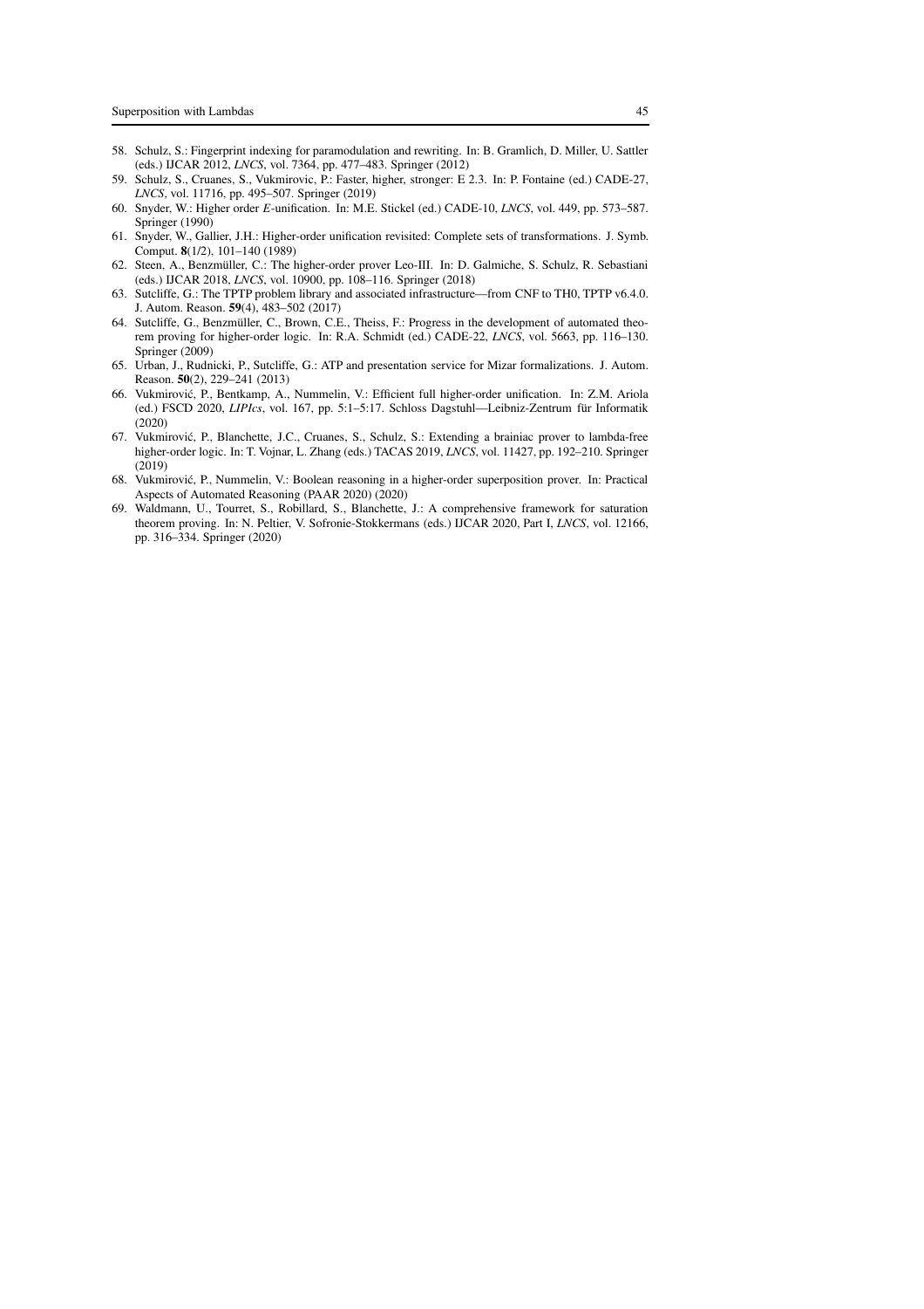58. Schulz, S.: Fingerprint indexing for paramodulation and rewriting. In: B. Gramlich, D. Miller, U. Sattler (eds.) IJCAR 2012, *LNCS*, vol. 7364, pp. 477–483. Springer (2012)
59. Schulz, S., Cruanes, S., Vukmirovic, P.: Faster, higher, stronger: E 2.3. In: P. Fontaine (ed.) CADE-27, *LNCS*, vol. 11716, pp. 495–507. Springer (2019)
60. Snyder, W.: Higher order *E*-unification. In: M.E. Stickel (ed.) CADE-10, *LNCS*, vol. 449, pp. 573–587. Springer (1990)
61. Snyder, W., Gallier, J.H.: Higher-order unification revisited: Complete sets of transformations. J. Symb. Comput. **8**(1/2), 101–140 (1989)
62. Steen, A., Benzmüller, C.: The higher-order prover Leo-III. In: D. Galmiche, S. Schulz, R. Sebastiani (eds.) IJCAR 2018, *LNCS*, vol. 10900, pp. 108–116. Springer (2018)
63. Sutcliffe, G.: The TPTP problem library and associated infrastructure—from CNF to TH0, TPTP v6.4.0. J. Autom. Reason. **59**(4), 483–502 (2017)
64. Sutcliffe, G., Benzmüller, C., Brown, C.E., Theiss, F.: Progress in the development of automated theorem proving for higher-order logic. In: R.A. Schmidt (ed.) CADE-22, *LNCS*, vol. 5663, pp. 116–130. Springer (2009)
65. Urban, J., Rudnicki, P., Sutcliffe, G.: ATP and presentation service for Mizar formalizations. J. Autom. Reason. **50**(2), 229–241 (2013)
66. Vukmirović, P., Bentkamp, A., Nummelin, V.: Efficient full higher-order unification. In: Z.M. Ariola (ed.) FSCD 2020, *LIPIcs*, vol. 167, pp. 5:1–5:17. Schloss Dagstuhl—Leibniz-Zentrum für Informatik (2020)
67. Vukmirović, P., Blanchette, J.C., Cruanes, S., Schulz, S.: Extending a brainiac prover to lambda-free higher-order logic. In: T. Vojnar, L. Zhang (eds.) TACAS 2019, *LNCS*, vol. 11427, pp. 192–210. Springer (2019)
68. Vukmirović, P., Nummelin, V.: Boolean reasoning in a higher-order superposition prover. In: Practical Aspects of Automated Reasoning (PAAR 2020) (2020)
69. Waldmann, U., Tourret, S., Robillard, S., Blanchette, J.: A comprehensive framework for saturation theorem proving. In: N. Peltier, V. Sofronie-Stokkermans (eds.) IJCAR 2020, Part I, *LNCS*, vol. 12166, pp. 316–334. Springer (2020)